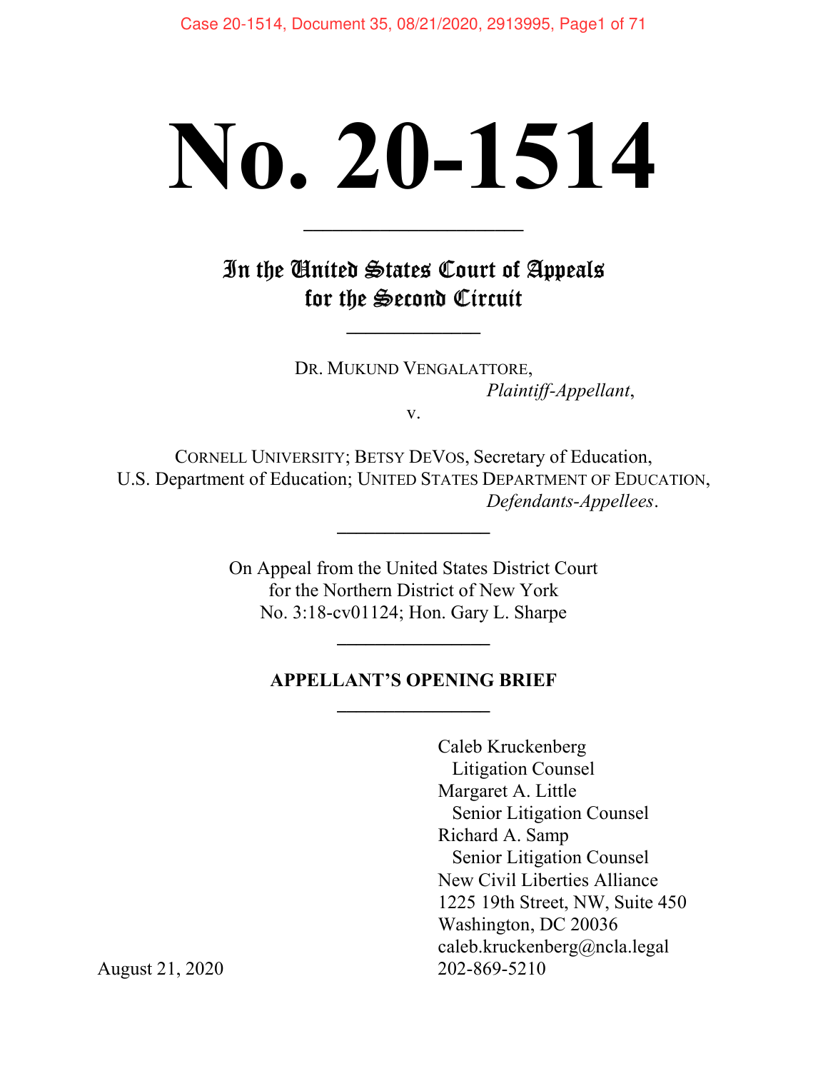# No. 20-1514

---

**In the United States Court of Appeals for the Second Circuit**

---

DR. MUKUND VENGALATTORE,
*Plaintiff-Appellant*,

v.

CORNELL UNIVERSITY; BETSY DEVOS, Secretary of Education, U.S. Department of Education; UNITED STATES DEPARTMENT OF EDUCATION,
*Defendants-Appellees*.

---

On Appeal from the United States District Court
for the Northern District of New York
No. 3:18-cv01124; Hon. Gary L. Sharpe

---

**APPELLANT'S OPENING BRIEF**

---

Caleb Kruckenberg
Litigation Counsel
Margaret A. Little
Senior Litigation Counsel
Richard A. Samp
Senior Litigation Counsel
New Civil Liberties Alliance
1225 19th Street, NW, Suite 450
Washington, DC 20036
caleb.kruckenberg@ncla.legal
202-869-5210

August 21, 2020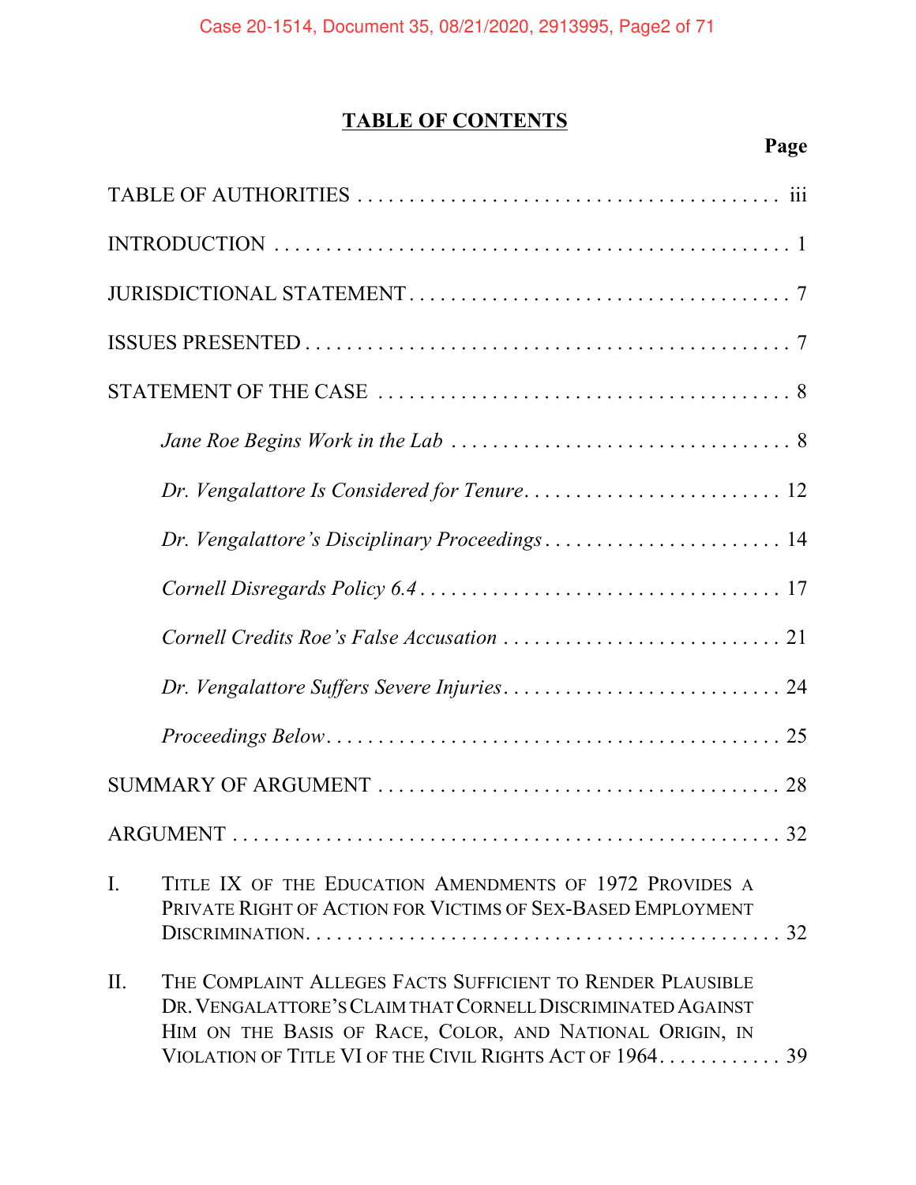## TABLE OF CONTENTS

**Page**

TABLE OF AUTHORITIES . . . . . . . . . . iii

INTRODUCTION . . . . . . . . . . 1

JURISDICTIONAL STATEMENT . . . . . . . . . . 7

ISSUES PRESENTED . . . . . . . . . . 7

STATEMENT OF THE CASE . . . . . . . . . . 8

*Jane Roe Begins Work in the Lab* . . . . . . . . . . 8

*Dr. Vengalattore Is Considered for Tenure* . . . . . . . . . . 12

*Dr. Vengalattore's Disciplinary Proceedings* . . . . . . . . . . 14

*Cornell Disregards Policy 6.4* . . . . . . . . . . 17

*Cornell Credits Roe's False Accusation* . . . . . . . . . . 21

*Dr. Vengalattore Suffers Severe Injuries* . . . . . . . . . . 24

*Proceedings Below* . . . . . . . . . . 25

SUMMARY OF ARGUMENT . . . . . . . . . . 28

ARGUMENT . . . . . . . . . . 32

I. TITLE IX OF THE EDUCATION AMENDMENTS OF 1972 PROVIDES A PRIVATE RIGHT OF ACTION FOR VICTIMS OF SEX-BASED EMPLOYMENT DISCRIMINATION . . . . . . . . . . 32

II. THE COMPLAINT ALLEGES FACTS SUFFICIENT TO RENDER PLAUSIBLE DR. VENGALATTORE'S CLAIM THAT CORNELL DISCRIMINATED AGAINST HIM ON THE BASIS OF RACE, COLOR, AND NATIONAL ORIGIN, IN VIOLATION OF TITLE VI OF THE CIVIL RIGHTS ACT OF 1964 . . . . . . . . . . 39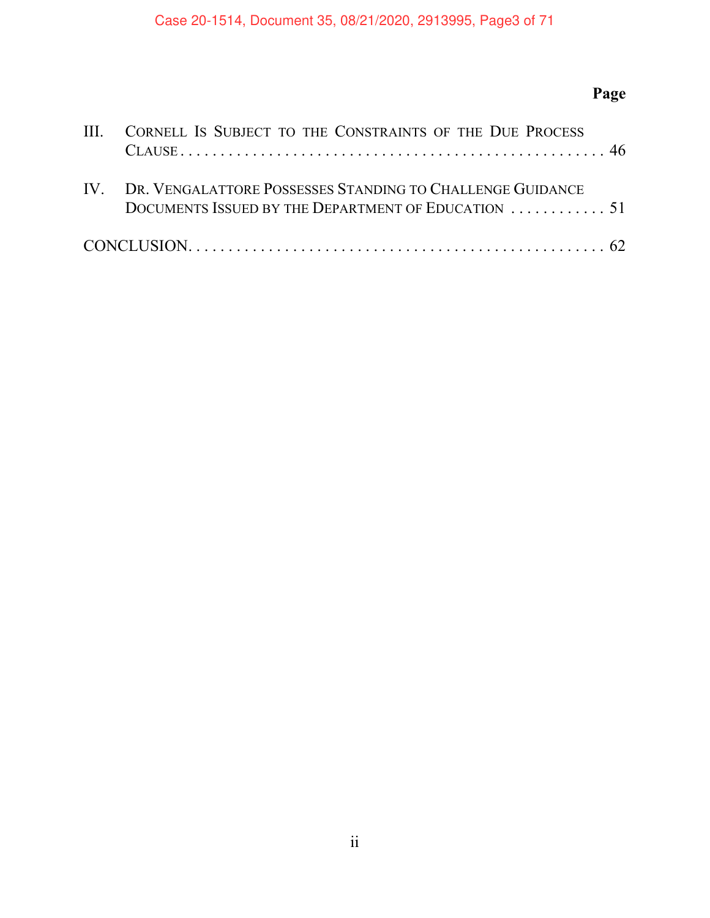| | | Page |
|---|---|---|
| III. | Cornell Is Subject to the Constraints of the Due Process Clause | 46 |
| IV. | Dr. Vengalattore Possesses Standing to Challenge Guidance Documents Issued by the Department of Education | 51 |
| CONCLUSION | | 62 |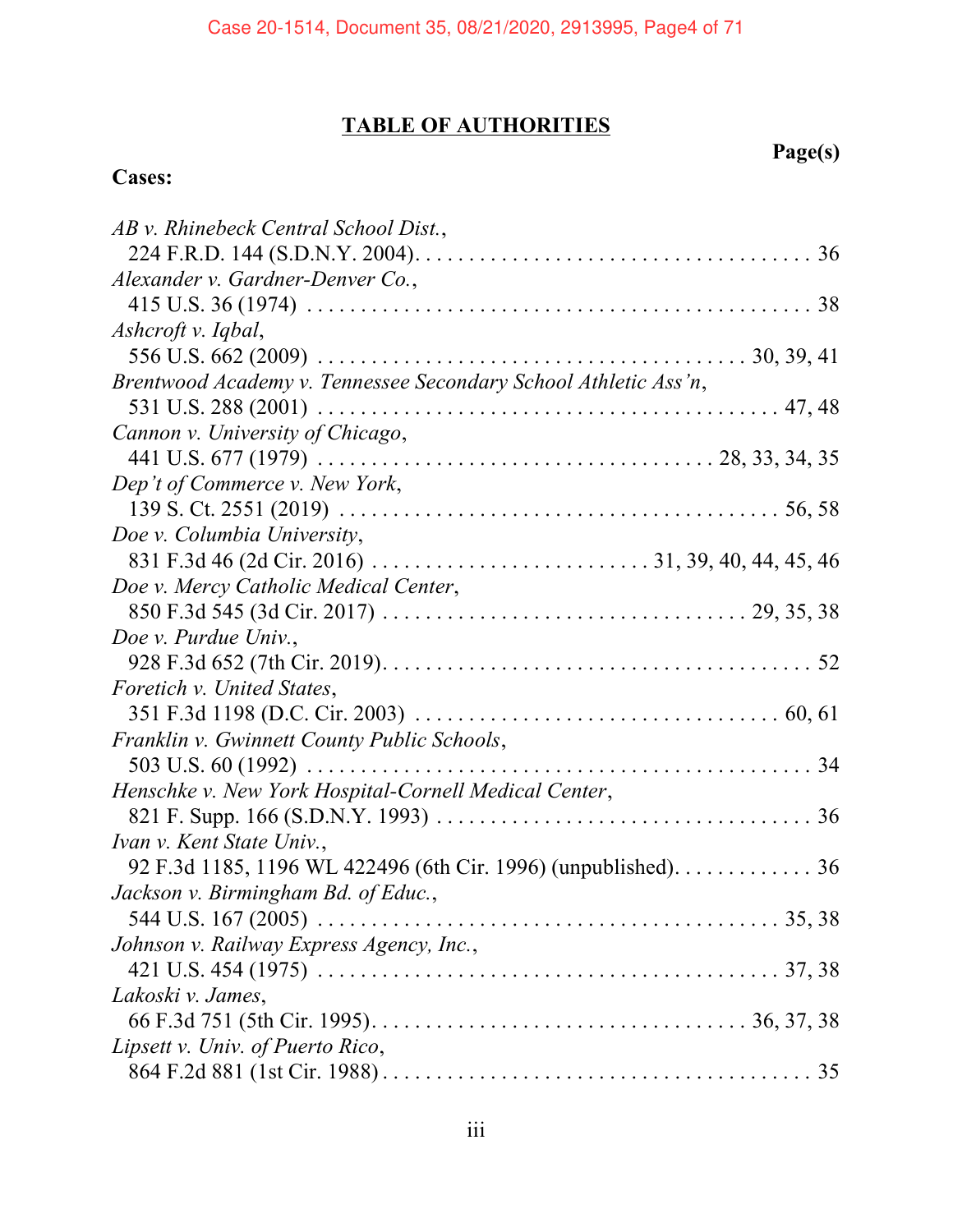# TABLE OF AUTHORITIES

**Page(s)**

**Cases:**

*AB v. Rhinebeck Central School Dist.*,
224 F.R.D. 144 (S.D.N.Y. 2004)....................................... 36

*Alexander v. Gardner-Denver Co.*,
415 U.S. 36 (1974) ................................................ 38

*Ashcroft v. Iqbal*,
556 U.S. 662 (2009) ........................................ 30, 39, 41

*Brentwood Academy v. Tennessee Secondary School Athletic Ass'n*,
531 U.S. 288 (2001) ............................................ 47, 48

*Cannon v. University of Chicago*,
441 U.S. 677 (1979) .................................... 28, 33, 34, 35

*Dep't of Commerce v. New York*,
139 S. Ct. 2551 (2019) .......................................... 56, 58

*Doe v. Columbia University*,
831 F.3d 46 (2d Cir. 2016) ........................... 31, 39, 40, 44, 45, 46

*Doe v. Mercy Catholic Medical Center*,
850 F.3d 545 (3d Cir. 2017) .................................. 29, 35, 38

*Doe v. Purdue Univ.*,
928 F.3d 652 (7th Cir. 2019)........................................... 52

*Foretich v. United States*,
351 F.3d 1198 (D.C. Cir. 2003) ................................... 60, 61

*Franklin v. Gwinnett County Public Schools*,
503 U.S. 60 (1992) ................................................ 34

*Henschke v. New York Hospital-Cornell Medical Center*,
821 F. Supp. 166 (S.D.N.Y. 1993) ................................... 36

*Ivan v. Kent State Univ.*,
92 F.3d 1185, 1196 WL 422496 (6th Cir. 1996) (unpublished)............. 36

*Jackson v. Birmingham Bd. of Educ.*,
544 U.S. 167 (2005) ............................................ 35, 38

*Johnson v. Railway Express Agency, Inc.*,
421 U.S. 454 (1975) ............................................ 37, 38

*Lakoski v. James*,
66 F.3d 751 (5th Cir. 1995).................................. 36, 37, 38

*Lipsett v. Univ. of Puerto Rico*,
864 F.2d 881 (1st Cir. 1988)......................................... 35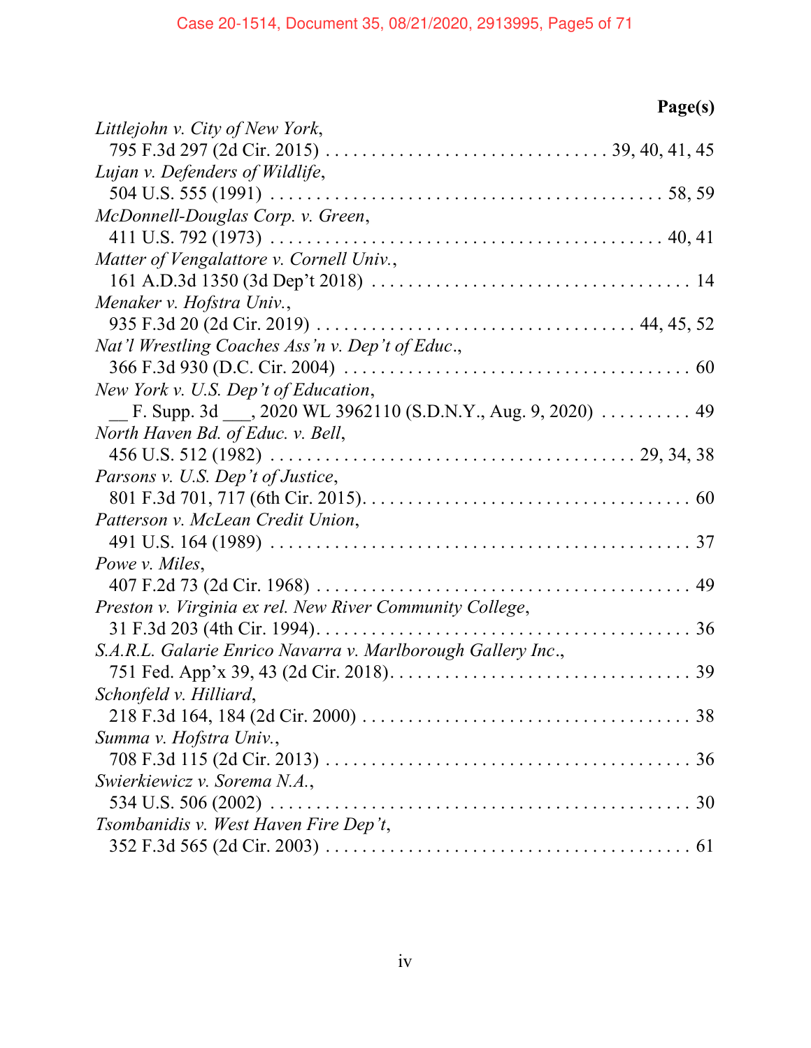**Page(s)**

*Littlejohn v. City of New York*,
795 F.3d 297 (2d Cir. 2015) . . . . . . . . . . . . . . . . . . . . . . . . . . . . . . 39, 40, 41, 45

*Lujan v. Defenders of Wildlife*,
504 U.S. 555 (1991) . . . . . . . . . . . . . . . . . . . . . . . . . . . . . . . . . . . . . . . . . 58, 59

*McDonnell-Douglas Corp. v. Green*,
411 U.S. 792 (1973) . . . . . . . . . . . . . . . . . . . . . . . . . . . . . . . . . . . . . . . . . 40, 41

*Matter of Vengalattore v. Cornell Univ.*,
161 A.D.3d 1350 (3d Dep't 2018) . . . . . . . . . . . . . . . . . . . . . . . . . . . . . . . . . . 14

*Menaker v. Hofstra Univ.*,
935 F.3d 20 (2d Cir. 2019) . . . . . . . . . . . . . . . . . . . . . . . . . . . . . . . . . 44, 45, 52

*Nat'l Wrestling Coaches Ass'n v. Dep't of Educ.*,
366 F.3d 930 (D.C. Cir. 2004) . . . . . . . . . . . . . . . . . . . . . . . . . . . . . . . . . . . . . 60

*New York v. U.S. Dep't of Education*,
__ F. Supp. 3d ___, 2020 WL 3962110 (S.D.N.Y., Aug. 9, 2020) . . . . . . . . . . 49

*North Haven Bd. of Educ. v. Bell*,
456 U.S. 512 (1982) . . . . . . . . . . . . . . . . . . . . . . . . . . . . . . . . . . . . . . 29, 34, 38

*Parsons v. U.S. Dep't of Justice*,
801 F.3d 701, 717 (6th Cir. 2015). . . . . . . . . . . . . . . . . . . . . . . . . . . . . . . . . . . 60

*Patterson v. McLean Credit Union*,
491 U.S. 164 (1989) . . . . . . . . . . . . . . . . . . . . . . . . . . . . . . . . . . . . . . . . . . . . 37

*Powe v. Miles*,
407 F.2d 73 (2d Cir. 1968) . . . . . . . . . . . . . . . . . . . . . . . . . . . . . . . . . . . . . . . . 49

*Preston v. Virginia ex rel. New River Community College*,
31 F.3d 203 (4th Cir. 1994). . . . . . . . . . . . . . . . . . . . . . . . . . . . . . . . . . . . . . . . 36

*S.A.R.L. Galarie Enrico Navarra v. Marlborough Gallery Inc.*,
751 Fed. App'x 39, 43 (2d Cir. 2018). . . . . . . . . . . . . . . . . . . . . . . . . . . . . . . . 39

*Schonfeld v. Hilliard*,
218 F.3d 164, 184 (2d Cir. 2000) . . . . . . . . . . . . . . . . . . . . . . . . . . . . . . . . . . . 38

*Summa v. Hofstra Univ.*,
708 F.3d 115 (2d Cir. 2013) . . . . . . . . . . . . . . . . . . . . . . . . . . . . . . . . . . . . . . . 36

*Swierkiewicz v. Sorema N.A.*,
534 U.S. 506 (2002) . . . . . . . . . . . . . . . . . . . . . . . . . . . . . . . . . . . . . . . . . . . . 30

*Tsombanidis v. West Haven Fire Dep't*,
352 F.3d 565 (2d Cir. 2003) . . . . . . . . . . . . . . . . . . . . . . . . . . . . . . . . . . . . . . . 61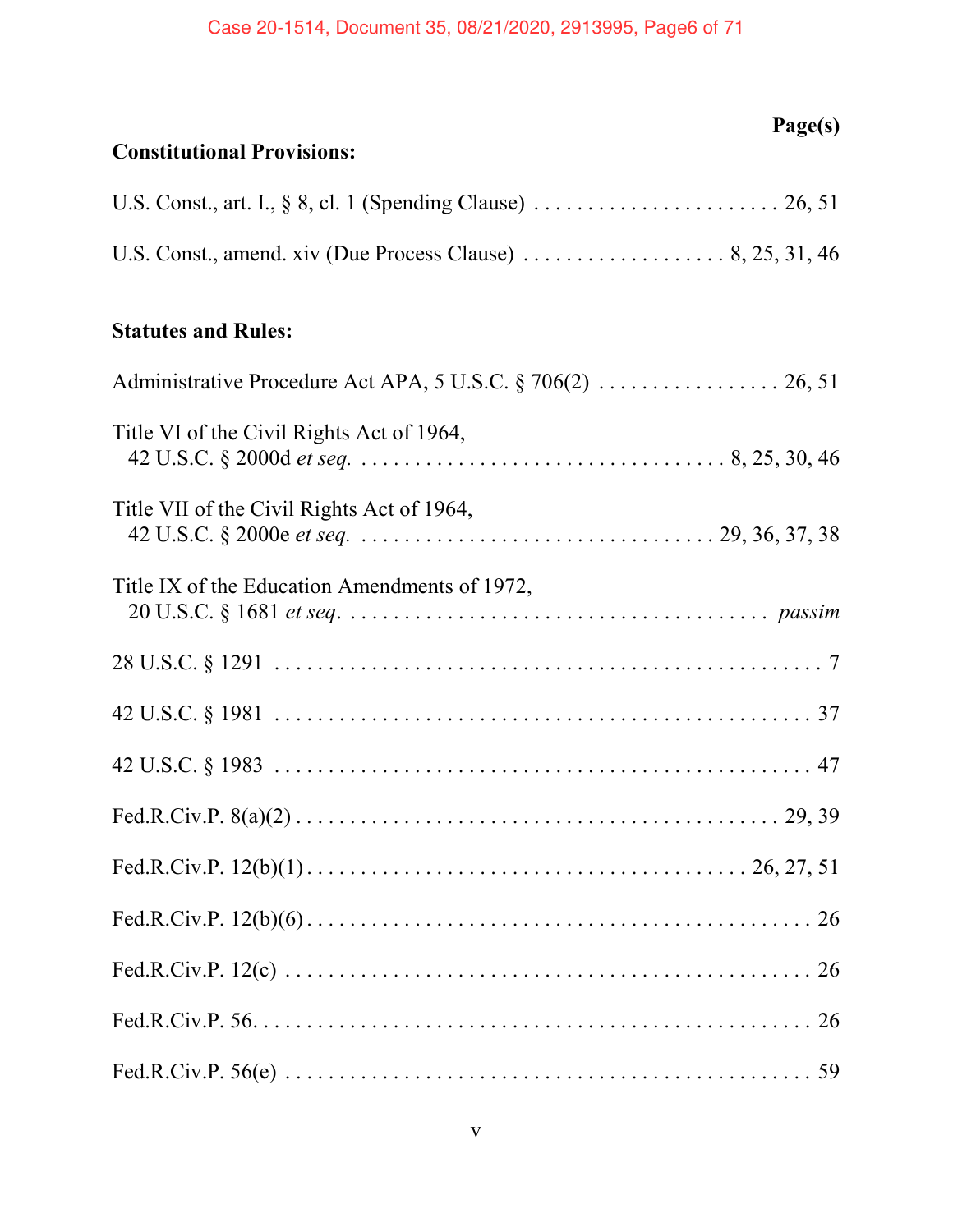**Page(s)**

**Constitutional Provisions:**

U.S. Const., art. I., § 8, cl. 1 (Spending Clause) . . . . . . . . . . . . . . . . . . . . . . . . 26, 51

U.S. Const., amend. xiv (Due Process Clause) . . . . . . . . . . . . . . . . . . . . 8, 25, 31, 46

**Statutes and Rules:**

Administrative Procedure Act APA, 5 U.S.C. § 706(2) . . . . . . . . . . . . . . . . . 26, 51

Title VI of the Civil Rights Act of 1964,
42 U.S.C. § 2000d *et seq.* . . . . . . . . . . . . . . . . . . . . . . . . . . . . . . . . . . . 8, 25, 30, 46

Title VII of the Civil Rights Act of 1964,
42 U.S.C. § 2000e *et seq.* . . . . . . . . . . . . . . . . . . . . . . . . . . . . . . . . . 29, 36, 37, 38

Title IX of the Education Amendments of 1972,
20 U.S.C. § 1681 *et seq*. . . . . . . . . . . . . . . . . . . . . . . . . . . . . . . . . . . . . . . . *passim*

28 U.S.C. § 1291 . . . . . . . . . . . . . . . . . . . . . . . . . . . . . . . . . . . . . . . . . . . . . . . . . . . 7

42 U.S.C. § 1981 . . . . . . . . . . . . . . . . . . . . . . . . . . . . . . . . . . . . . . . . . . . . . . . . . . 37

42 U.S.C. § 1983 . . . . . . . . . . . . . . . . . . . . . . . . . . . . . . . . . . . . . . . . . . . . . . . . . 47

Fed.R.Civ.P. 8(a)(2) . . . . . . . . . . . . . . . . . . . . . . . . . . . . . . . . . . . . . . . . . . . . 29, 39

Fed.R.Civ.P. 12(b)(1) . . . . . . . . . . . . . . . . . . . . . . . . . . . . . . . . . . . . . . . . . 26, 27, 51

Fed.R.Civ.P. 12(b)(6) . . . . . . . . . . . . . . . . . . . . . . . . . . . . . . . . . . . . . . . . . . . . . . 26

Fed.R.Civ.P. 12(c) . . . . . . . . . . . . . . . . . . . . . . . . . . . . . . . . . . . . . . . . . . . . . . . . 26

Fed.R.Civ.P. 56. . . . . . . . . . . . . . . . . . . . . . . . . . . . . . . . . . . . . . . . . . . . . . . . . . . 26

Fed.R.Civ.P. 56(e) . . . . . . . . . . . . . . . . . . . . . . . . . . . . . . . . . . . . . . . . . . . . . . . . 59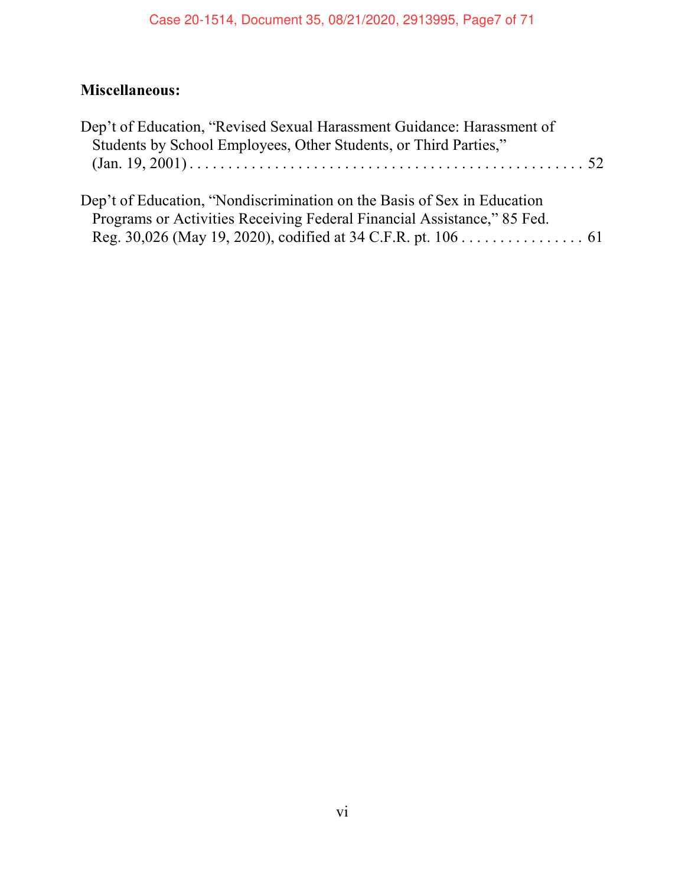**Miscellaneous:**

Dep't of Education, "Revised Sexual Harassment Guidance: Harassment of Students by School Employees, Other Students, or Third Parties," (Jan. 19, 2001) . . . . . . . . . . . . . . . . . . . . . . . . . . . . . . . . . . . . . . . . . . . . . . . . . . . . . 52

Dep't of Education, "Nondiscrimination on the Basis of Sex in Education Programs or Activities Receiving Federal Financial Assistance," 85 Fed. Reg. 30,026 (May 19, 2020), codified at 34 C.F.R. pt. 106 . . . . . . . . . . . . . . . . 61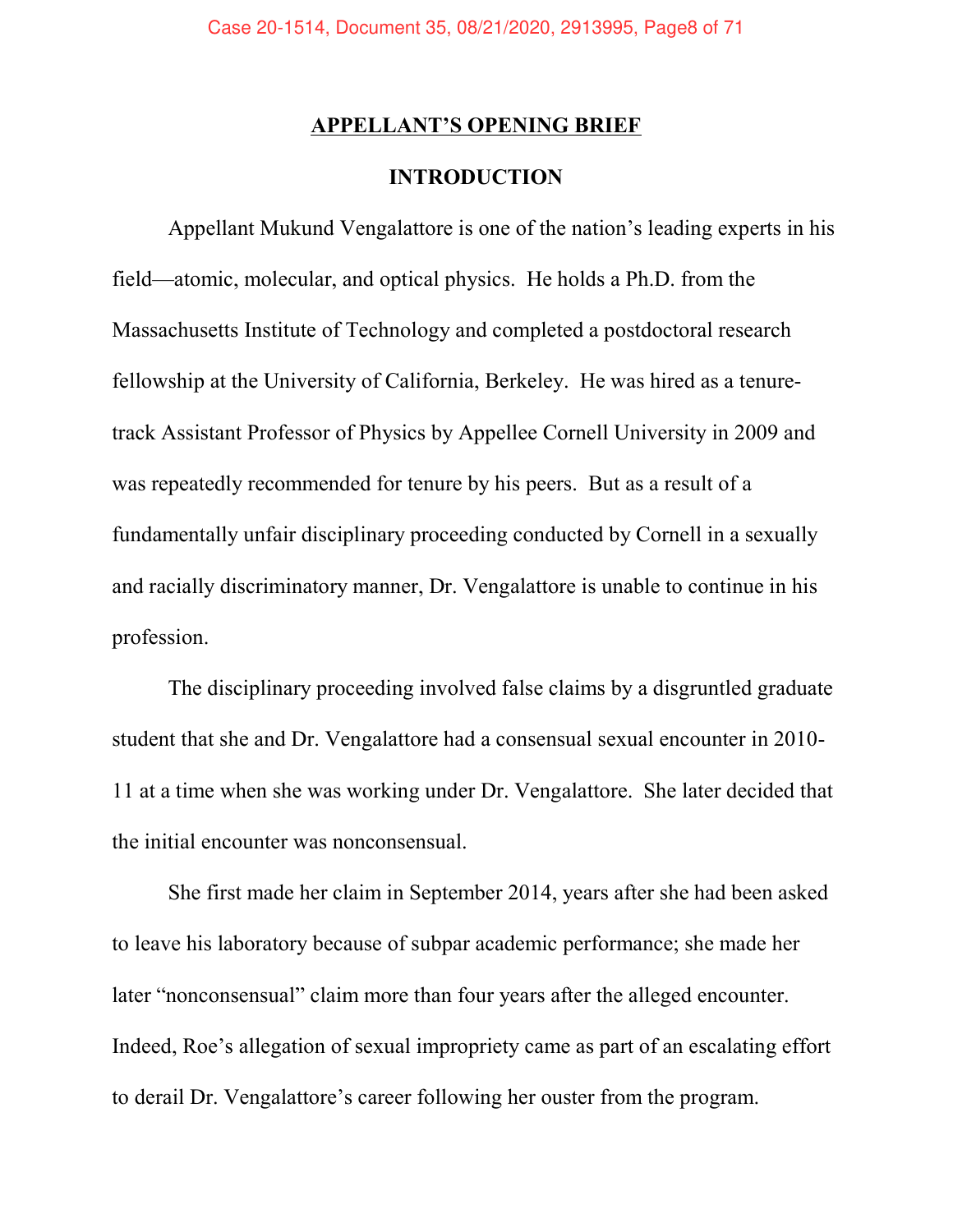## APPELLANT'S OPENING BRIEF

### INTRODUCTION

Appellant Mukund Vengalattore is one of the nation's leading experts in his field—atomic, molecular, and optical physics. He holds a Ph.D. from the Massachusetts Institute of Technology and completed a postdoctoral research fellowship at the University of California, Berkeley. He was hired as a tenure-track Assistant Professor of Physics by Appellee Cornell University in 2009 and was repeatedly recommended for tenure by his peers. But as a result of a fundamentally unfair disciplinary proceeding conducted by Cornell in a sexually and racially discriminatory manner, Dr. Vengalattore is unable to continue in his profession.

The disciplinary proceeding involved false claims by a disgruntled graduate student that she and Dr. Vengalattore had a consensual sexual encounter in 2010-11 at a time when she was working under Dr. Vengalattore. She later decided that the initial encounter was nonconsensual.

She first made her claim in September 2014, years after she had been asked to leave his laboratory because of subpar academic performance; she made her later "nonconsensual" claim more than four years after the alleged encounter. Indeed, Roe's allegation of sexual impropriety came as part of an escalating effort to derail Dr. Vengalattore's career following her ouster from the program.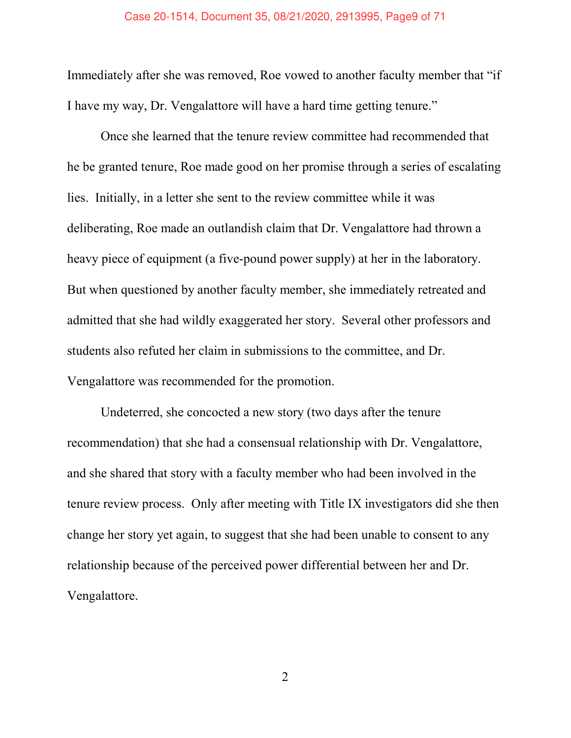Immediately after she was removed, Roe vowed to another faculty member that "if I have my way, Dr. Vengalattore will have a hard time getting tenure."

Once she learned that the tenure review committee had recommended that he be granted tenure, Roe made good on her promise through a series of escalating lies. Initially, in a letter she sent to the review committee while it was deliberating, Roe made an outlandish claim that Dr. Vengalattore had thrown a heavy piece of equipment (a five-pound power supply) at her in the laboratory. But when questioned by another faculty member, she immediately retreated and admitted that she had wildly exaggerated her story. Several other professors and students also refuted her claim in submissions to the committee, and Dr. Vengalattore was recommended for the promotion.

Undeterred, she concocted a new story (two days after the tenure recommendation) that she had a consensual relationship with Dr. Vengalattore, and she shared that story with a faculty member who had been involved in the tenure review process. Only after meeting with Title IX investigators did she then change her story yet again, to suggest that she had been unable to consent to any relationship because of the perceived power differential between her and Dr. Vengalattore.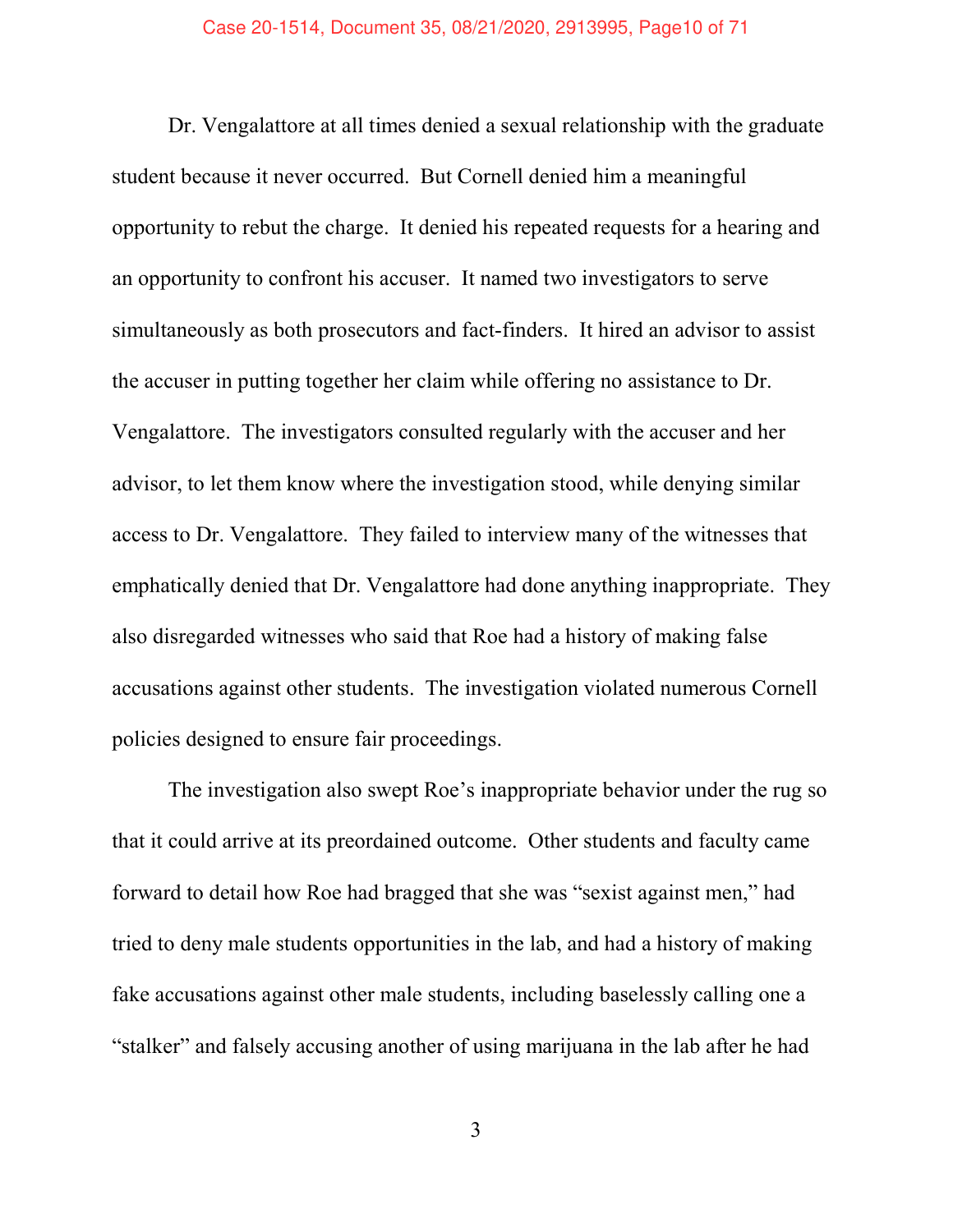Dr. Vengalattore at all times denied a sexual relationship with the graduate student because it never occurred. But Cornell denied him a meaningful opportunity to rebut the charge. It denied his repeated requests for a hearing and an opportunity to confront his accuser. It named two investigators to serve simultaneously as both prosecutors and fact-finders. It hired an advisor to assist the accuser in putting together her claim while offering no assistance to Dr. Vengalattore. The investigators consulted regularly with the accuser and her advisor, to let them know where the investigation stood, while denying similar access to Dr. Vengalattore. They failed to interview many of the witnesses that emphatically denied that Dr. Vengalattore had done anything inappropriate. They also disregarded witnesses who said that Roe had a history of making false accusations against other students. The investigation violated numerous Cornell policies designed to ensure fair proceedings.

The investigation also swept Roe's inappropriate behavior under the rug so that it could arrive at its preordained outcome. Other students and faculty came forward to detail how Roe had bragged that she was "sexist against men," had tried to deny male students opportunities in the lab, and had a history of making fake accusations against other male students, including baselessly calling one a "stalker" and falsely accusing another of using marijuana in the lab after he had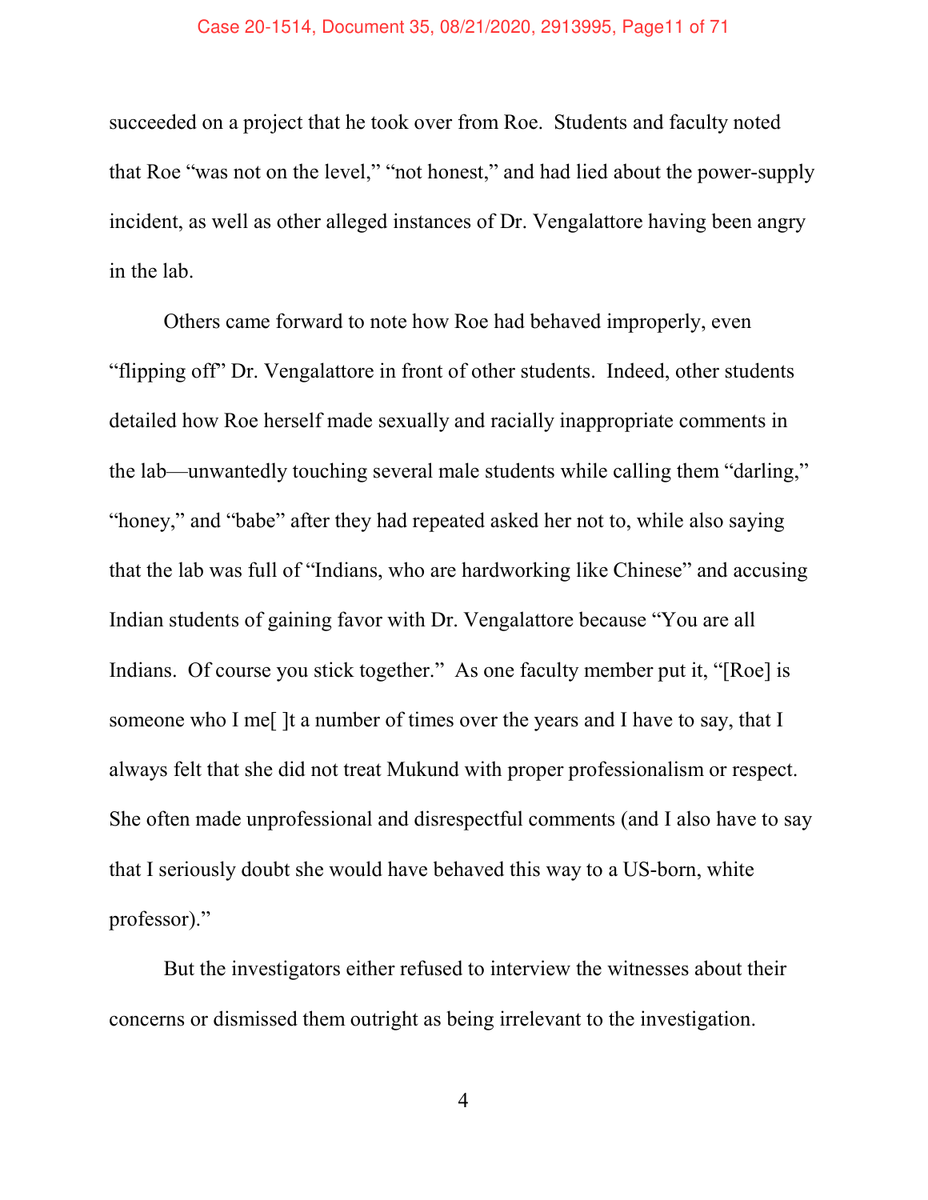succeeded on a project that he took over from Roe. Students and faculty noted that Roe "was not on the level," "not honest," and had lied about the power-supply incident, as well as other alleged instances of Dr. Vengalattore having been angry in the lab.

Others came forward to note how Roe had behaved improperly, even "flipping off" Dr. Vengalattore in front of other students. Indeed, other students detailed how Roe herself made sexually and racially inappropriate comments in the lab—unwantedly touching several male students while calling them "darling," "honey," and "babe" after they had repeated asked her not to, while also saying that the lab was full of "Indians, who are hardworking like Chinese" and accusing Indian students of gaining favor with Dr. Vengalattore because "You are all Indians. Of course you stick together." As one faculty member put it, "[Roe] is someone who I me[ ]t a number of times over the years and I have to say, that I always felt that she did not treat Mukund with proper professionalism or respect. She often made unprofessional and disrespectful comments (and I also have to say that I seriously doubt she would have behaved this way to a US-born, white professor)."

But the investigators either refused to interview the witnesses about their concerns or dismissed them outright as being irrelevant to the investigation.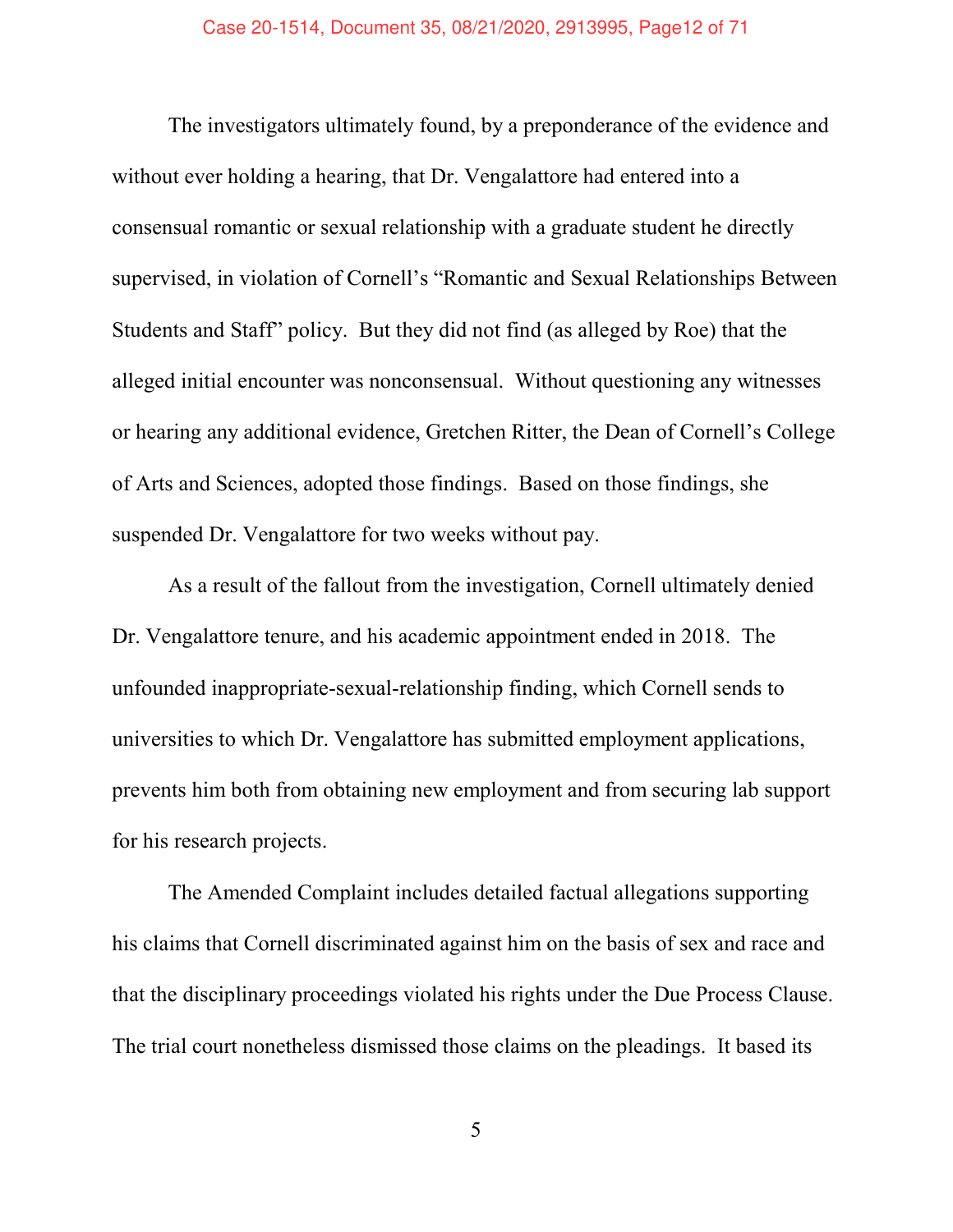The investigators ultimately found, by a preponderance of the evidence and without ever holding a hearing, that Dr. Vengalattore had entered into a consensual romantic or sexual relationship with a graduate student he directly supervised, in violation of Cornell's "Romantic and Sexual Relationships Between Students and Staff" policy. But they did not find (as alleged by Roe) that the alleged initial encounter was nonconsensual. Without questioning any witnesses or hearing any additional evidence, Gretchen Ritter, the Dean of Cornell's College of Arts and Sciences, adopted those findings. Based on those findings, she suspended Dr. Vengalattore for two weeks without pay.

As a result of the fallout from the investigation, Cornell ultimately denied Dr. Vengalattore tenure, and his academic appointment ended in 2018. The unfounded inappropriate-sexual-relationship finding, which Cornell sends to universities to which Dr. Vengalattore has submitted employment applications, prevents him both from obtaining new employment and from securing lab support for his research projects.

The Amended Complaint includes detailed factual allegations supporting his claims that Cornell discriminated against him on the basis of sex and race and that the disciplinary proceedings violated his rights under the Due Process Clause. The trial court nonetheless dismissed those claims on the pleadings. It based its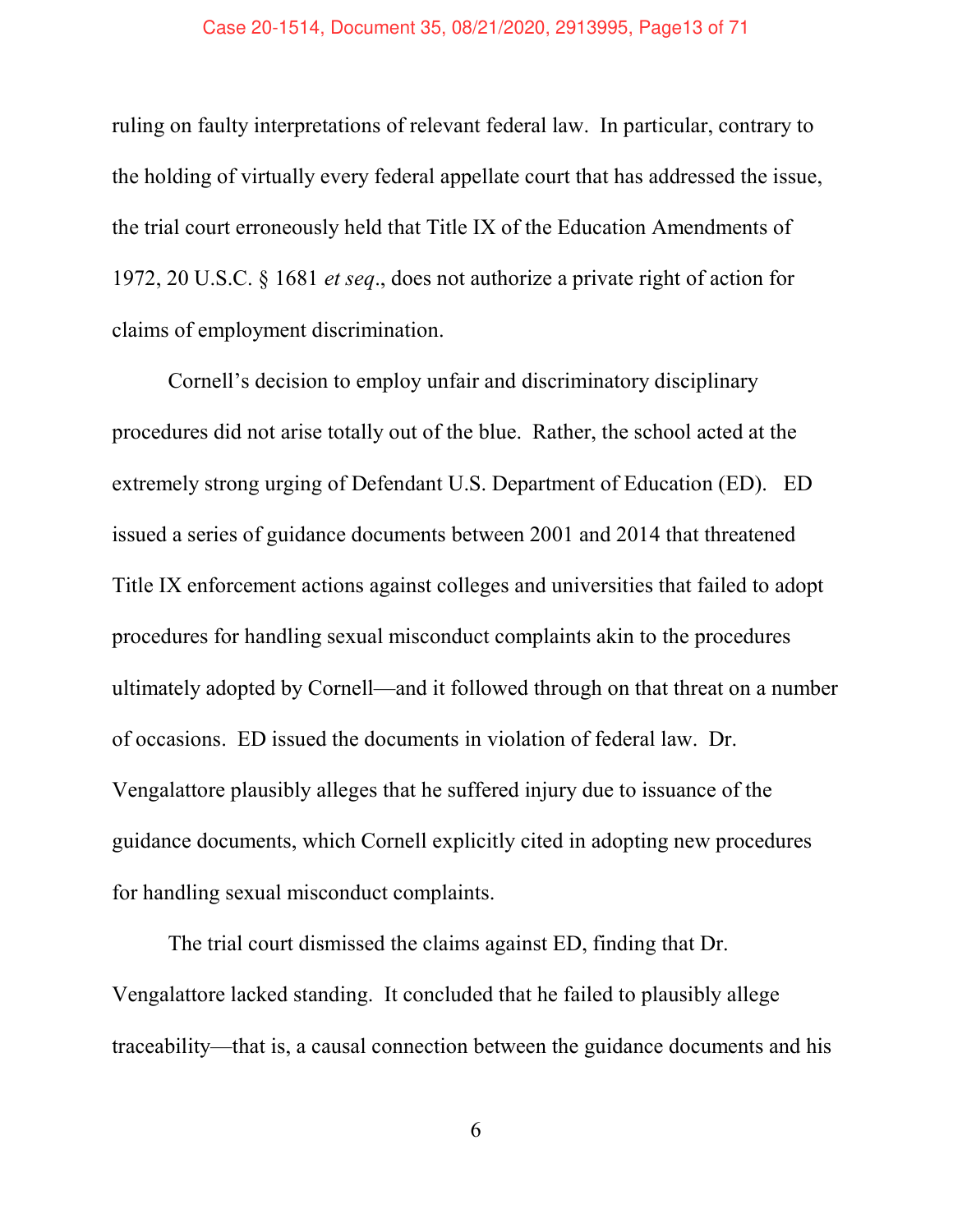ruling on faulty interpretations of relevant federal law. In particular, contrary to the holding of virtually every federal appellate court that has addressed the issue, the trial court erroneously held that Title IX of the Education Amendments of 1972, 20 U.S.C. § 1681 *et seq*., does not authorize a private right of action for claims of employment discrimination.

Cornell's decision to employ unfair and discriminatory disciplinary procedures did not arise totally out of the blue. Rather, the school acted at the extremely strong urging of Defendant U.S. Department of Education (ED). ED issued a series of guidance documents between 2001 and 2014 that threatened Title IX enforcement actions against colleges and universities that failed to adopt procedures for handling sexual misconduct complaints akin to the procedures ultimately adopted by Cornell—and it followed through on that threat on a number of occasions. ED issued the documents in violation of federal law. Dr. Vengalattore plausibly alleges that he suffered injury due to issuance of the guidance documents, which Cornell explicitly cited in adopting new procedures for handling sexual misconduct complaints.

The trial court dismissed the claims against ED, finding that Dr. Vengalattore lacked standing. It concluded that he failed to plausibly allege traceability—that is, a causal connection between the guidance documents and his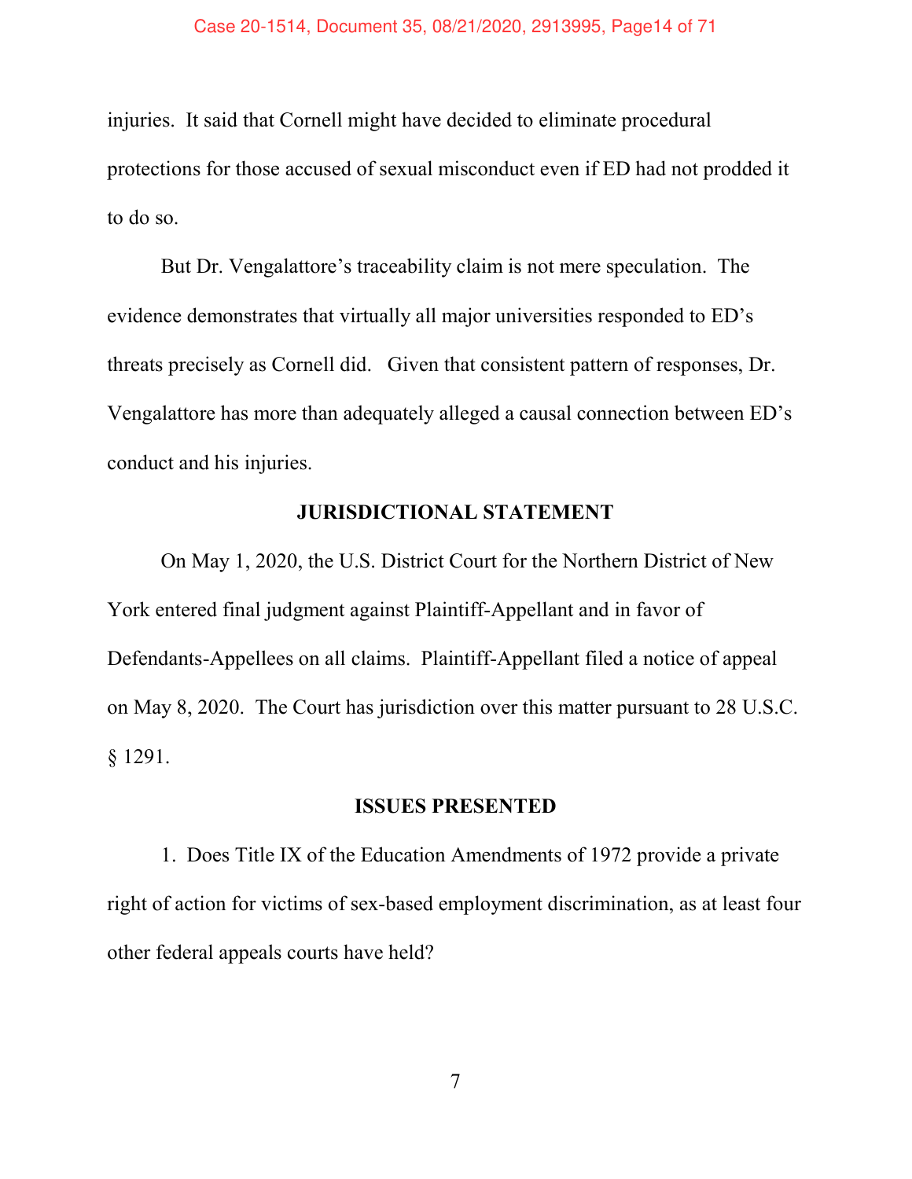injuries. It said that Cornell might have decided to eliminate procedural protections for those accused of sexual misconduct even if ED had not prodded it to do so.

But Dr. Vengalattore's traceability claim is not mere speculation. The evidence demonstrates that virtually all major universities responded to ED's threats precisely as Cornell did. Given that consistent pattern of responses, Dr. Vengalattore has more than adequately alleged a causal connection between ED's conduct and his injuries.

## JURISDICTIONAL STATEMENT

On May 1, 2020, the U.S. District Court for the Northern District of New York entered final judgment against Plaintiff-Appellant and in favor of Defendants-Appellees on all claims. Plaintiff-Appellant filed a notice of appeal on May 8, 2020. The Court has jurisdiction over this matter pursuant to 28 U.S.C. § 1291.

## ISSUES PRESENTED

1. Does Title IX of the Education Amendments of 1972 provide a private right of action for victims of sex-based employment discrimination, as at least four other federal appeals courts have held?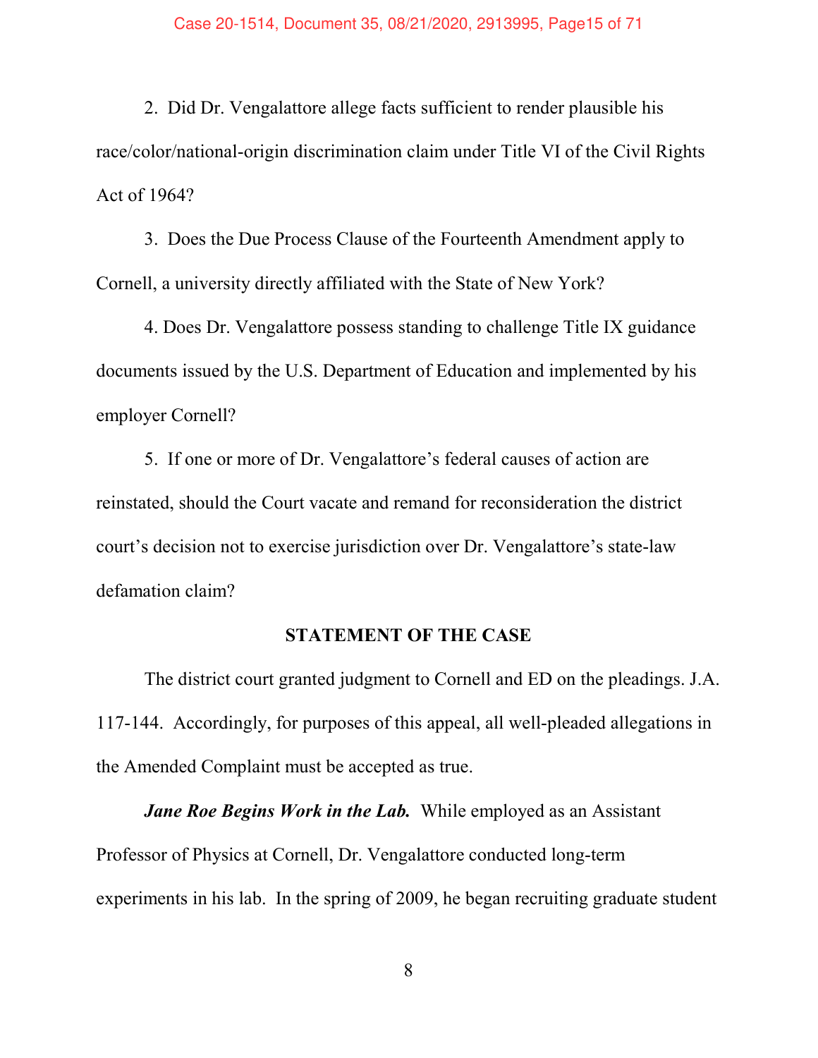2. Did Dr. Vengalattore allege facts sufficient to render plausible his race/color/national-origin discrimination claim under Title VI of the Civil Rights Act of 1964?

3. Does the Due Process Clause of the Fourteenth Amendment apply to Cornell, a university directly affiliated with the State of New York?

4. Does Dr. Vengalattore possess standing to challenge Title IX guidance documents issued by the U.S. Department of Education and implemented by his employer Cornell?

5. If one or more of Dr. Vengalattore's federal causes of action are reinstated, should the Court vacate and remand for reconsideration the district court's decision not to exercise jurisdiction over Dr. Vengalattore's state-law defamation claim?

## STATEMENT OF THE CASE

The district court granted judgment to Cornell and ED on the pleadings. J.A. 117-144. Accordingly, for purposes of this appeal, all well-pleaded allegations in the Amended Complaint must be accepted as true.

***Jane Roe Begins Work in the Lab.*** While employed as an Assistant Professor of Physics at Cornell, Dr. Vengalattore conducted long-term experiments in his lab. In the spring of 2009, he began recruiting graduate student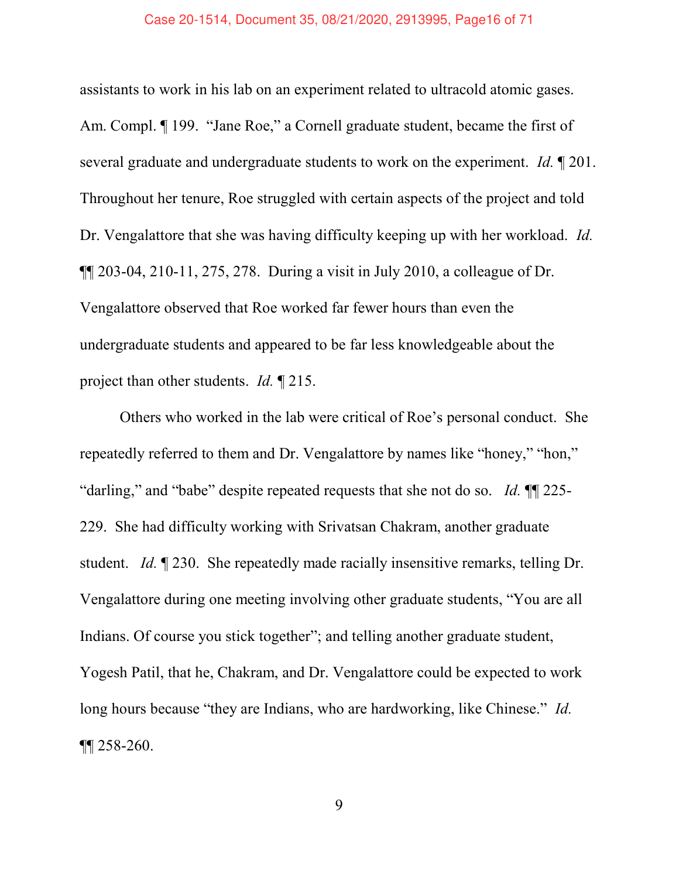assistants to work in his lab on an experiment related to ultracold atomic gases. Am. Compl. ¶ 199. "Jane Roe," a Cornell graduate student, became the first of several graduate and undergraduate students to work on the experiment. *Id.* ¶ 201. Throughout her tenure, Roe struggled with certain aspects of the project and told Dr. Vengalattore that she was having difficulty keeping up with her workload. *Id.* ¶¶ 203-04, 210-11, 275, 278. During a visit in July 2010, a colleague of Dr. Vengalattore observed that Roe worked far fewer hours than even the undergraduate students and appeared to be far less knowledgeable about the project than other students. *Id.* ¶ 215.

Others who worked in the lab were critical of Roe's personal conduct. She repeatedly referred to them and Dr. Vengalattore by names like "honey," "hon," "darling," and "babe" despite repeated requests that she not do so. *Id.* ¶¶ 225-229. She had difficulty working with Srivatsan Chakram, another graduate student. *Id.* ¶ 230. She repeatedly made racially insensitive remarks, telling Dr. Vengalattore during one meeting involving other graduate students, "You are all Indians. Of course you stick together"; and telling another graduate student, Yogesh Patil, that he, Chakram, and Dr. Vengalattore could be expected to work long hours because "they are Indians, who are hardworking, like Chinese." *Id.* ¶¶ 258-260.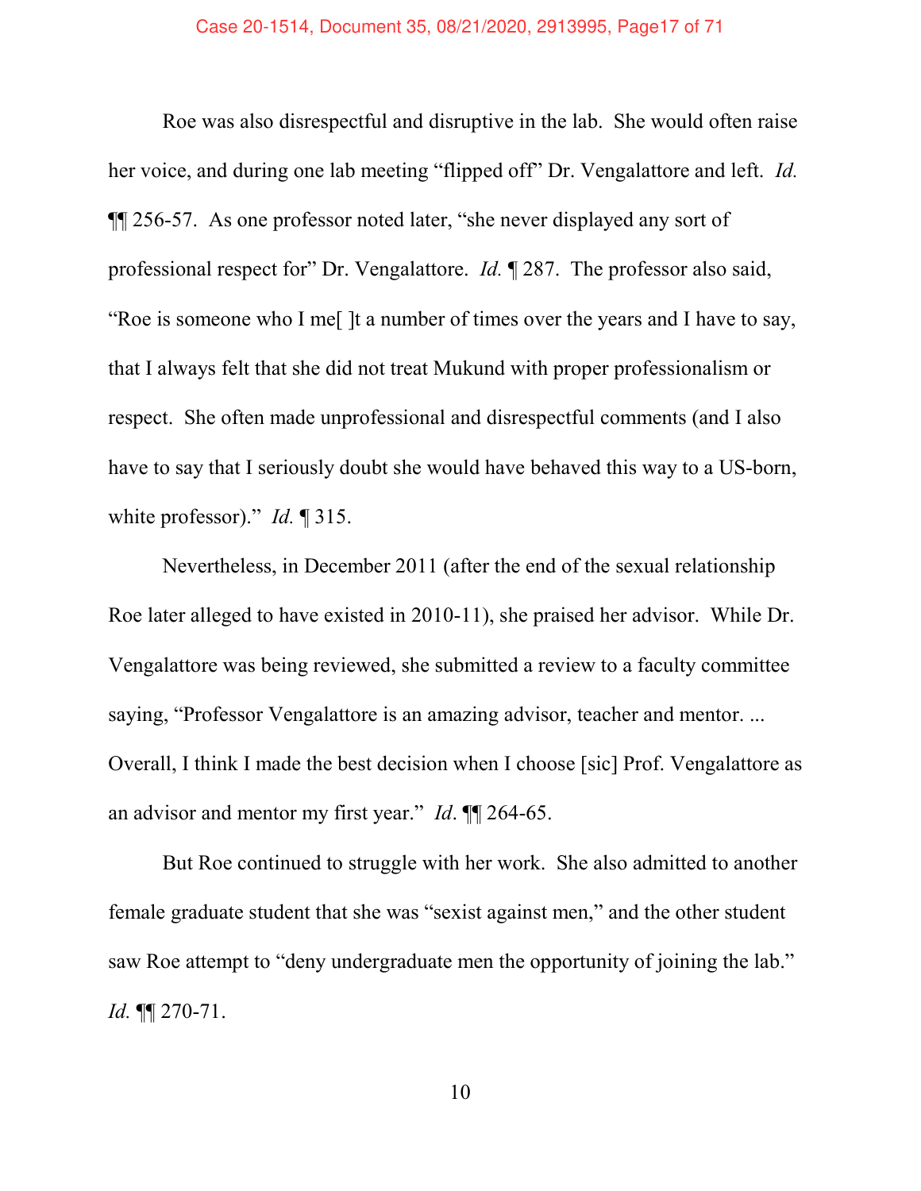Roe was also disrespectful and disruptive in the lab. She would often raise her voice, and during one lab meeting "flipped off" Dr. Vengalattore and left. *Id.* ¶¶ 256-57. As one professor noted later, "she never displayed any sort of professional respect for" Dr. Vengalattore. *Id.* ¶ 287. The professor also said, "Roe is someone who I me[ ]t a number of times over the years and I have to say, that I always felt that she did not treat Mukund with proper professionalism or respect. She often made unprofessional and disrespectful comments (and I also have to say that I seriously doubt she would have behaved this way to a US-born, white professor)." *Id.* ¶ 315.

Nevertheless, in December 2011 (after the end of the sexual relationship Roe later alleged to have existed in 2010-11), she praised her advisor. While Dr. Vengalattore was being reviewed, she submitted a review to a faculty committee saying, "Professor Vengalattore is an amazing advisor, teacher and mentor. ... Overall, I think I made the best decision when I choose [sic] Prof. Vengalattore as an advisor and mentor my first year." *Id*. ¶¶ 264-65.

But Roe continued to struggle with her work. She also admitted to another female graduate student that she was "sexist against men," and the other student saw Roe attempt to "deny undergraduate men the opportunity of joining the lab." *Id.* ¶¶ 270-71.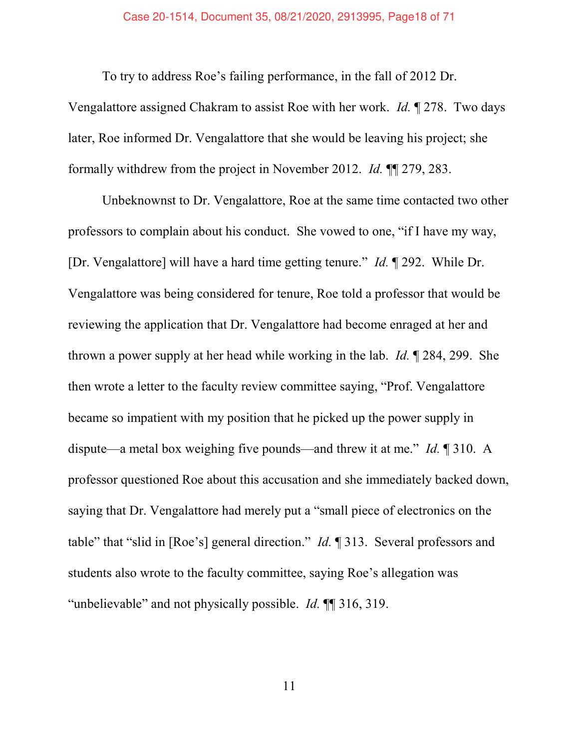To try to address Roe's failing performance, in the fall of 2012 Dr. Vengalattore assigned Chakram to assist Roe with her work. *Id.* ¶ 278. Two days later, Roe informed Dr. Vengalattore that she would be leaving his project; she formally withdrew from the project in November 2012. *Id.* ¶¶ 279, 283.

Unbeknownst to Dr. Vengalattore, Roe at the same time contacted two other professors to complain about his conduct. She vowed to one, "if I have my way, [Dr. Vengalattore] will have a hard time getting tenure." *Id.* ¶ 292. While Dr. Vengalattore was being considered for tenure, Roe told a professor that would be reviewing the application that Dr. Vengalattore had become enraged at her and thrown a power supply at her head while working in the lab. *Id.* ¶ 284, 299. She then wrote a letter to the faculty review committee saying, "Prof. Vengalattore became so impatient with my position that he picked up the power supply in dispute—a metal box weighing five pounds—and threw it at me." *Id.* ¶ 310. A professor questioned Roe about this accusation and she immediately backed down, saying that Dr. Vengalattore had merely put a "small piece of electronics on the table" that "slid in [Roe's] general direction." *Id.* ¶ 313. Several professors and students also wrote to the faculty committee, saying Roe's allegation was "unbelievable" and not physically possible. *Id.* ¶¶ 316, 319.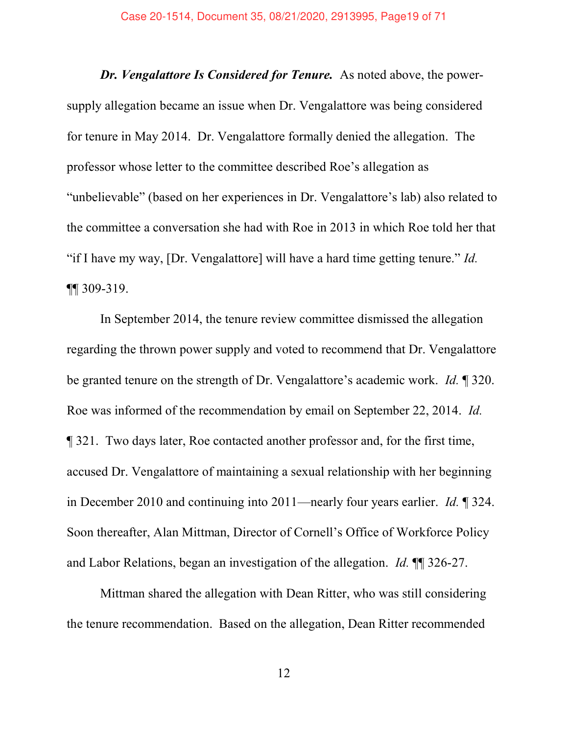***Dr. Vengalattore Is Considered for Tenure.*** As noted above, the power-supply allegation became an issue when Dr. Vengalattore was being considered for tenure in May 2014. Dr. Vengalattore formally denied the allegation. The professor whose letter to the committee described Roe's allegation as "unbelievable" (based on her experiences in Dr. Vengalattore's lab) also related to the committee a conversation she had with Roe in 2013 in which Roe told her that "if I have my way, [Dr. Vengalattore] will have a hard time getting tenure." *Id.* ¶¶ 309-319.

In September 2014, the tenure review committee dismissed the allegation regarding the thrown power supply and voted to recommend that Dr. Vengalattore be granted tenure on the strength of Dr. Vengalattore's academic work. *Id.* ¶ 320. Roe was informed of the recommendation by email on September 22, 2014. *Id.* ¶ 321. Two days later, Roe contacted another professor and, for the first time, accused Dr. Vengalattore of maintaining a sexual relationship with her beginning in December 2010 and continuing into 2011—nearly four years earlier. *Id.* ¶ 324. Soon thereafter, Alan Mittman, Director of Cornell's Office of Workforce Policy and Labor Relations, began an investigation of the allegation. *Id.* ¶¶ 326-27.

Mittman shared the allegation with Dean Ritter, who was still considering the tenure recommendation. Based on the allegation, Dean Ritter recommended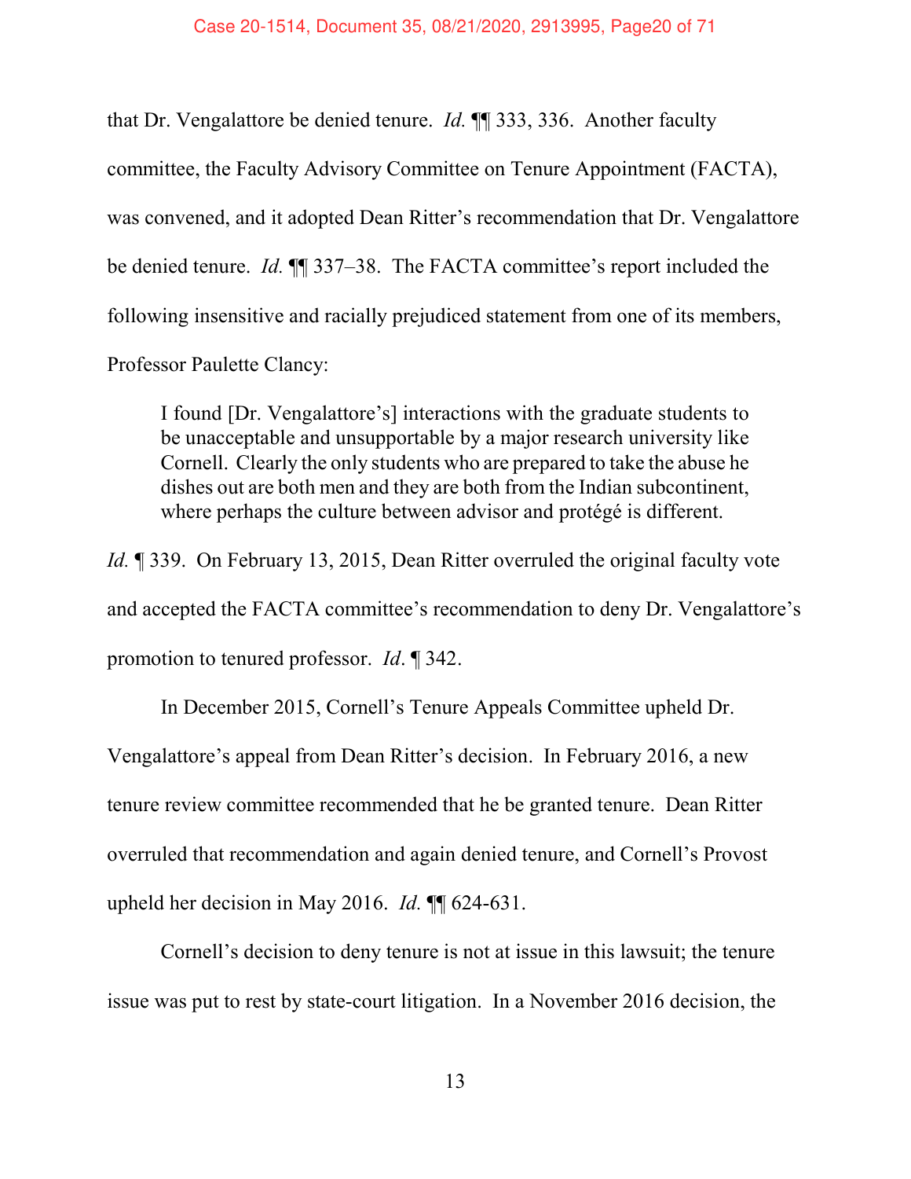that Dr. Vengalattore be denied tenure. *Id.* ¶¶ 333, 336. Another faculty committee, the Faculty Advisory Committee on Tenure Appointment (FACTA), was convened, and it adopted Dean Ritter's recommendation that Dr. Vengalattore be denied tenure. *Id.* ¶¶ 337–38. The FACTA committee's report included the following insensitive and racially prejudiced statement from one of its members, Professor Paulette Clancy:

> I found [Dr. Vengalattore's] interactions with the graduate students to be unacceptable and unsupportable by a major research university like Cornell. Clearly the only students who are prepared to take the abuse he dishes out are both men and they are both from the Indian subcontinent, where perhaps the culture between advisor and protégé is different.

*Id.* ¶ 339. On February 13, 2015, Dean Ritter overruled the original faculty vote and accepted the FACTA committee's recommendation to deny Dr. Vengalattore's promotion to tenured professor. *Id*. ¶ 342.

In December 2015, Cornell's Tenure Appeals Committee upheld Dr. Vengalattore's appeal from Dean Ritter's decision. In February 2016, a new tenure review committee recommended that he be granted tenure. Dean Ritter overruled that recommendation and again denied tenure, and Cornell's Provost upheld her decision in May 2016. *Id.* ¶¶ 624-631.

Cornell's decision to deny tenure is not at issue in this lawsuit; the tenure issue was put to rest by state-court litigation. In a November 2016 decision, the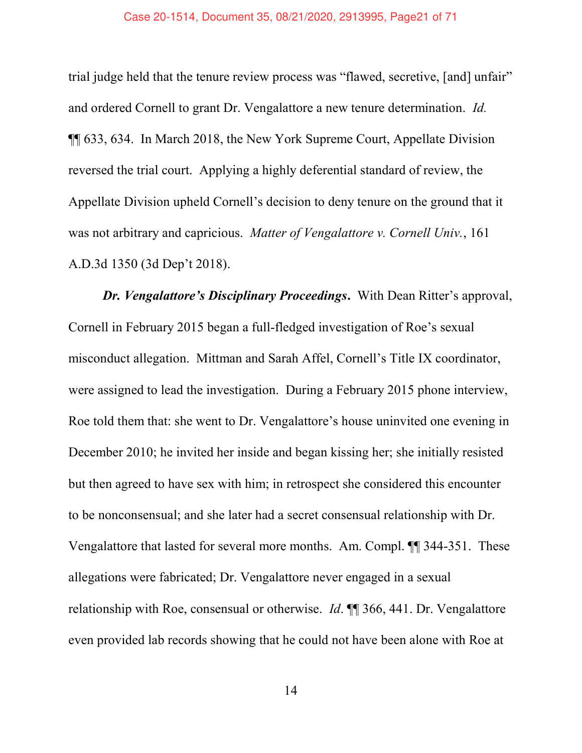trial judge held that the tenure review process was "flawed, secretive, [and] unfair" and ordered Cornell to grant Dr. Vengalattore a new tenure determination. *Id.* ¶¶ 633, 634. In March 2018, the New York Supreme Court, Appellate Division reversed the trial court. Applying a highly deferential standard of review, the Appellate Division upheld Cornell's decision to deny tenure on the ground that it was not arbitrary and capricious. *Matter of Vengalattore v. Cornell Univ.*, 161 A.D.3d 1350 (3d Dep't 2018).

***Dr. Vengalattore's Disciplinary Proceedings***. With Dean Ritter's approval, Cornell in February 2015 began a full-fledged investigation of Roe's sexual misconduct allegation. Mittman and Sarah Affel, Cornell's Title IX coordinator, were assigned to lead the investigation. During a February 2015 phone interview, Roe told them that: she went to Dr. Vengalattore's house uninvited one evening in December 2010; he invited her inside and began kissing her; she initially resisted but then agreed to have sex with him; in retrospect she considered this encounter to be nonconsensual; and she later had a secret consensual relationship with Dr. Vengalattore that lasted for several more months. Am. Compl. ¶¶ 344-351. These allegations were fabricated; Dr. Vengalattore never engaged in a sexual relationship with Roe, consensual or otherwise. *Id*. ¶¶ 366, 441. Dr. Vengalattore even provided lab records showing that he could not have been alone with Roe at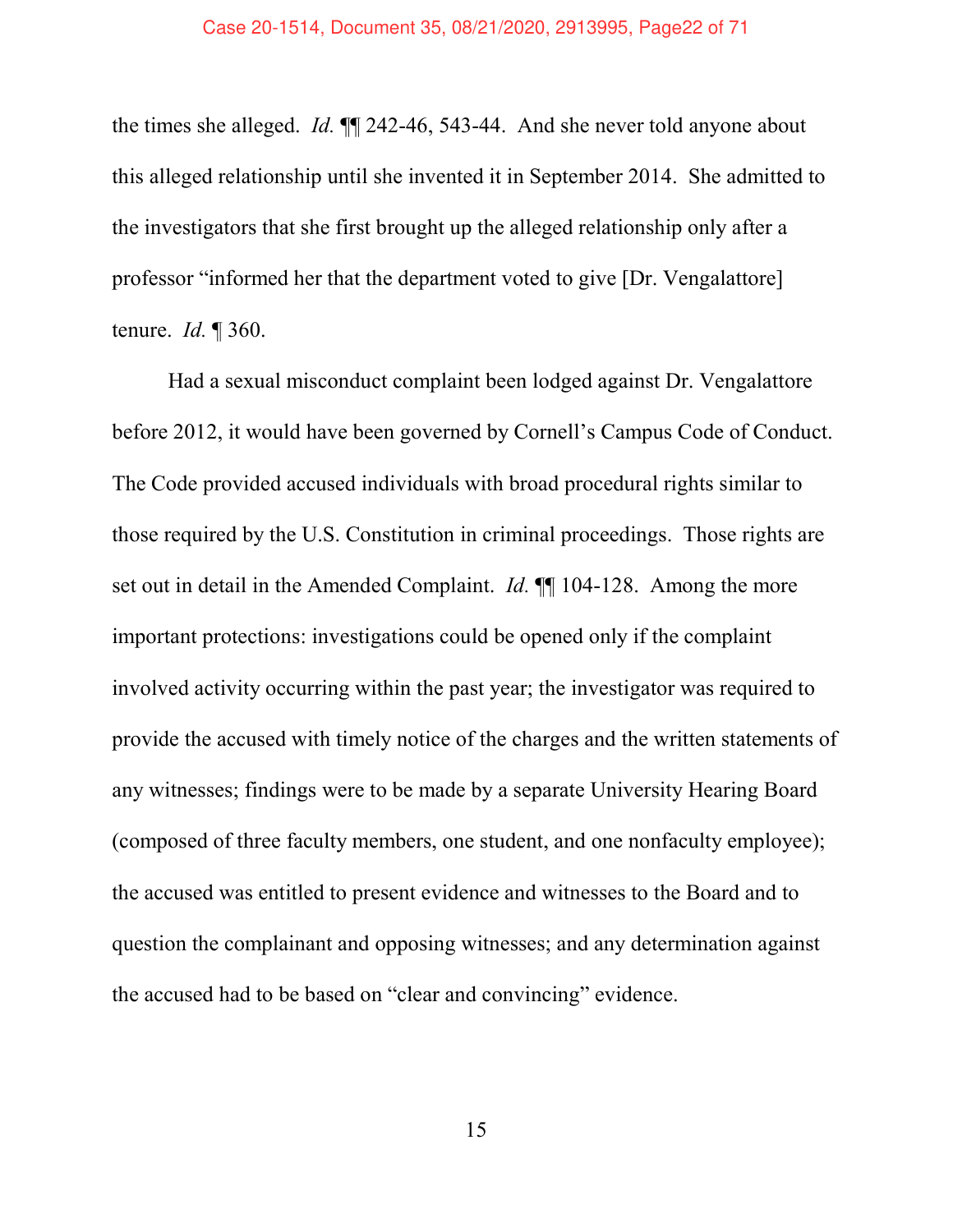the times she alleged. *Id.* ¶¶ 242-46, 543-44. And she never told anyone about this alleged relationship until she invented it in September 2014. She admitted to the investigators that she first brought up the alleged relationship only after a professor "informed her that the department voted to give [Dr. Vengalattore] tenure. *Id.* ¶ 360.

Had a sexual misconduct complaint been lodged against Dr. Vengalattore before 2012, it would have been governed by Cornell's Campus Code of Conduct. The Code provided accused individuals with broad procedural rights similar to those required by the U.S. Constitution in criminal proceedings. Those rights are set out in detail in the Amended Complaint. *Id.* ¶¶ 104-128. Among the more important protections: investigations could be opened only if the complaint involved activity occurring within the past year; the investigator was required to provide the accused with timely notice of the charges and the written statements of any witnesses; findings were to be made by a separate University Hearing Board (composed of three faculty members, one student, and one nonfaculty employee); the accused was entitled to present evidence and witnesses to the Board and to question the complainant and opposing witnesses; and any determination against the accused had to be based on "clear and convincing" evidence.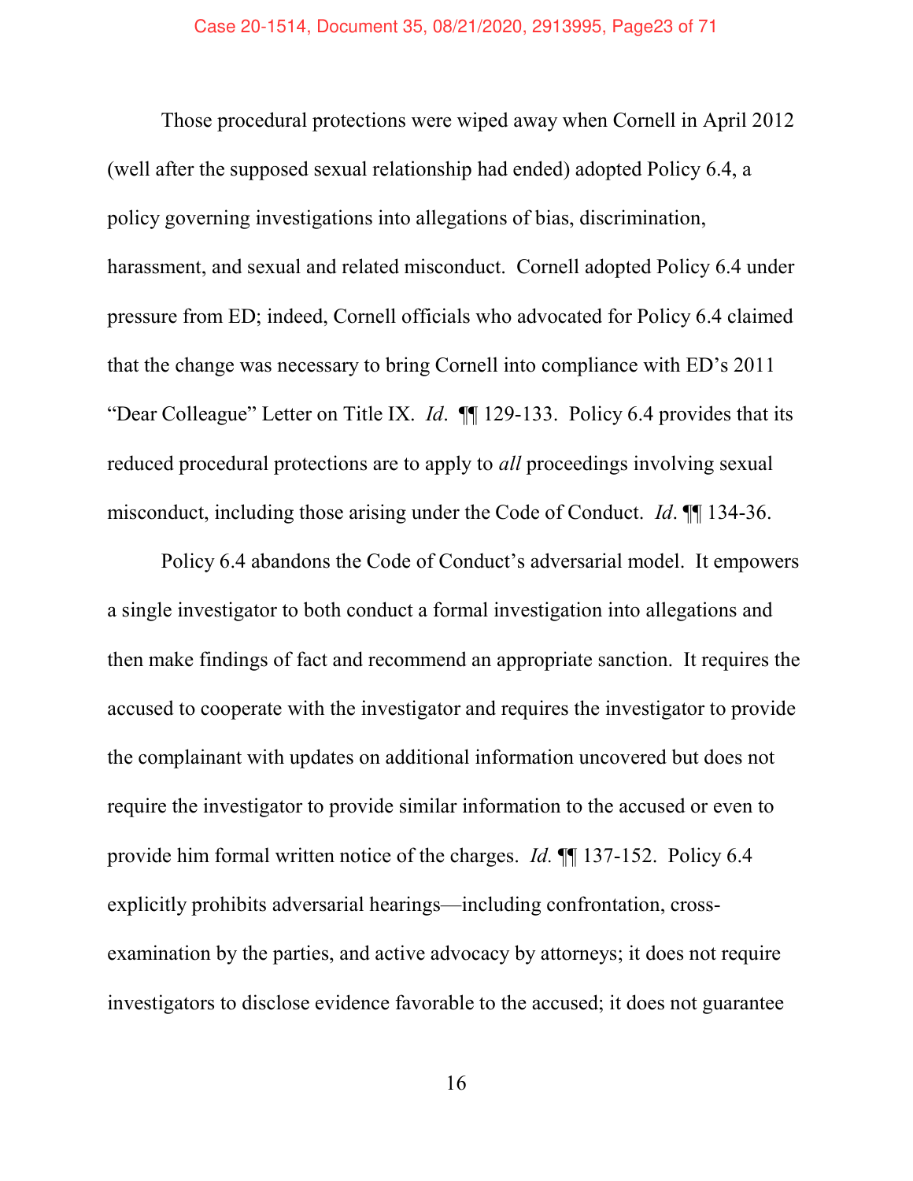Those procedural protections were wiped away when Cornell in April 2012 (well after the supposed sexual relationship had ended) adopted Policy 6.4, a policy governing investigations into allegations of bias, discrimination, harassment, and sexual and related misconduct. Cornell adopted Policy 6.4 under pressure from ED; indeed, Cornell officials who advocated for Policy 6.4 claimed that the change was necessary to bring Cornell into compliance with ED's 2011 "Dear Colleague" Letter on Title IX. *Id*. ¶¶ 129-133. Policy 6.4 provides that its reduced procedural protections are to apply to *all* proceedings involving sexual misconduct, including those arising under the Code of Conduct. *Id*. ¶¶ 134-36.

Policy 6.4 abandons the Code of Conduct's adversarial model. It empowers a single investigator to both conduct a formal investigation into allegations and then make findings of fact and recommend an appropriate sanction. It requires the accused to cooperate with the investigator and requires the investigator to provide the complainant with updates on additional information uncovered but does not require the investigator to provide similar information to the accused or even to provide him formal written notice of the charges. *Id.* ¶¶ 137-152. Policy 6.4 explicitly prohibits adversarial hearings—including confrontation, cross-examination by the parties, and active advocacy by attorneys; it does not require investigators to disclose evidence favorable to the accused; it does not guarantee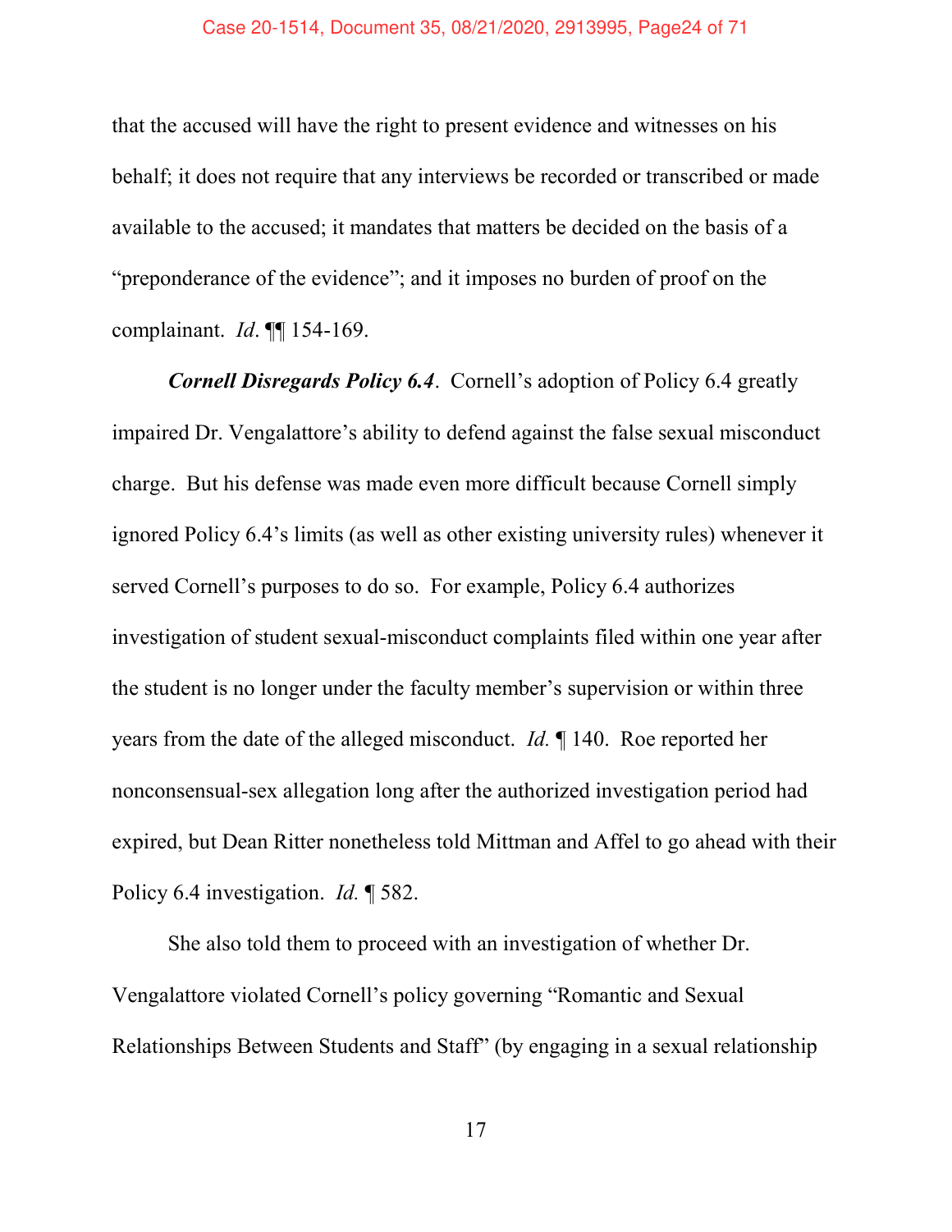that the accused will have the right to present evidence and witnesses on his behalf; it does not require that any interviews be recorded or transcribed or made available to the accused; it mandates that matters be decided on the basis of a "preponderance of the evidence"; and it imposes no burden of proof on the complainant. *Id*. ¶¶ 154-169.

***Cornell Disregards Policy 6.4***. Cornell's adoption of Policy 6.4 greatly impaired Dr. Vengalattore's ability to defend against the false sexual misconduct charge. But his defense was made even more difficult because Cornell simply ignored Policy 6.4's limits (as well as other existing university rules) whenever it served Cornell's purposes to do so. For example, Policy 6.4 authorizes investigation of student sexual-misconduct complaints filed within one year after the student is no longer under the faculty member's supervision or within three years from the date of the alleged misconduct. *Id.* ¶ 140. Roe reported her nonconsensual-sex allegation long after the authorized investigation period had expired, but Dean Ritter nonetheless told Mittman and Affel to go ahead with their Policy 6.4 investigation. *Id.* ¶ 582.

She also told them to proceed with an investigation of whether Dr. Vengalattore violated Cornell's policy governing "Romantic and Sexual Relationships Between Students and Staff" (by engaging in a sexual relationship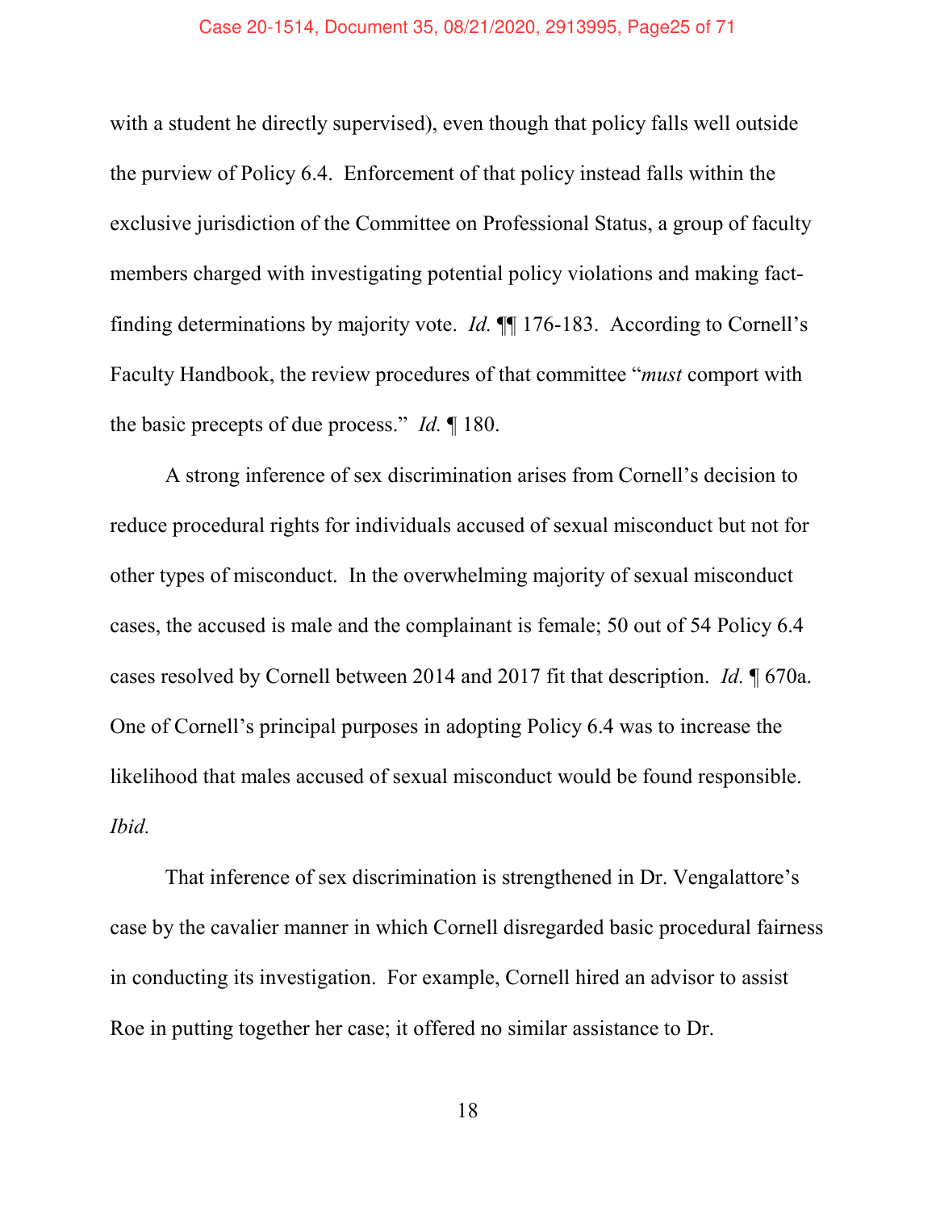with a student he directly supervised), even though that policy falls well outside the purview of Policy 6.4. Enforcement of that policy instead falls within the exclusive jurisdiction of the Committee on Professional Status, a group of faculty members charged with investigating potential policy violations and making fact-finding determinations by majority vote. *Id.* ¶¶ 176-183. According to Cornell's Faculty Handbook, the review procedures of that committee "*must* comport with the basic precepts of due process." *Id.* ¶ 180.

A strong inference of sex discrimination arises from Cornell's decision to reduce procedural rights for individuals accused of sexual misconduct but not for other types of misconduct. In the overwhelming majority of sexual misconduct cases, the accused is male and the complainant is female; 50 out of 54 Policy 6.4 cases resolved by Cornell between 2014 and 2017 fit that description. *Id.* ¶ 670a. One of Cornell's principal purposes in adopting Policy 6.4 was to increase the likelihood that males accused of sexual misconduct would be found responsible. *Ibid.*

That inference of sex discrimination is strengthened in Dr. Vengalattore's case by the cavalier manner in which Cornell disregarded basic procedural fairness in conducting its investigation. For example, Cornell hired an advisor to assist Roe in putting together her case; it offered no similar assistance to Dr.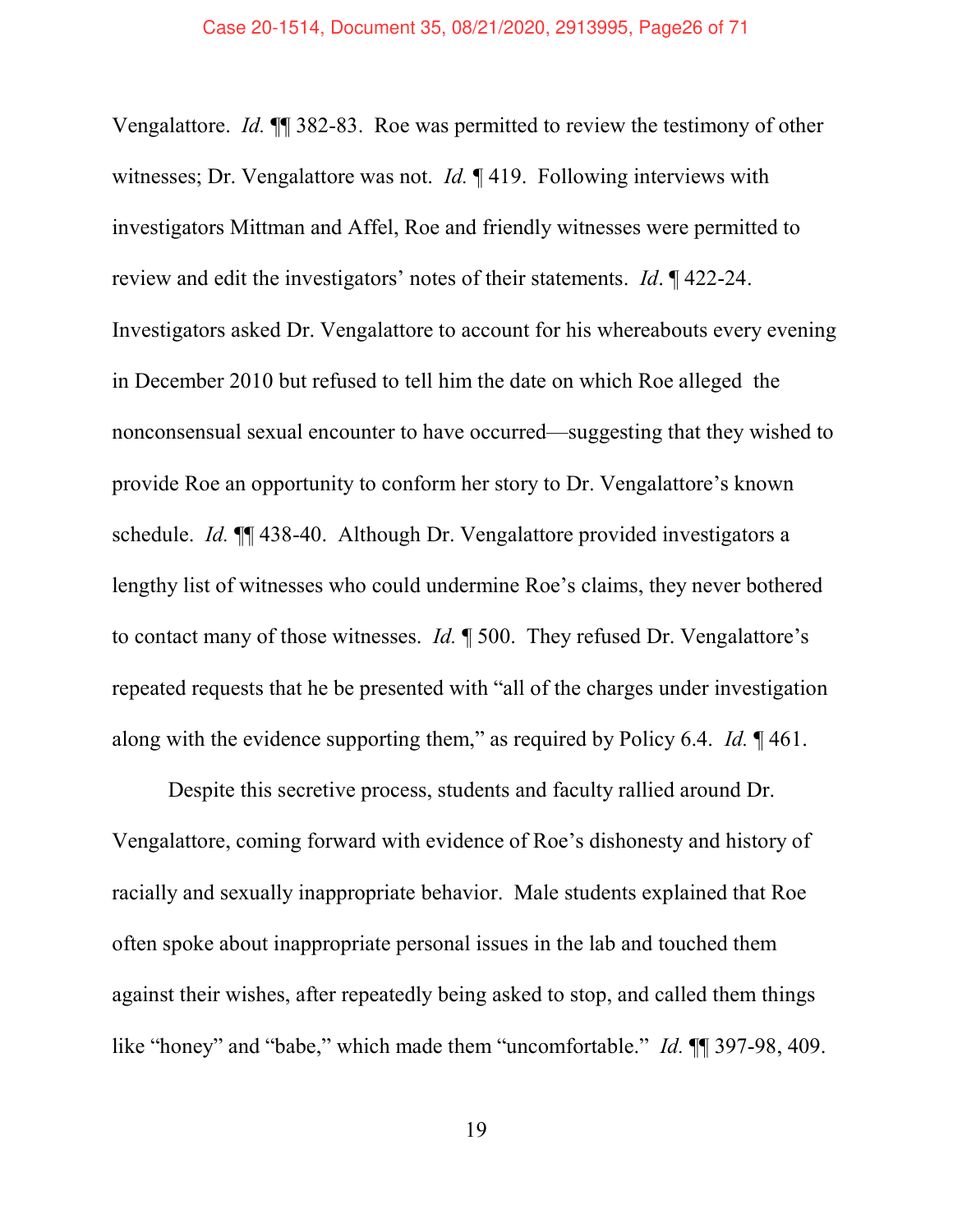Vengalattore. *Id.* ¶¶ 382-83. Roe was permitted to review the testimony of other witnesses; Dr. Vengalattore was not. *Id.* ¶ 419. Following interviews with investigators Mittman and Affel, Roe and friendly witnesses were permitted to review and edit the investigators' notes of their statements. *Id*. ¶ 422-24. Investigators asked Dr. Vengalattore to account for his whereabouts every evening in December 2010 but refused to tell him the date on which Roe alleged the nonconsensual sexual encounter to have occurred—suggesting that they wished to provide Roe an opportunity to conform her story to Dr. Vengalattore's known schedule. *Id.* ¶¶ 438-40. Although Dr. Vengalattore provided investigators a lengthy list of witnesses who could undermine Roe's claims, they never bothered to contact many of those witnesses. *Id.* ¶ 500. They refused Dr. Vengalattore's repeated requests that he be presented with "all of the charges under investigation along with the evidence supporting them," as required by Policy 6.4. *Id.* ¶ 461.

Despite this secretive process, students and faculty rallied around Dr. Vengalattore, coming forward with evidence of Roe's dishonesty and history of racially and sexually inappropriate behavior. Male students explained that Roe often spoke about inappropriate personal issues in the lab and touched them against their wishes, after repeatedly being asked to stop, and called them things like "honey" and "babe," which made them "uncomfortable." *Id.* ¶¶ 397-98, 409.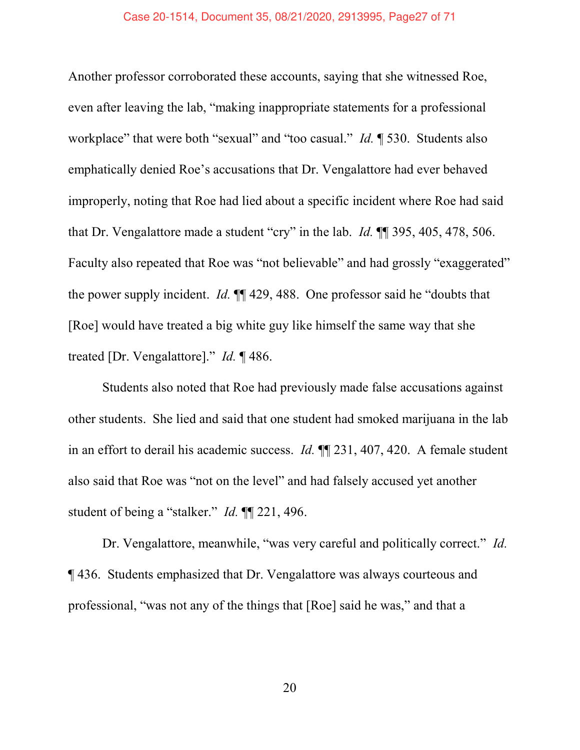Another professor corroborated these accounts, saying that she witnessed Roe, even after leaving the lab, "making inappropriate statements for a professional workplace" that were both "sexual" and "too casual." *Id.* ¶ 530. Students also emphatically denied Roe's accusations that Dr. Vengalattore had ever behaved improperly, noting that Roe had lied about a specific incident where Roe had said that Dr. Vengalattore made a student "cry" in the lab. *Id.* ¶¶ 395, 405, 478, 506. Faculty also repeated that Roe was "not believable" and had grossly "exaggerated" the power supply incident. *Id.* ¶¶ 429, 488. One professor said he "doubts that [Roe] would have treated a big white guy like himself the same way that she treated [Dr. Vengalattore]." *Id.* ¶ 486.

Students also noted that Roe had previously made false accusations against other students. She lied and said that one student had smoked marijuana in the lab in an effort to derail his academic success. *Id.* ¶¶ 231, 407, 420. A female student also said that Roe was "not on the level" and had falsely accused yet another student of being a "stalker." *Id.* ¶¶ 221, 496.

Dr. Vengalattore, meanwhile, "was very careful and politically correct." *Id.* ¶ 436. Students emphasized that Dr. Vengalattore was always courteous and professional, "was not any of the things that [Roe] said he was," and that a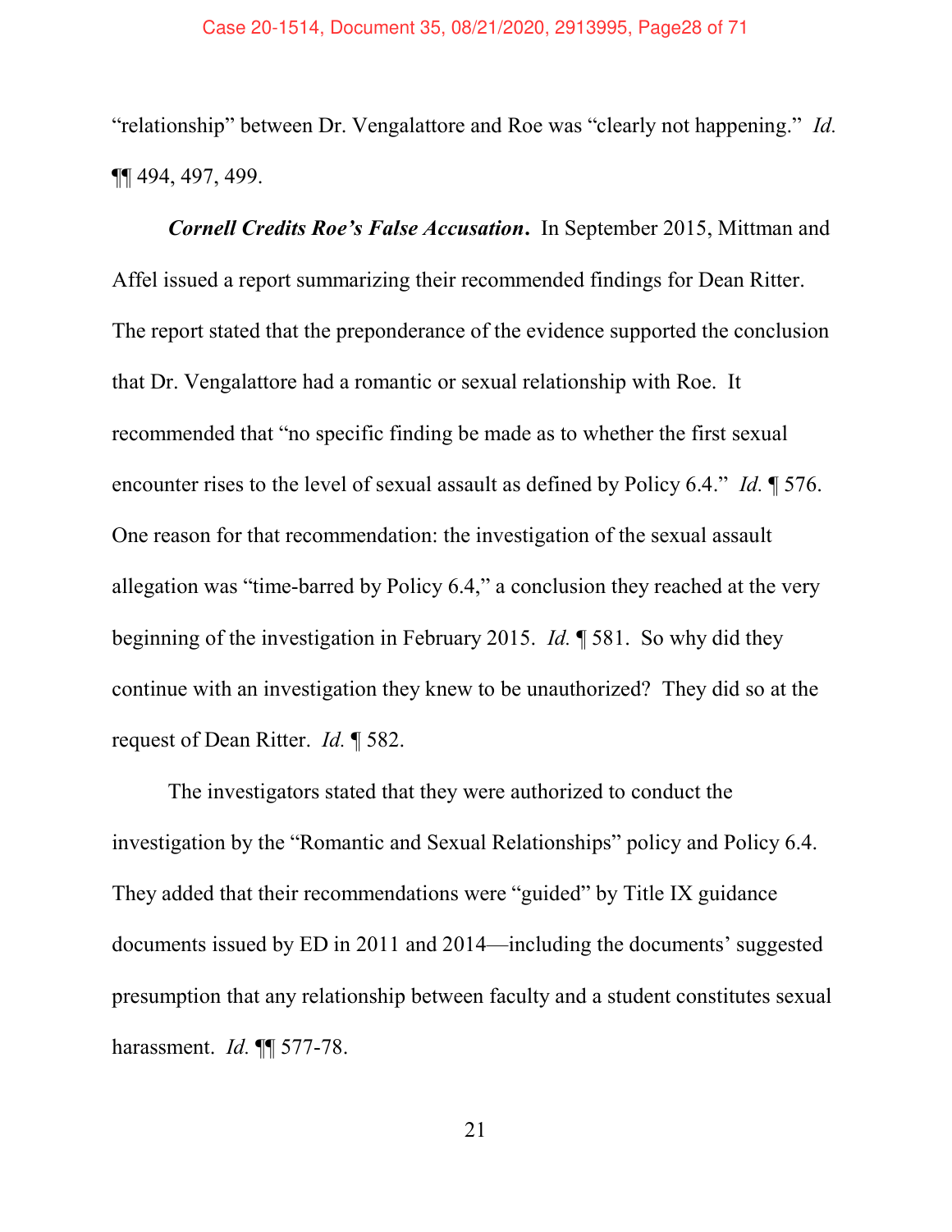"relationship" between Dr. Vengalattore and Roe was "clearly not happening." *Id.* ¶¶ 494, 497, 499.

***Cornell Credits Roe's False Accusation.*** In September 2015, Mittman and Affel issued a report summarizing their recommended findings for Dean Ritter. The report stated that the preponderance of the evidence supported the conclusion that Dr. Vengalattore had a romantic or sexual relationship with Roe. It recommended that "no specific finding be made as to whether the first sexual encounter rises to the level of sexual assault as defined by Policy 6.4." *Id.* ¶ 576. One reason for that recommendation: the investigation of the sexual assault allegation was "time-barred by Policy 6.4," a conclusion they reached at the very beginning of the investigation in February 2015. *Id.* ¶ 581. So why did they continue with an investigation they knew to be unauthorized? They did so at the request of Dean Ritter. *Id.* ¶ 582.

The investigators stated that they were authorized to conduct the investigation by the "Romantic and Sexual Relationships" policy and Policy 6.4. They added that their recommendations were "guided" by Title IX guidance documents issued by ED in 2011 and 2014—including the documents' suggested presumption that any relationship between faculty and a student constitutes sexual harassment. *Id.* ¶¶ 577-78.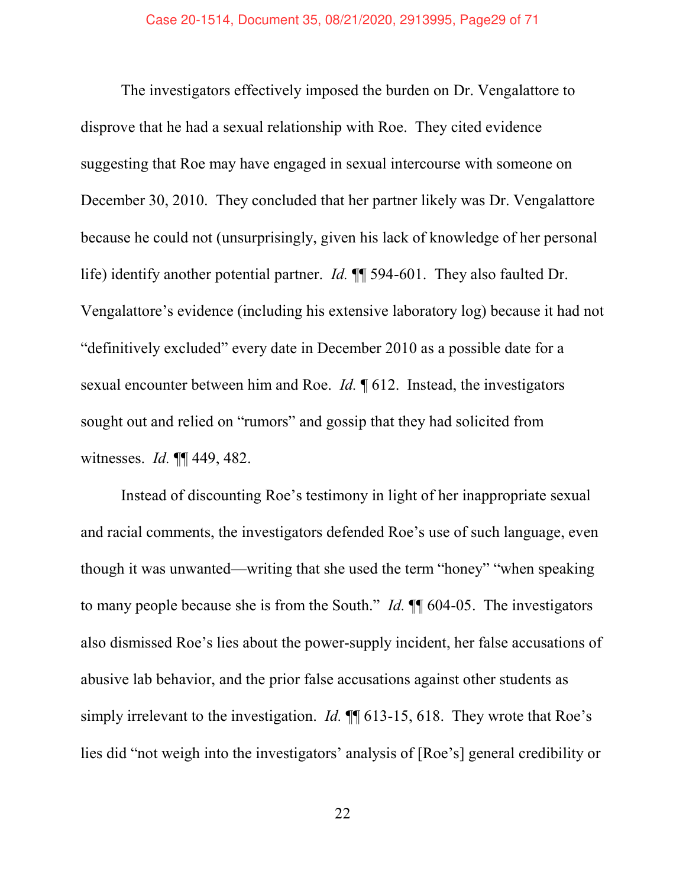The investigators effectively imposed the burden on Dr. Vengalattore to disprove that he had a sexual relationship with Roe. They cited evidence suggesting that Roe may have engaged in sexual intercourse with someone on December 30, 2010. They concluded that her partner likely was Dr. Vengalattore because he could not (unsurprisingly, given his lack of knowledge of her personal life) identify another potential partner. *Id.* ¶¶ 594-601. They also faulted Dr. Vengalattore's evidence (including his extensive laboratory log) because it had not "definitively excluded" every date in December 2010 as a possible date for a sexual encounter between him and Roe. *Id.* ¶ 612. Instead, the investigators sought out and relied on "rumors" and gossip that they had solicited from witnesses. *Id.* ¶¶ 449, 482.

Instead of discounting Roe's testimony in light of her inappropriate sexual and racial comments, the investigators defended Roe's use of such language, even though it was unwanted—writing that she used the term "honey" "when speaking to many people because she is from the South." *Id.* ¶¶ 604-05. The investigators also dismissed Roe's lies about the power-supply incident, her false accusations of abusive lab behavior, and the prior false accusations against other students as simply irrelevant to the investigation. *Id.* ¶¶ 613-15, 618. They wrote that Roe's lies did "not weigh into the investigators' analysis of [Roe's] general credibility or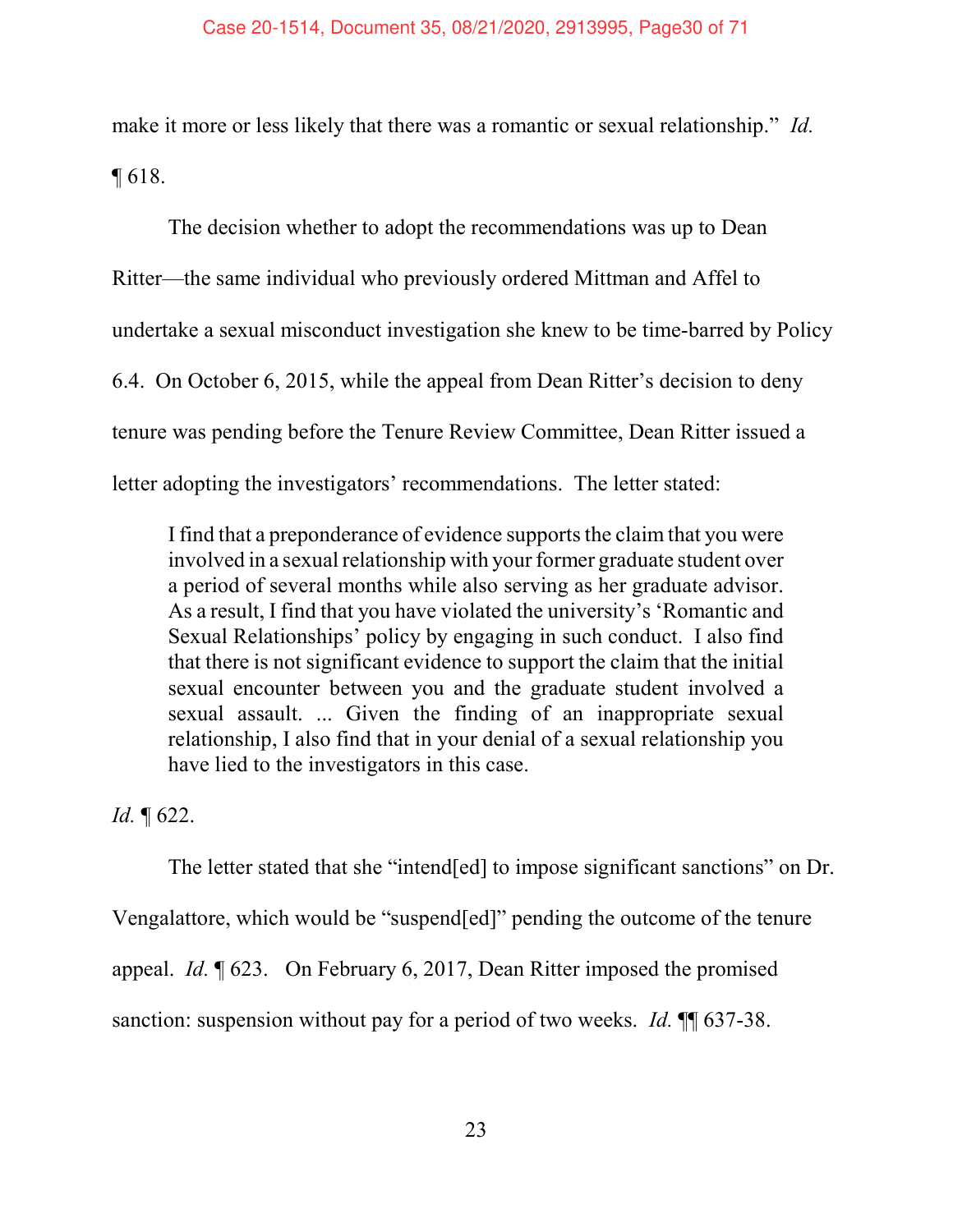make it more or less likely that there was a romantic or sexual relationship." *Id.* ¶ 618.

The decision whether to adopt the recommendations was up to Dean Ritter—the same individual who previously ordered Mittman and Affel to undertake a sexual misconduct investigation she knew to be time-barred by Policy 6.4. On October 6, 2015, while the appeal from Dean Ritter's decision to deny tenure was pending before the Tenure Review Committee, Dean Ritter issued a letter adopting the investigators' recommendations. The letter stated:

> I find that a preponderance of evidence supports the claim that you were involved in a sexual relationship with your former graduate student over a period of several months while also serving as her graduate advisor. As a result, I find that you have violated the university's 'Romantic and Sexual Relationships' policy by engaging in such conduct. I also find that there is not significant evidence to support the claim that the initial sexual encounter between you and the graduate student involved a sexual assault. ... Given the finding of an inappropriate sexual relationship, I also find that in your denial of a sexual relationship you have lied to the investigators in this case.

*Id.* ¶ 622.

The letter stated that she "intend[ed] to impose significant sanctions" on Dr. Vengalattore, which would be "suspend[ed]" pending the outcome of the tenure appeal. *Id.* ¶ 623. On February 6, 2017, Dean Ritter imposed the promised sanction: suspension without pay for a period of two weeks. *Id.* ¶¶ 637-38.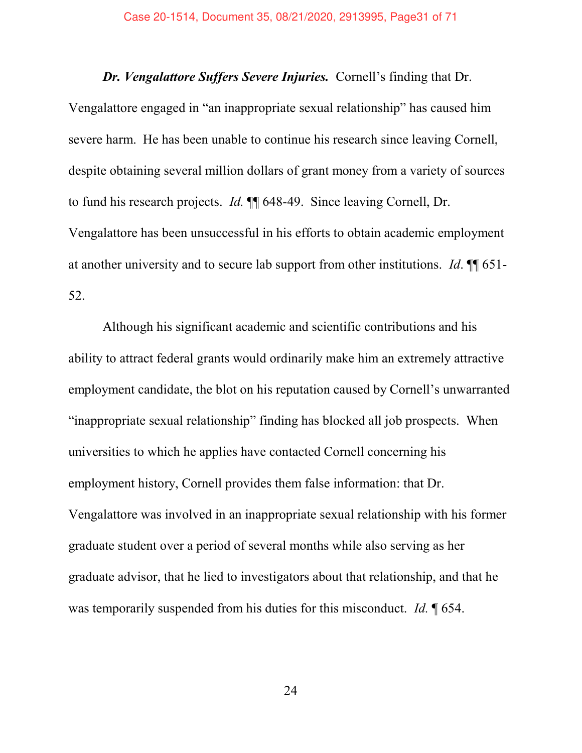***Dr. Vengalattore Suffers Severe Injuries.*** Cornell's finding that Dr. Vengalattore engaged in "an inappropriate sexual relationship" has caused him severe harm. He has been unable to continue his research since leaving Cornell, despite obtaining several million dollars of grant money from a variety of sources to fund his research projects. *Id.* ¶¶ 648-49. Since leaving Cornell, Dr. Vengalattore has been unsuccessful in his efforts to obtain academic employment at another university and to secure lab support from other institutions. *Id*. ¶¶ 651-52.

Although his significant academic and scientific contributions and his ability to attract federal grants would ordinarily make him an extremely attractive employment candidate, the blot on his reputation caused by Cornell's unwarranted "inappropriate sexual relationship" finding has blocked all job prospects. When universities to which he applies have contacted Cornell concerning his employment history, Cornell provides them false information: that Dr. Vengalattore was involved in an inappropriate sexual relationship with his former graduate student over a period of several months while also serving as her graduate advisor, that he lied to investigators about that relationship, and that he was temporarily suspended from his duties for this misconduct. *Id.* ¶ 654.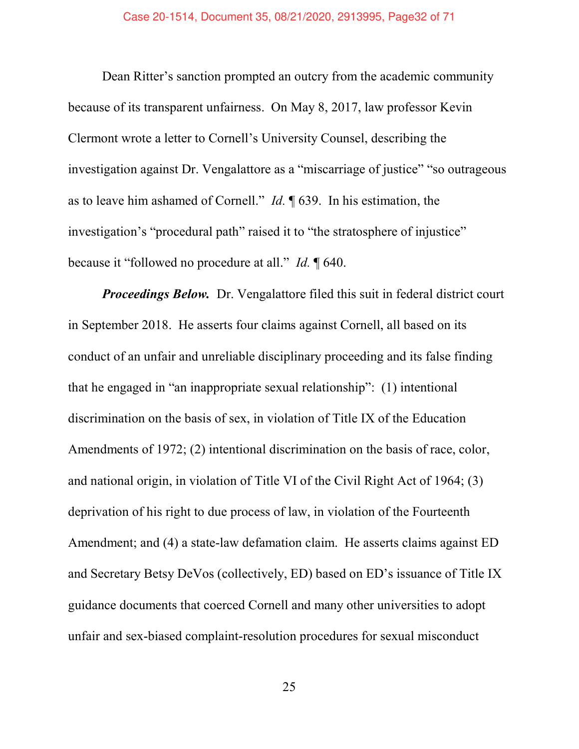Dean Ritter's sanction prompted an outcry from the academic community because of its transparent unfairness. On May 8, 2017, law professor Kevin Clermont wrote a letter to Cornell's University Counsel, describing the investigation against Dr. Vengalattore as a "miscarriage of justice" "so outrageous as to leave him ashamed of Cornell." *Id.* ¶ 639. In his estimation, the investigation's "procedural path" raised it to "the stratosphere of injustice" because it "followed no procedure at all." *Id.* ¶ 640.

***Proceedings Below.*** Dr. Vengalattore filed this suit in federal district court in September 2018. He asserts four claims against Cornell, all based on its conduct of an unfair and unreliable disciplinary proceeding and its false finding that he engaged in "an inappropriate sexual relationship": (1) intentional discrimination on the basis of sex, in violation of Title IX of the Education Amendments of 1972; (2) intentional discrimination on the basis of race, color, and national origin, in violation of Title VI of the Civil Right Act of 1964; (3) deprivation of his right to due process of law, in violation of the Fourteenth Amendment; and (4) a state-law defamation claim. He asserts claims against ED and Secretary Betsy DeVos (collectively, ED) based on ED's issuance of Title IX guidance documents that coerced Cornell and many other universities to adopt unfair and sex-biased complaint-resolution procedures for sexual misconduct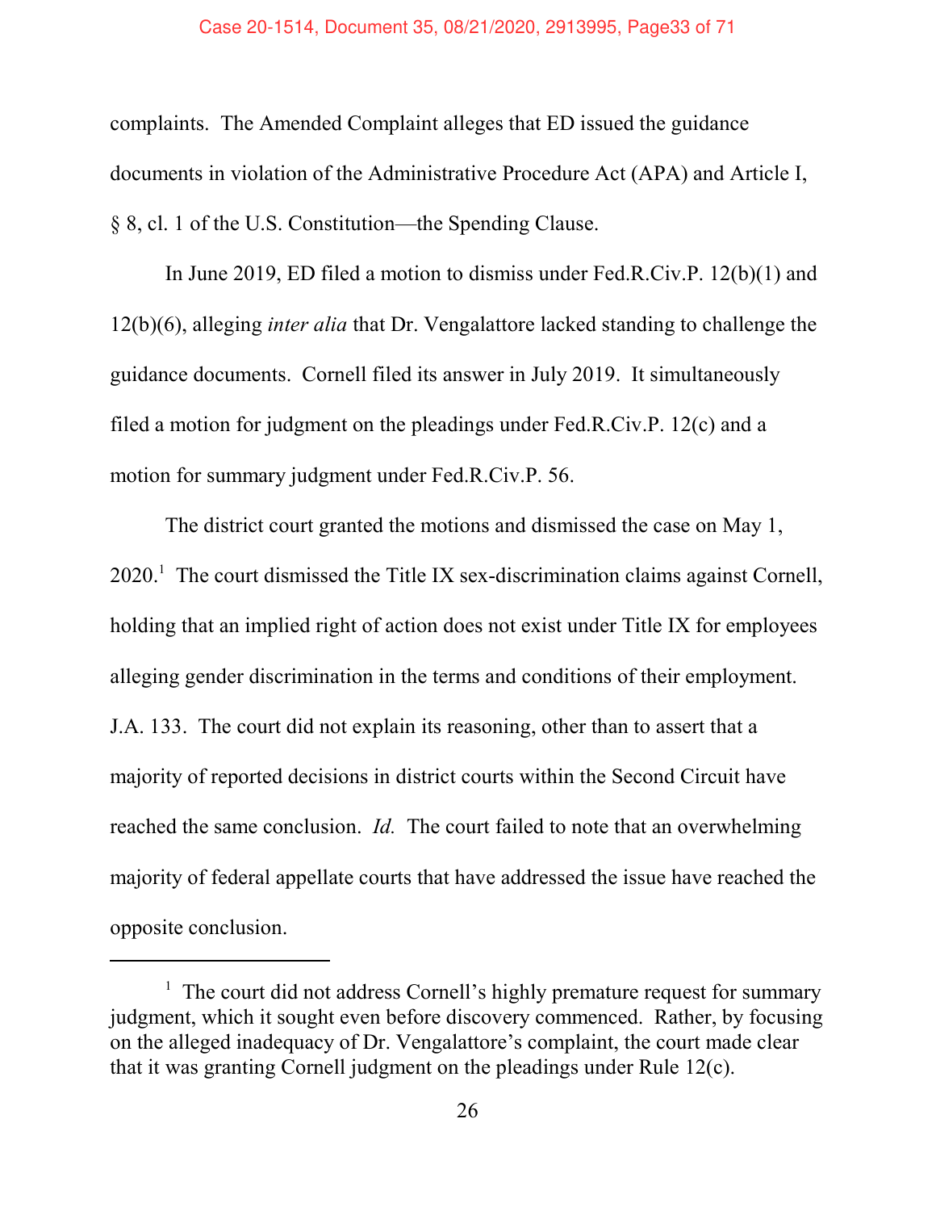complaints. The Amended Complaint alleges that ED issued the guidance documents in violation of the Administrative Procedure Act (APA) and Article I, § 8, cl. 1 of the U.S. Constitution—the Spending Clause.

In June 2019, ED filed a motion to dismiss under Fed.R.Civ.P. 12(b)(1) and 12(b)(6), alleging *inter alia* that Dr. Vengalattore lacked standing to challenge the guidance documents. Cornell filed its answer in July 2019. It simultaneously filed a motion for judgment on the pleadings under Fed.R.Civ.P. 12(c) and a motion for summary judgment under Fed.R.Civ.P. 56.

The district court granted the motions and dismissed the case on May 1, 2020.[1] The court dismissed the Title IX sex-discrimination claims against Cornell, holding that an implied right of action does not exist under Title IX for employees alleging gender discrimination in the terms and conditions of their employment. J.A. 133. The court did not explain its reasoning, other than to assert that a majority of reported decisions in district courts within the Second Circuit have reached the same conclusion. *Id.* The court failed to note that an overwhelming majority of federal appellate courts that have addressed the issue have reached the opposite conclusion.

[1] The court did not address Cornell's highly premature request for summary judgment, which it sought even before discovery commenced. Rather, by focusing on the alleged inadequacy of Dr. Vengalattore's complaint, the court made clear that it was granting Cornell judgment on the pleadings under Rule 12(c).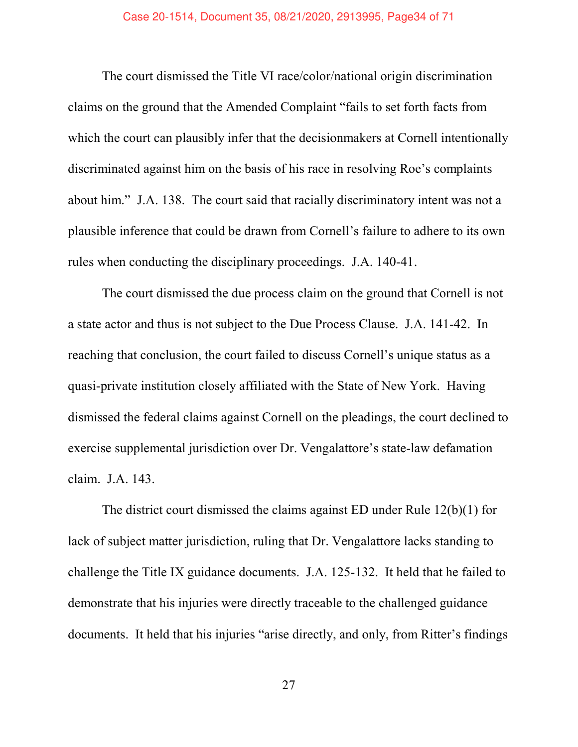The court dismissed the Title VI race/color/national origin discrimination claims on the ground that the Amended Complaint "fails to set forth facts from which the court can plausibly infer that the decisionmakers at Cornell intentionally discriminated against him on the basis of his race in resolving Roe's complaints about him." J.A. 138. The court said that racially discriminatory intent was not a plausible inference that could be drawn from Cornell's failure to adhere to its own rules when conducting the disciplinary proceedings. J.A. 140-41.

The court dismissed the due process claim on the ground that Cornell is not a state actor and thus is not subject to the Due Process Clause. J.A. 141-42. In reaching that conclusion, the court failed to discuss Cornell's unique status as a quasi-private institution closely affiliated with the State of New York. Having dismissed the federal claims against Cornell on the pleadings, the court declined to exercise supplemental jurisdiction over Dr. Vengalattore's state-law defamation claim. J.A. 143.

The district court dismissed the claims against ED under Rule 12(b)(1) for lack of subject matter jurisdiction, ruling that Dr. Vengalattore lacks standing to challenge the Title IX guidance documents. J.A. 125-132. It held that he failed to demonstrate that his injuries were directly traceable to the challenged guidance documents. It held that his injuries "arise directly, and only, from Ritter's findings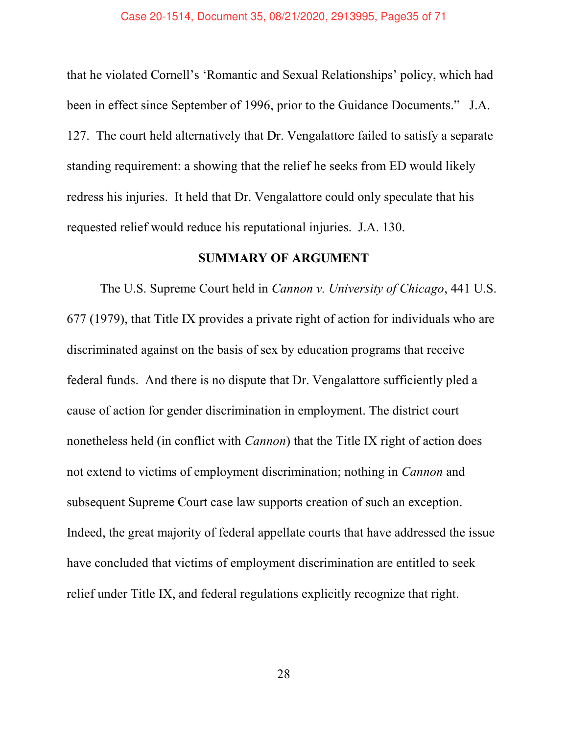that he violated Cornell's 'Romantic and Sexual Relationships' policy, which had been in effect since September of 1996, prior to the Guidance Documents." J.A. 127. The court held alternatively that Dr. Vengalattore failed to satisfy a separate standing requirement: a showing that the relief he seeks from ED would likely redress his injuries. It held that Dr. Vengalattore could only speculate that his requested relief would reduce his reputational injuries. J.A. 130.

## SUMMARY OF ARGUMENT

The U.S. Supreme Court held in *Cannon v. University of Chicago*, 441 U.S. 677 (1979), that Title IX provides a private right of action for individuals who are discriminated against on the basis of sex by education programs that receive federal funds. And there is no dispute that Dr. Vengalattore sufficiently pled a cause of action for gender discrimination in employment. The district court nonetheless held (in conflict with *Cannon*) that the Title IX right of action does not extend to victims of employment discrimination; nothing in *Cannon* and subsequent Supreme Court case law supports creation of such an exception. Indeed, the great majority of federal appellate courts that have addressed the issue have concluded that victims of employment discrimination are entitled to seek relief under Title IX, and federal regulations explicitly recognize that right.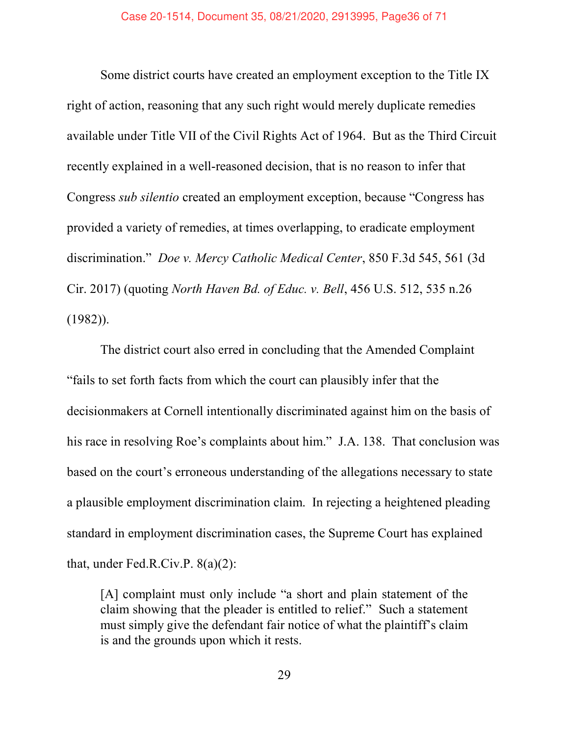Some district courts have created an employment exception to the Title IX right of action, reasoning that any such right would merely duplicate remedies available under Title VII of the Civil Rights Act of 1964. But as the Third Circuit recently explained in a well-reasoned decision, that is no reason to infer that Congress *sub silentio* created an employment exception, because "Congress has provided a variety of remedies, at times overlapping, to eradicate employment discrimination." *Doe v. Mercy Catholic Medical Center*, 850 F.3d 545, 561 (3d Cir. 2017) (quoting *North Haven Bd. of Educ. v. Bell*, 456 U.S. 512, 535 n.26 (1982)).

The district court also erred in concluding that the Amended Complaint "fails to set forth facts from which the court can plausibly infer that the decisionmakers at Cornell intentionally discriminated against him on the basis of his race in resolving Roe's complaints about him." J.A. 138. That conclusion was based on the court's erroneous understanding of the allegations necessary to state a plausible employment discrimination claim. In rejecting a heightened pleading standard in employment discrimination cases, the Supreme Court has explained that, under Fed.R.Civ.P. 8(a)(2):

> [A] complaint must only include "a short and plain statement of the claim showing that the pleader is entitled to relief." Such a statement must simply give the defendant fair notice of what the plaintiff's claim is and the grounds upon which it rests.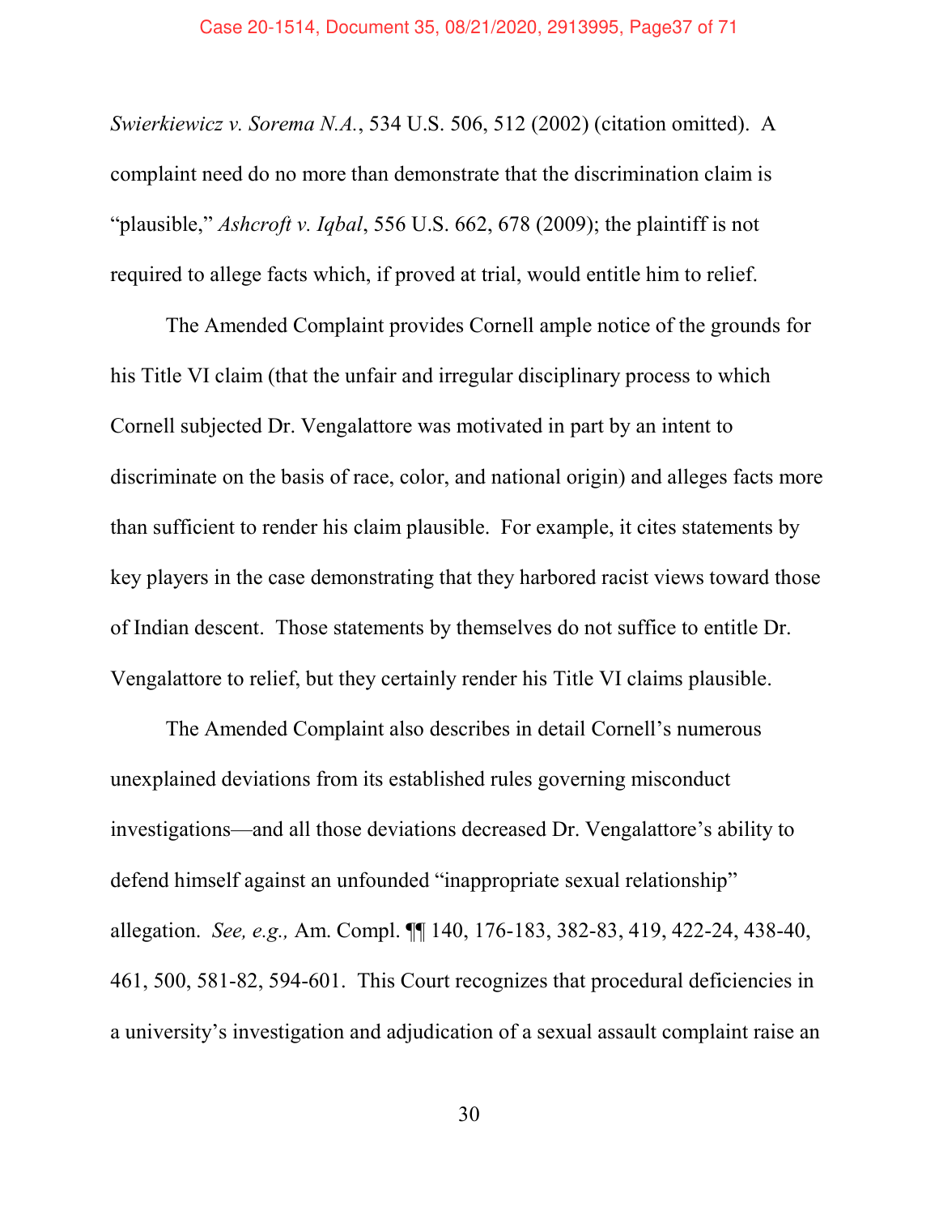*Swierkiewicz v. Sorema N.A.*, 534 U.S. 506, 512 (2002) (citation omitted). A complaint need do no more than demonstrate that the discrimination claim is "plausible," *Ashcroft v. Iqbal*, 556 U.S. 662, 678 (2009); the plaintiff is not required to allege facts which, if proved at trial, would entitle him to relief.

The Amended Complaint provides Cornell ample notice of the grounds for his Title VI claim (that the unfair and irregular disciplinary process to which Cornell subjected Dr. Vengalattore was motivated in part by an intent to discriminate on the basis of race, color, and national origin) and alleges facts more than sufficient to render his claim plausible. For example, it cites statements by key players in the case demonstrating that they harbored racist views toward those of Indian descent. Those statements by themselves do not suffice to entitle Dr. Vengalattore to relief, but they certainly render his Title VI claims plausible.

The Amended Complaint also describes in detail Cornell's numerous unexplained deviations from its established rules governing misconduct investigations—and all those deviations decreased Dr. Vengalattore's ability to defend himself against an unfounded "inappropriate sexual relationship" allegation. *See, e.g.,* Am. Compl. ¶¶ 140, 176-183, 382-83, 419, 422-24, 438-40, 461, 500, 581-82, 594-601. This Court recognizes that procedural deficiencies in a university's investigation and adjudication of a sexual assault complaint raise an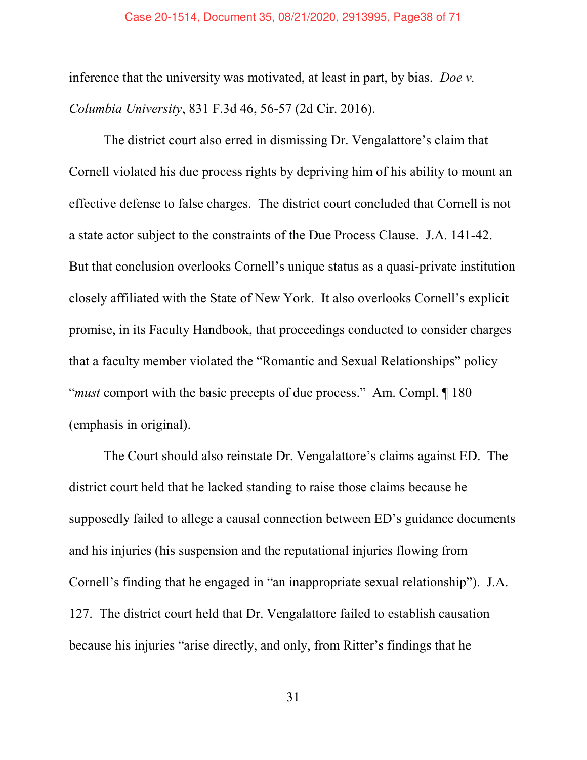inference that the university was motivated, at least in part, by bias. *Doe v. Columbia University*, 831 F.3d 46, 56-57 (2d Cir. 2016).

The district court also erred in dismissing Dr. Vengalattore's claim that Cornell violated his due process rights by depriving him of his ability to mount an effective defense to false charges. The district court concluded that Cornell is not a state actor subject to the constraints of the Due Process Clause. J.A. 141-42. But that conclusion overlooks Cornell's unique status as a quasi-private institution closely affiliated with the State of New York. It also overlooks Cornell's explicit promise, in its Faculty Handbook, that proceedings conducted to consider charges that a faculty member violated the "Romantic and Sexual Relationships" policy "*must* comport with the basic precepts of due process." Am. Compl. ¶ 180 (emphasis in original).

The Court should also reinstate Dr. Vengalattore's claims against ED. The district court held that he lacked standing to raise those claims because he supposedly failed to allege a causal connection between ED's guidance documents and his injuries (his suspension and the reputational injuries flowing from Cornell's finding that he engaged in "an inappropriate sexual relationship"). J.A. 127. The district court held that Dr. Vengalattore failed to establish causation because his injuries "arise directly, and only, from Ritter's findings that he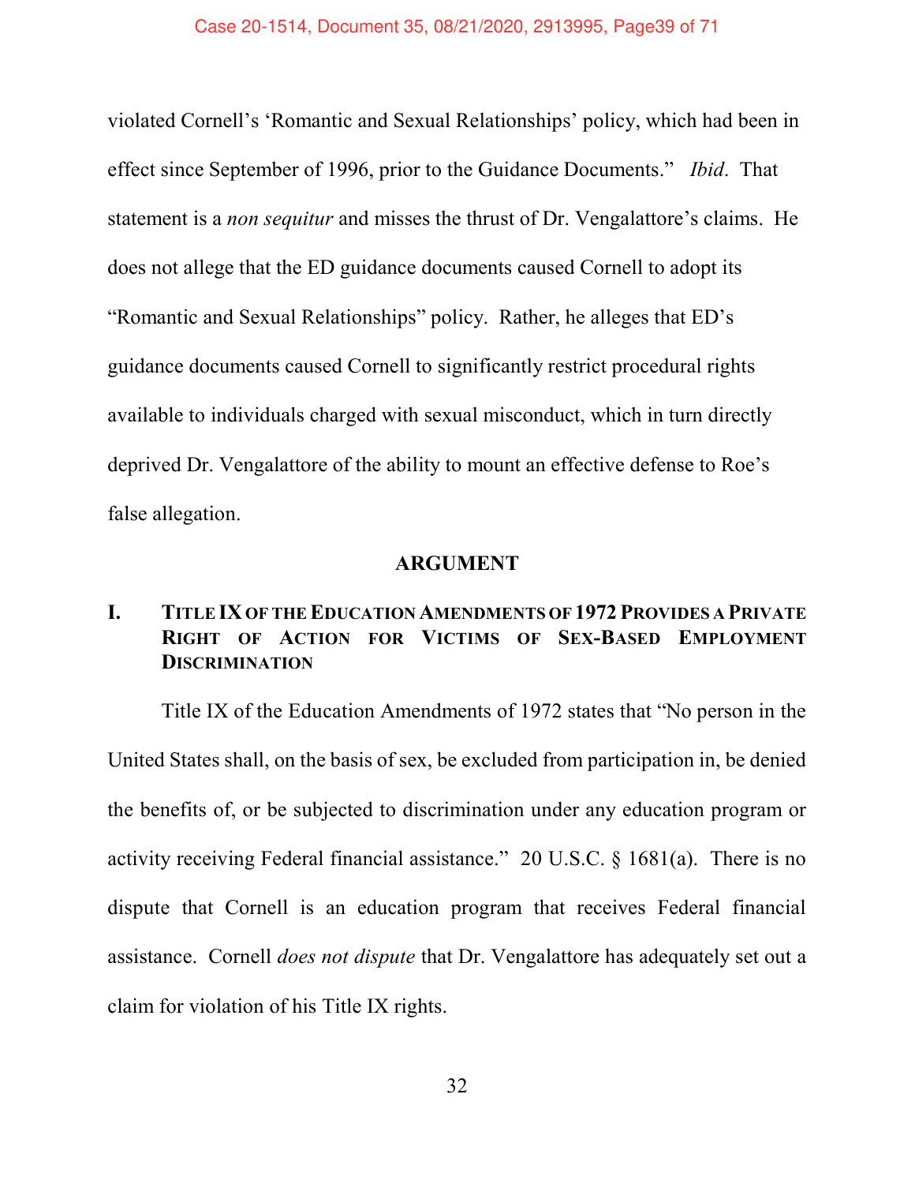violated Cornell's 'Romantic and Sexual Relationships' policy, which had been in effect since September of 1996, prior to the Guidance Documents." *Ibid*. That statement is a *non sequitur* and misses the thrust of Dr. Vengalattore's claims. He does not allege that the ED guidance documents caused Cornell to adopt its "Romantic and Sexual Relationships" policy. Rather, he alleges that ED's guidance documents caused Cornell to significantly restrict procedural rights available to individuals charged with sexual misconduct, which in turn directly deprived Dr. Vengalattore of the ability to mount an effective defense to Roe's false allegation.

## ARGUMENT

### I. TITLE IX OF THE EDUCATION AMENDMENTS OF 1972 PROVIDES A PRIVATE RIGHT OF ACTION FOR VICTIMS OF SEX-BASED EMPLOYMENT DISCRIMINATION

Title IX of the Education Amendments of 1972 states that "No person in the United States shall, on the basis of sex, be excluded from participation in, be denied the benefits of, or be subjected to discrimination under any education program or activity receiving Federal financial assistance." 20 U.S.C. § 1681(a). There is no dispute that Cornell is an education program that receives Federal financial assistance. Cornell *does not dispute* that Dr. Vengalattore has adequately set out a claim for violation of his Title IX rights.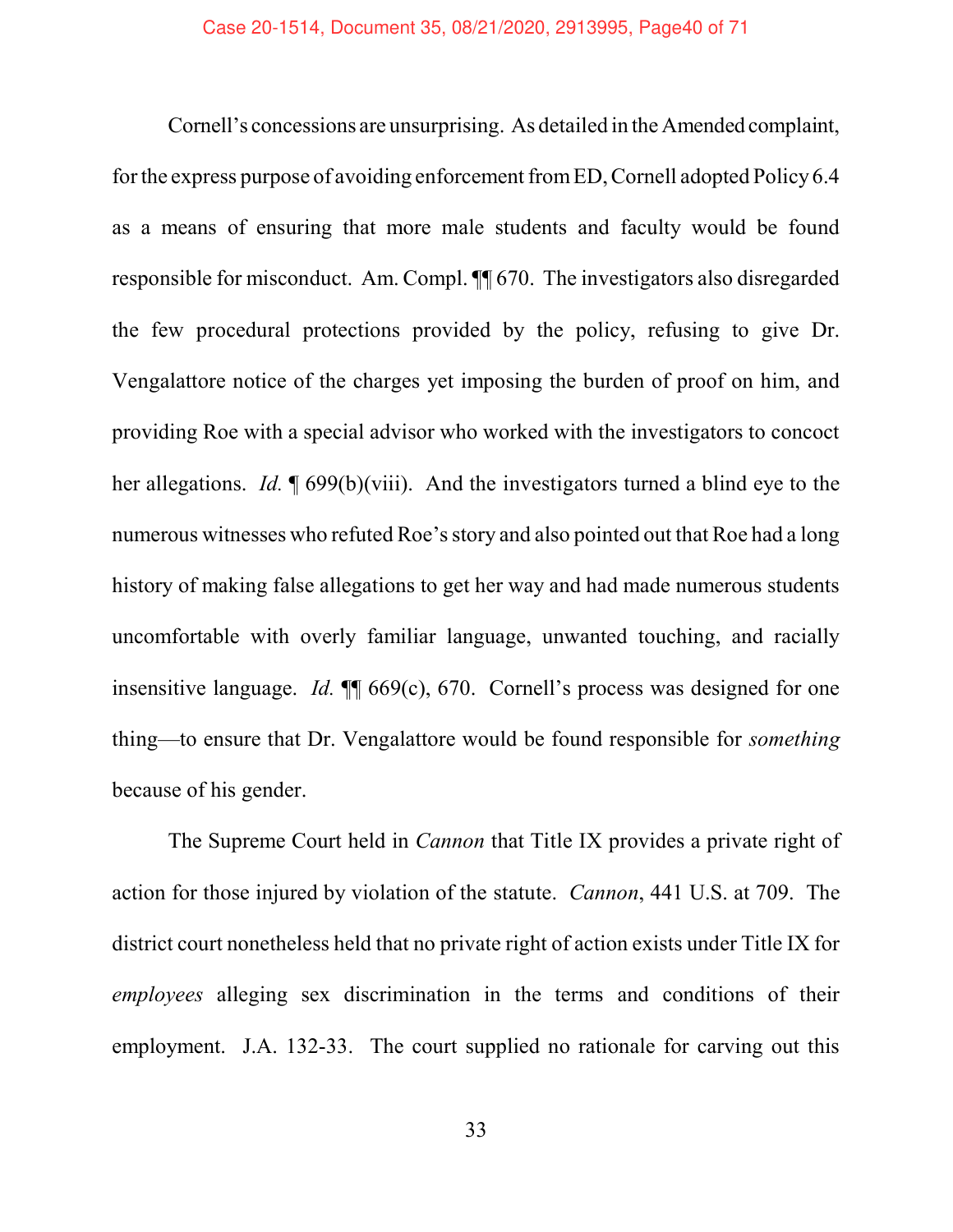Cornell's concessions are unsurprising. As detailed in the Amended complaint, for the express purpose of avoiding enforcement from ED, Cornell adopted Policy 6.4 as a means of ensuring that more male students and faculty would be found responsible for misconduct. Am. Compl. ¶¶ 670. The investigators also disregarded the few procedural protections provided by the policy, refusing to give Dr. Vengalattore notice of the charges yet imposing the burden of proof on him, and providing Roe with a special advisor who worked with the investigators to concoct her allegations. *Id.* ¶ 699(b)(viii). And the investigators turned a blind eye to the numerous witnesses who refuted Roe's story and also pointed out that Roe had a long history of making false allegations to get her way and had made numerous students uncomfortable with overly familiar language, unwanted touching, and racially insensitive language. *Id.* ¶¶ 669(c), 670. Cornell's process was designed for one thing—to ensure that Dr. Vengalattore would be found responsible for *something* because of his gender.

The Supreme Court held in *Cannon* that Title IX provides a private right of action for those injured by violation of the statute. *Cannon*, 441 U.S. at 709. The district court nonetheless held that no private right of action exists under Title IX for *employees* alleging sex discrimination in the terms and conditions of their employment. J.A. 132-33. The court supplied no rationale for carving out this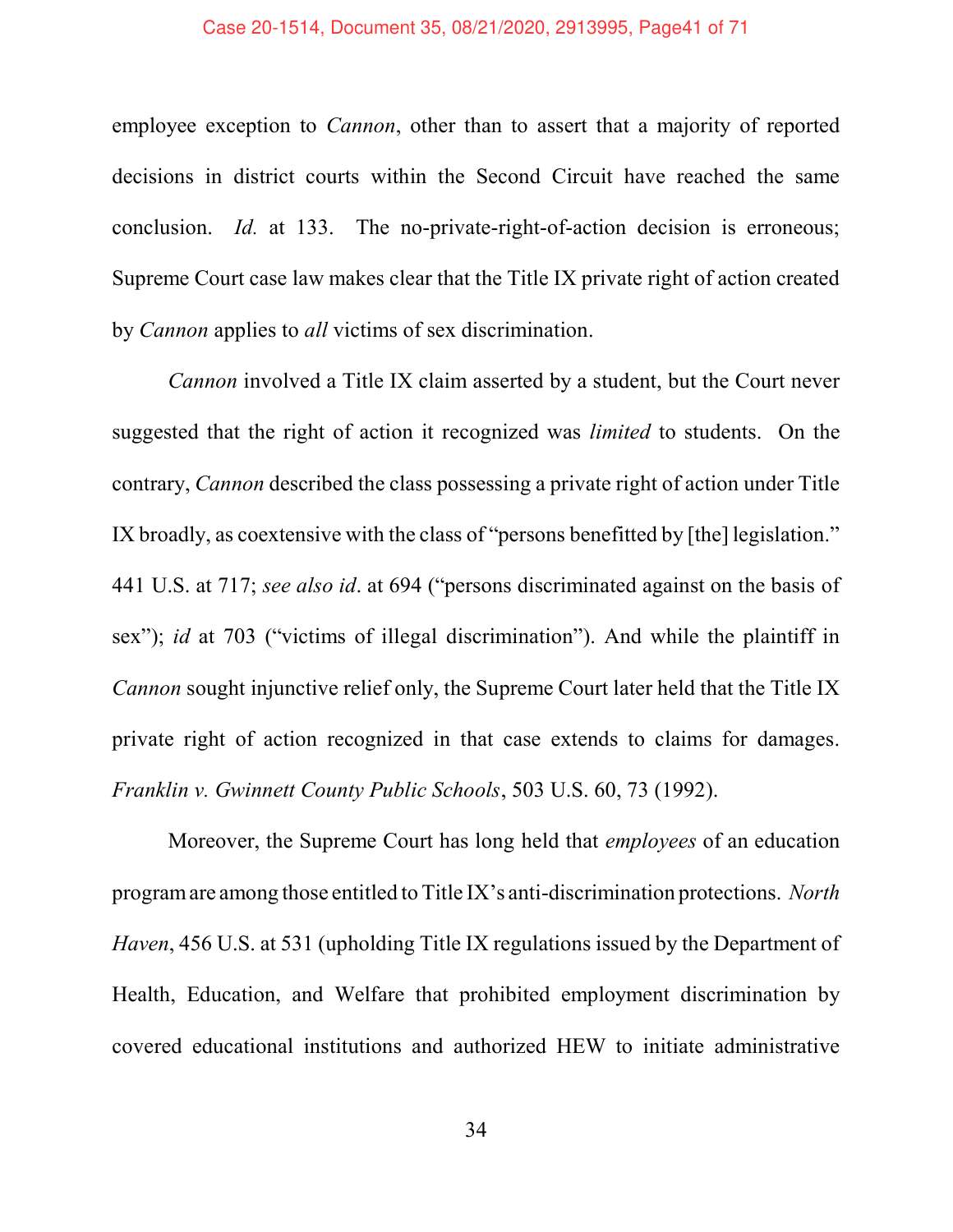employee exception to *Cannon*, other than to assert that a majority of reported decisions in district courts within the Second Circuit have reached the same conclusion. *Id.* at 133. The no-private-right-of-action decision is erroneous; Supreme Court case law makes clear that the Title IX private right of action created by *Cannon* applies to *all* victims of sex discrimination.

*Cannon* involved a Title IX claim asserted by a student, but the Court never suggested that the right of action it recognized was *limited* to students. On the contrary, *Cannon* described the class possessing a private right of action under Title IX broadly, as coextensive with the class of "persons benefitted by [the] legislation." 441 U.S. at 717; *see also id*. at 694 ("persons discriminated against on the basis of sex"); *id* at 703 ("victims of illegal discrimination"). And while the plaintiff in *Cannon* sought injunctive relief only, the Supreme Court later held that the Title IX private right of action recognized in that case extends to claims for damages. *Franklin v. Gwinnett County Public Schools*, 503 U.S. 60, 73 (1992).

Moreover, the Supreme Court has long held that *employees* of an education program are among those entitled to Title IX's anti-discrimination protections. *North Haven*, 456 U.S. at 531 (upholding Title IX regulations issued by the Department of Health, Education, and Welfare that prohibited employment discrimination by covered educational institutions and authorized HEW to initiate administrative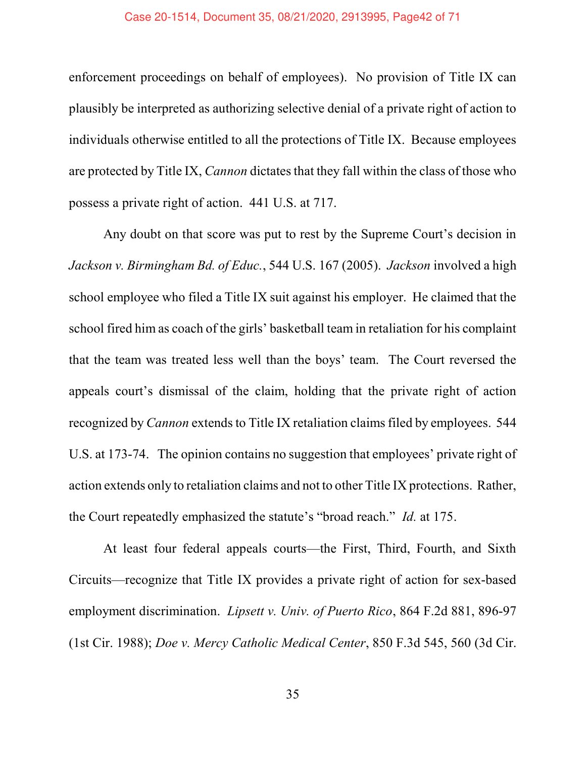enforcement proceedings on behalf of employees). No provision of Title IX can plausibly be interpreted as authorizing selective denial of a private right of action to individuals otherwise entitled to all the protections of Title IX. Because employees are protected by Title IX, *Cannon* dictates that they fall within the class of those who possess a private right of action. 441 U.S. at 717.

Any doubt on that score was put to rest by the Supreme Court's decision in *Jackson v. Birmingham Bd. of Educ.*, 544 U.S. 167 (2005). *Jackson* involved a high school employee who filed a Title IX suit against his employer. He claimed that the school fired him as coach of the girls' basketball team in retaliation for his complaint that the team was treated less well than the boys' team. The Court reversed the appeals court's dismissal of the claim, holding that the private right of action recognized by *Cannon* extends to Title IX retaliation claims filed by employees. 544 U.S. at 173-74. The opinion contains no suggestion that employees' private right of action extends only to retaliation claims and not to other Title IX protections. Rather, the Court repeatedly emphasized the statute's "broad reach." *Id.* at 175.

At least four federal appeals courts—the First, Third, Fourth, and Sixth Circuits—recognize that Title IX provides a private right of action for sex-based employment discrimination. *Lipsett v. Univ. of Puerto Rico*, 864 F.2d 881, 896-97 (1st Cir. 1988); *Doe v. Mercy Catholic Medical Center*, 850 F.3d 545, 560 (3d Cir.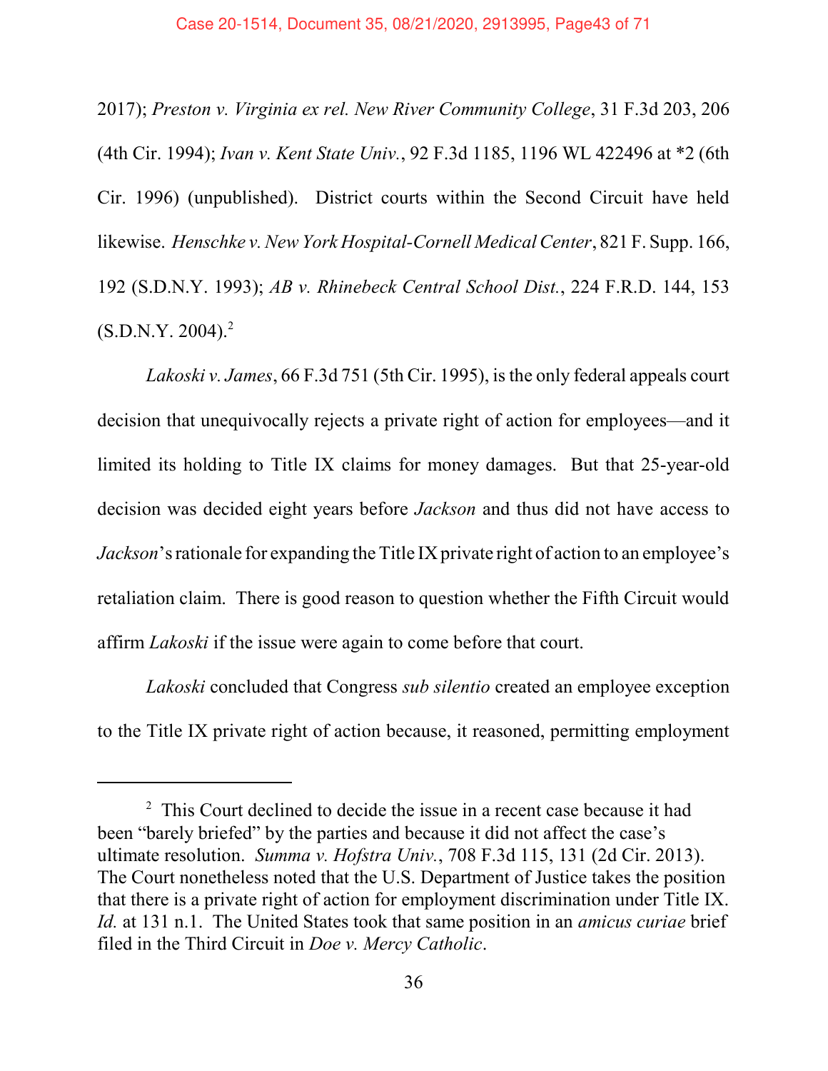2017); *Preston v. Virginia ex rel. New River Community College*, 31 F.3d 203, 206 (4th Cir. 1994); *Ivan v. Kent State Univ.*, 92 F.3d 1185, 1196 WL 422496 at *2 (6th Cir. 1996) (unpublished). District courts within the Second Circuit have held likewise. *Henschke v. New York Hospital-Cornell Medical Center*, 821 F. Supp. 166, 192 (S.D.N.Y. 1993); *AB v. Rhinebeck Central School Dist.*, 224 F.R.D. 144, 153 (S.D.N.Y. 2004).[2]

*Lakoski v. James*, 66 F.3d 751 (5th Cir. 1995), is the only federal appeals court decision that unequivocally rejects a private right of action for employees—and it limited its holding to Title IX claims for money damages. But that 25-year-old decision was decided eight years before *Jackson* and thus did not have access to *Jackson*'s rationale for expanding the Title IX private right of action to an employee's retaliation claim. There is good reason to question whether the Fifth Circuit would affirm *Lakoski* if the issue were again to come before that court.

*Lakoski* concluded that Congress *sub silentio* created an employee exception to the Title IX private right of action because, it reasoned, permitting employment

---

[2] This Court declined to decide the issue in a recent case because it had been "barely briefed" by the parties and because it did not affect the case's ultimate resolution. *Summa v. Hofstra Univ.*, 708 F.3d 115, 131 (2d Cir. 2013). The Court nonetheless noted that the U.S. Department of Justice takes the position that there is a private right of action for employment discrimination under Title IX. *Id.* at 131 n.1. The United States took that same position in an *amicus curiae* brief filed in the Third Circuit in *Doe v. Mercy Catholic*.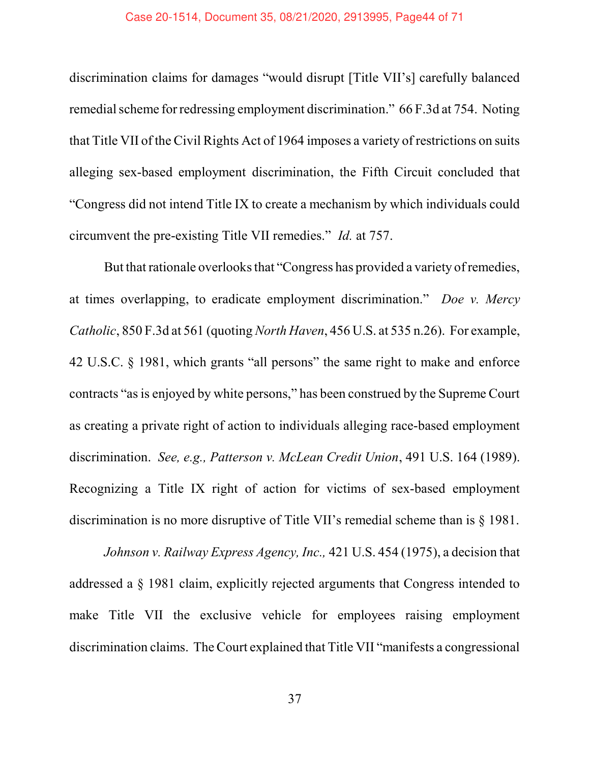discrimination claims for damages "would disrupt [Title VII's] carefully balanced remedial scheme for redressing employment discrimination." 66 F.3d at 754. Noting that Title VII of the Civil Rights Act of 1964 imposes a variety of restrictions on suits alleging sex-based employment discrimination, the Fifth Circuit concluded that "Congress did not intend Title IX to create a mechanism by which individuals could circumvent the pre-existing Title VII remedies." *Id.* at 757.

But that rationale overlooks that "Congress has provided a variety of remedies, at times overlapping, to eradicate employment discrimination." *Doe v. Mercy Catholic*, 850 F.3d at 561 (quoting *North Haven*, 456 U.S. at 535 n.26). For example, 42 U.S.C. § 1981, which grants "all persons" the same right to make and enforce contracts "as is enjoyed by white persons," has been construed by the Supreme Court as creating a private right of action to individuals alleging race-based employment discrimination. *See, e.g., Patterson v. McLean Credit Union*, 491 U.S. 164 (1989). Recognizing a Title IX right of action for victims of sex-based employment discrimination is no more disruptive of Title VII's remedial scheme than is § 1981.

*Johnson v. Railway Express Agency, Inc.,* 421 U.S. 454 (1975), a decision that addressed a § 1981 claim, explicitly rejected arguments that Congress intended to make Title VII the exclusive vehicle for employees raising employment discrimination claims. The Court explained that Title VII "manifests a congressional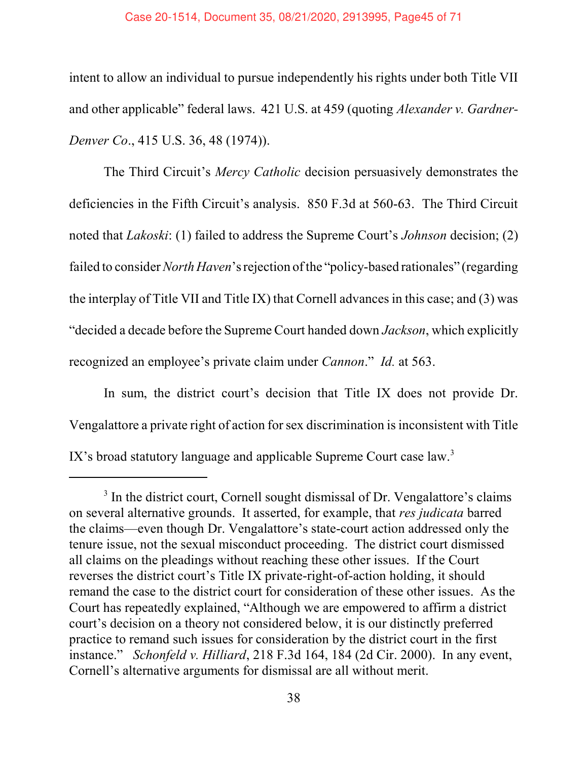intent to allow an individual to pursue independently his rights under both Title VII and other applicable" federal laws. 421 U.S. at 459 (quoting *Alexander v. Gardner-Denver Co*., 415 U.S. 36, 48 (1974)).

The Third Circuit's *Mercy Catholic* decision persuasively demonstrates the deficiencies in the Fifth Circuit's analysis. 850 F.3d at 560-63. The Third Circuit noted that *Lakoski*: (1) failed to address the Supreme Court's *Johnson* decision; (2) failed to consider *North Haven*'s rejection of the "policy-based rationales" (regarding the interplay of Title VII and Title IX) that Cornell advances in this case; and (3) was "decided a decade before the Supreme Court handed down *Jackson*, which explicitly recognized an employee's private claim under *Cannon*." *Id.* at 563.

In sum, the district court's decision that Title IX does not provide Dr. Vengalattore a private right of action for sex discrimination is inconsistent with Title IX's broad statutory language and applicable Supreme Court case law.[3]

---

[3] In the district court, Cornell sought dismissal of Dr. Vengalattore's claims on several alternative grounds. It asserted, for example, that *res judicata* barred the claims—even though Dr. Vengalattore's state-court action addressed only the tenure issue, not the sexual misconduct proceeding. The district court dismissed all claims on the pleadings without reaching these other issues. If the Court reverses the district court's Title IX private-right-of-action holding, it should remand the case to the district court for consideration of these other issues. As the Court has repeatedly explained, "Although we are empowered to affirm a district court's decision on a theory not considered below, it is our distinctly preferred practice to remand such issues for consideration by the district court in the first instance." *Schonfeld v. Hilliard*, 218 F.3d 164, 184 (2d Cir. 2000). In any event, Cornell's alternative arguments for dismissal are all without merit.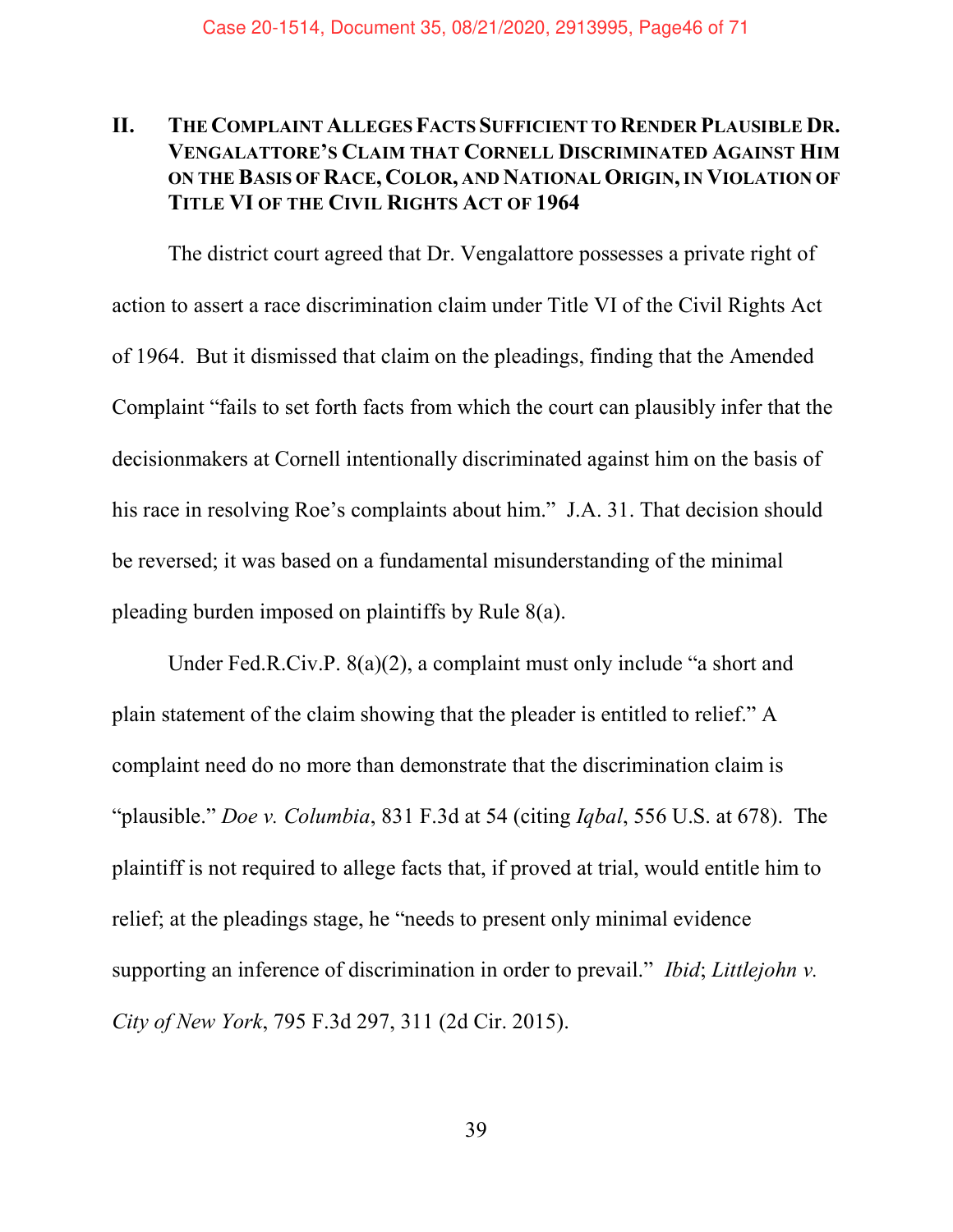## II. THE COMPLAINT ALLEGES FACTS SUFFICIENT TO RENDER PLAUSIBLE DR. VENGALATTORE'S CLAIM THAT CORNELL DISCRIMINATED AGAINST HIM ON THE BASIS OF RACE, COLOR, AND NATIONAL ORIGIN, IN VIOLATION OF TITLE VI OF THE CIVIL RIGHTS ACT OF 1964

The district court agreed that Dr. Vengalattore possesses a private right of action to assert a race discrimination claim under Title VI of the Civil Rights Act of 1964. But it dismissed that claim on the pleadings, finding that the Amended Complaint "fails to set forth facts from which the court can plausibly infer that the decisionmakers at Cornell intentionally discriminated against him on the basis of his race in resolving Roe's complaints about him." J.A. 31. That decision should be reversed; it was based on a fundamental misunderstanding of the minimal pleading burden imposed on plaintiffs by Rule 8(a).

Under Fed.R.Civ.P. 8(a)(2), a complaint must only include "a short and plain statement of the claim showing that the pleader is entitled to relief." A complaint need do no more than demonstrate that the discrimination claim is "plausible." *Doe v. Columbia*, 831 F.3d at 54 (citing *Iqbal*, 556 U.S. at 678). The plaintiff is not required to allege facts that, if proved at trial, would entitle him to relief; at the pleadings stage, he "needs to present only minimal evidence supporting an inference of discrimination in order to prevail." *Ibid*; *Littlejohn v. City of New York*, 795 F.3d 297, 311 (2d Cir. 2015).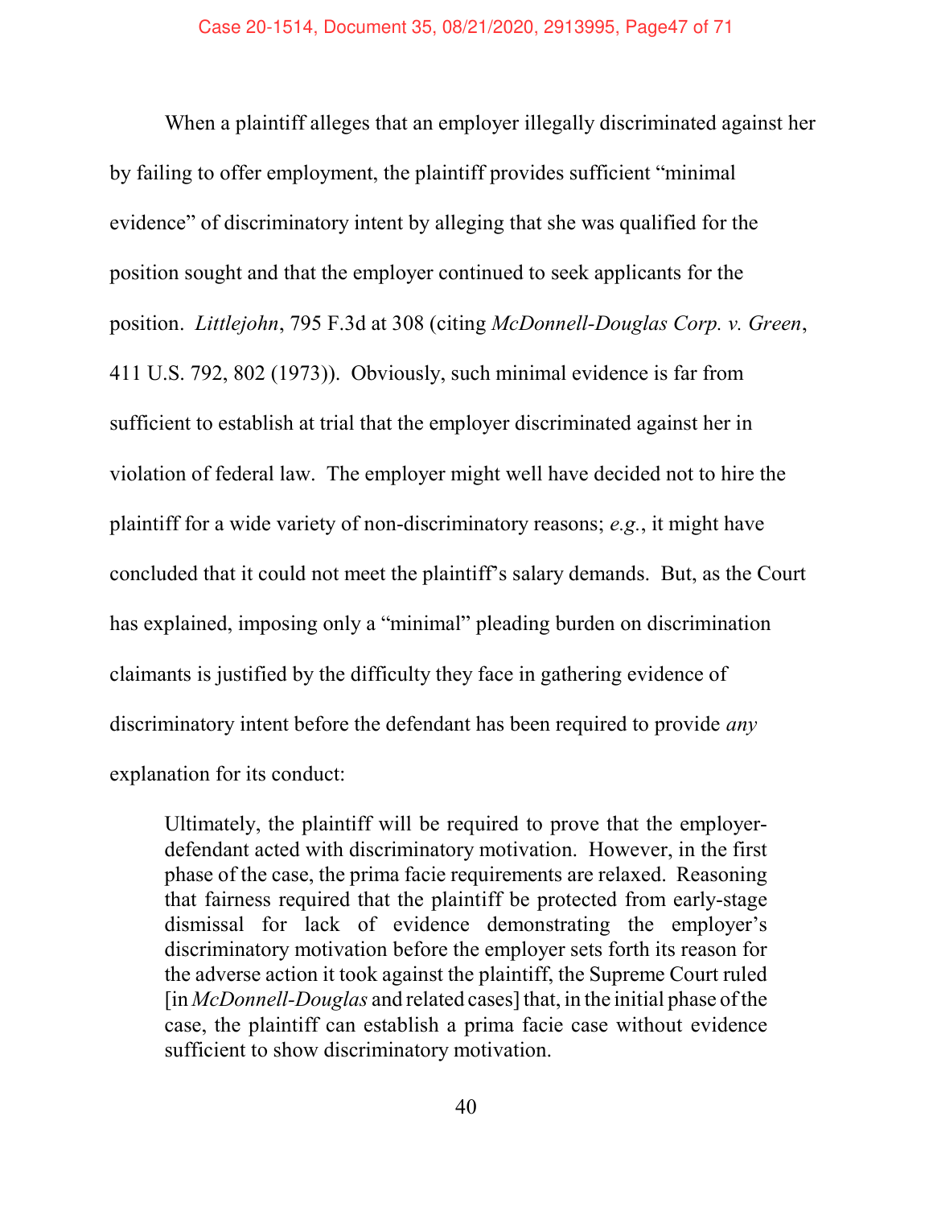When a plaintiff alleges that an employer illegally discriminated against her by failing to offer employment, the plaintiff provides sufficient "minimal evidence" of discriminatory intent by alleging that she was qualified for the position sought and that the employer continued to seek applicants for the position. *Littlejohn*, 795 F.3d at 308 (citing *McDonnell-Douglas Corp. v. Green*, 411 U.S. 792, 802 (1973)). Obviously, such minimal evidence is far from sufficient to establish at trial that the employer discriminated against her in violation of federal law. The employer might well have decided not to hire the plaintiff for a wide variety of non-discriminatory reasons; *e.g.*, it might have concluded that it could not meet the plaintiff's salary demands. But, as the Court has explained, imposing only a "minimal" pleading burden on discrimination claimants is justified by the difficulty they face in gathering evidence of discriminatory intent before the defendant has been required to provide *any* explanation for its conduct:

> Ultimately, the plaintiff will be required to prove that the employer-defendant acted with discriminatory motivation. However, in the first phase of the case, the prima facie requirements are relaxed. Reasoning that fairness required that the plaintiff be protected from early-stage dismissal for lack of evidence demonstrating the employer's discriminatory motivation before the employer sets forth its reason for the adverse action it took against the plaintiff, the Supreme Court ruled [in *McDonnell-Douglas* and related cases] that, in the initial phase of the case, the plaintiff can establish a prima facie case without evidence sufficient to show discriminatory motivation.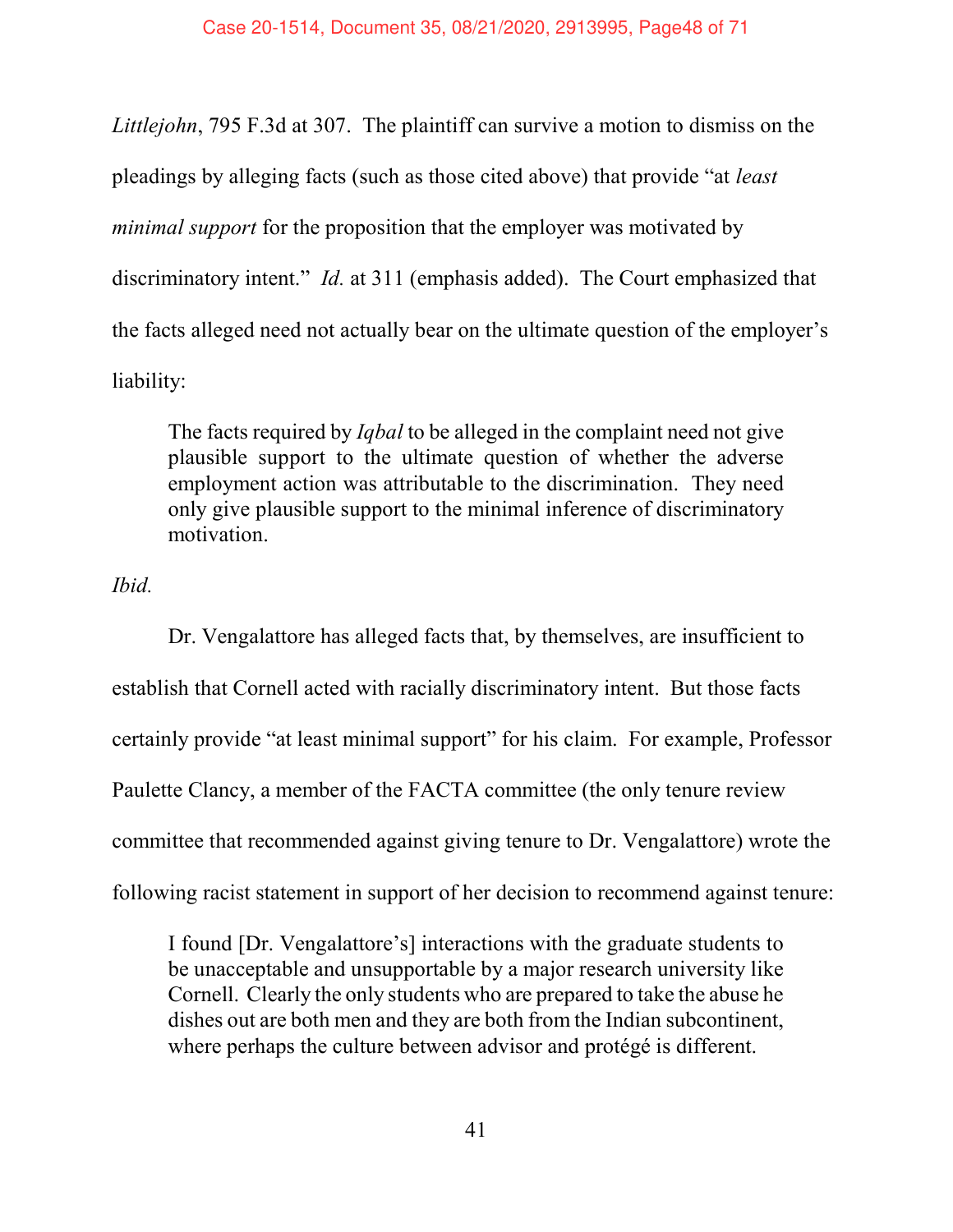*Littlejohn*, 795 F.3d at 307. The plaintiff can survive a motion to dismiss on the pleadings by alleging facts (such as those cited above) that provide "at *least minimal support* for the proposition that the employer was motivated by discriminatory intent." *Id.* at 311 (emphasis added). The Court emphasized that the facts alleged need not actually bear on the ultimate question of the employer's liability:

> The facts required by *Iqbal* to be alleged in the complaint need not give plausible support to the ultimate question of whether the adverse employment action was attributable to the discrimination. They need only give plausible support to the minimal inference of discriminatory motivation.

*Ibid.*

Dr. Vengalattore has alleged facts that, by themselves, are insufficient to establish that Cornell acted with racially discriminatory intent. But those facts certainly provide "at least minimal support" for his claim. For example, Professor Paulette Clancy, a member of the FACTA committee (the only tenure review committee that recommended against giving tenure to Dr. Vengalattore) wrote the following racist statement in support of her decision to recommend against tenure:

> I found [Dr. Vengalattore's] interactions with the graduate students to be unacceptable and unsupportable by a major research university like Cornell. Clearly the only students who are prepared to take the abuse he dishes out are both men and they are both from the Indian subcontinent, where perhaps the culture between advisor and protégé is different.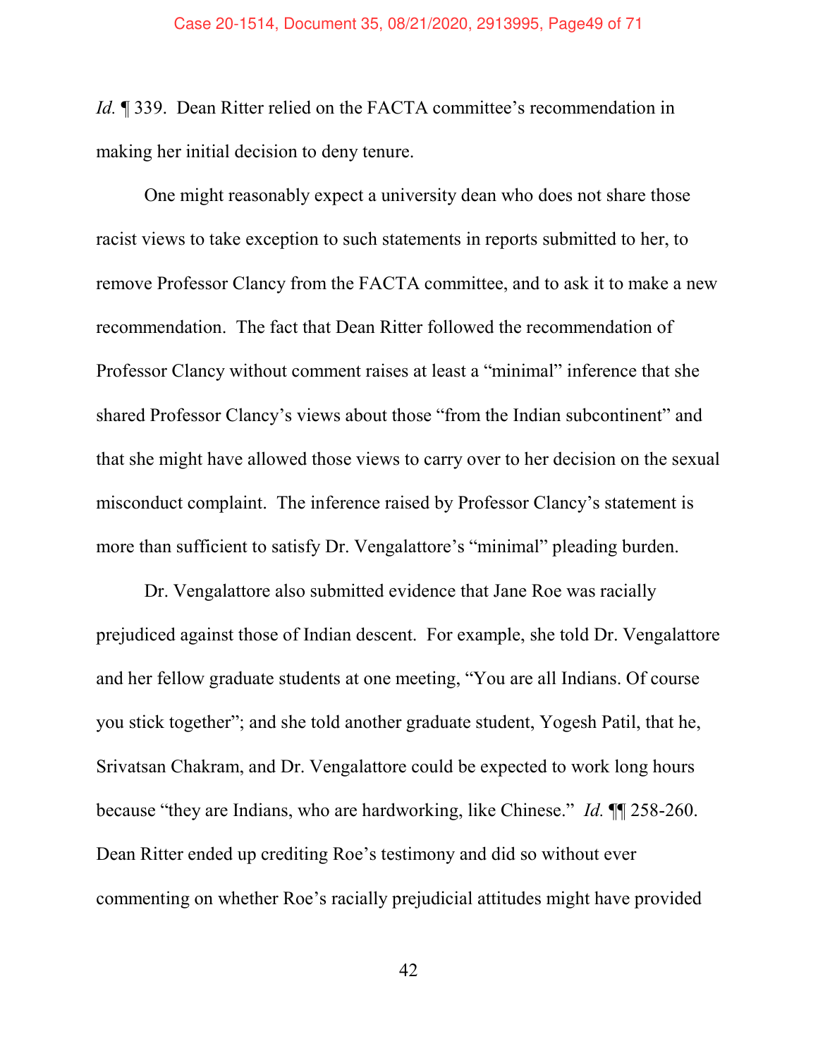*Id.* ¶ 339. Dean Ritter relied on the FACTA committee's recommendation in making her initial decision to deny tenure.

One might reasonably expect a university dean who does not share those racist views to take exception to such statements in reports submitted to her, to remove Professor Clancy from the FACTA committee, and to ask it to make a new recommendation. The fact that Dean Ritter followed the recommendation of Professor Clancy without comment raises at least a "minimal" inference that she shared Professor Clancy's views about those "from the Indian subcontinent" and that she might have allowed those views to carry over to her decision on the sexual misconduct complaint. The inference raised by Professor Clancy's statement is more than sufficient to satisfy Dr. Vengalattore's "minimal" pleading burden.

Dr. Vengalattore also submitted evidence that Jane Roe was racially prejudiced against those of Indian descent. For example, she told Dr. Vengalattore and her fellow graduate students at one meeting, "You are all Indians. Of course you stick together"; and she told another graduate student, Yogesh Patil, that he, Srivatsan Chakram, and Dr. Vengalattore could be expected to work long hours because "they are Indians, who are hardworking, like Chinese." *Id.* ¶¶ 258-260. Dean Ritter ended up crediting Roe's testimony and did so without ever commenting on whether Roe's racially prejudicial attitudes might have provided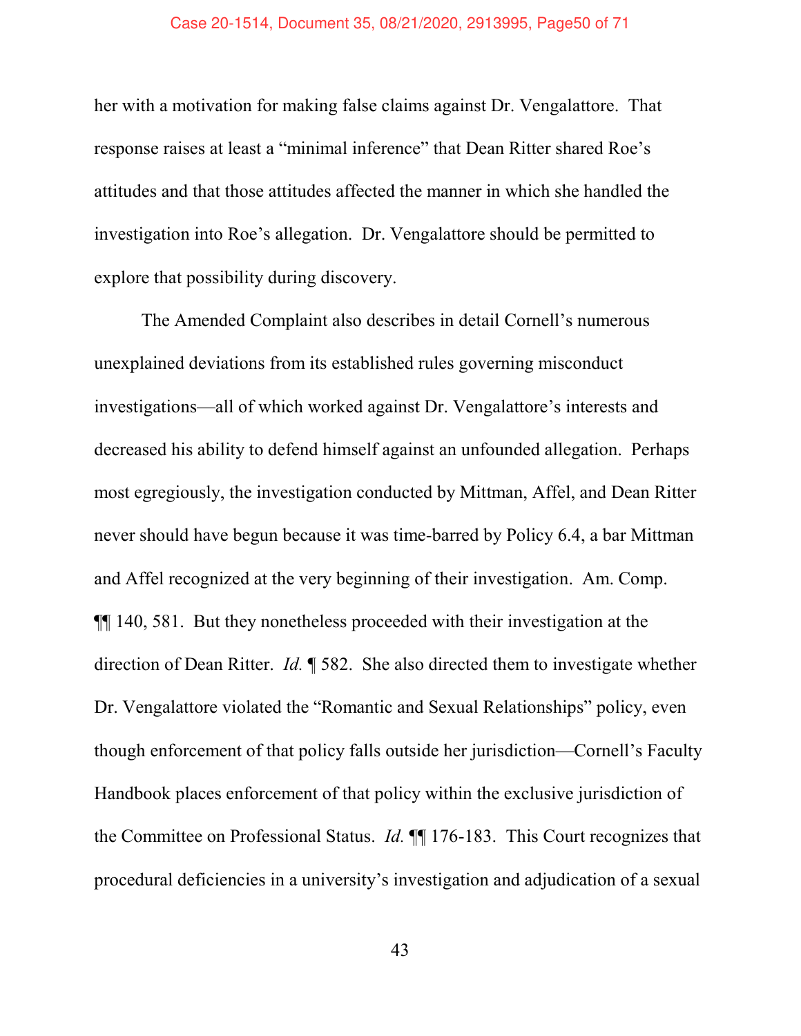her with a motivation for making false claims against Dr. Vengalattore. That response raises at least a "minimal inference" that Dean Ritter shared Roe's attitudes and that those attitudes affected the manner in which she handled the investigation into Roe's allegation. Dr. Vengalattore should be permitted to explore that possibility during discovery.

The Amended Complaint also describes in detail Cornell's numerous unexplained deviations from its established rules governing misconduct investigations—all of which worked against Dr. Vengalattore's interests and decreased his ability to defend himself against an unfounded allegation. Perhaps most egregiously, the investigation conducted by Mittman, Affel, and Dean Ritter never should have begun because it was time-barred by Policy 6.4, a bar Mittman and Affel recognized at the very beginning of their investigation. Am. Comp. ¶¶ 140, 581. But they nonetheless proceeded with their investigation at the direction of Dean Ritter. *Id.* ¶ 582. She also directed them to investigate whether Dr. Vengalattore violated the "Romantic and Sexual Relationships" policy, even though enforcement of that policy falls outside her jurisdiction—Cornell's Faculty Handbook places enforcement of that policy within the exclusive jurisdiction of the Committee on Professional Status. *Id.* ¶¶ 176-183. This Court recognizes that procedural deficiencies in a university's investigation and adjudication of a sexual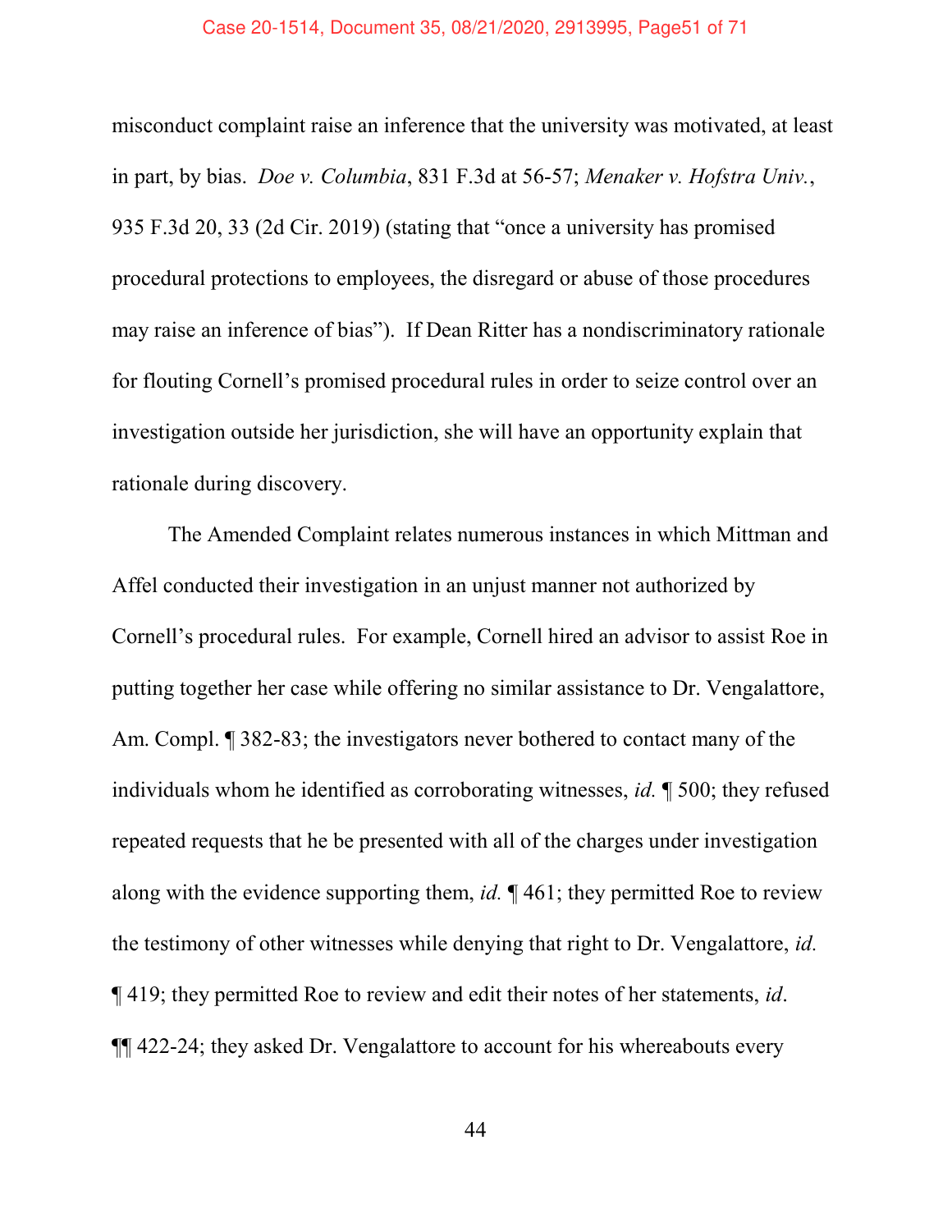misconduct complaint raise an inference that the university was motivated, at least in part, by bias. *Doe v. Columbia*, 831 F.3d at 56-57; *Menaker v. Hofstra Univ.*, 935 F.3d 20, 33 (2d Cir. 2019) (stating that "once a university has promised procedural protections to employees, the disregard or abuse of those procedures may raise an inference of bias"). If Dean Ritter has a nondiscriminatory rationale for flouting Cornell's promised procedural rules in order to seize control over an investigation outside her jurisdiction, she will have an opportunity explain that rationale during discovery.

The Amended Complaint relates numerous instances in which Mittman and Affel conducted their investigation in an unjust manner not authorized by Cornell's procedural rules. For example, Cornell hired an advisor to assist Roe in putting together her case while offering no similar assistance to Dr. Vengalattore, Am. Compl. ¶ 382-83; the investigators never bothered to contact many of the individuals whom he identified as corroborating witnesses, *id.* ¶ 500; they refused repeated requests that he be presented with all of the charges under investigation along with the evidence supporting them, *id.* ¶ 461; they permitted Roe to review the testimony of other witnesses while denying that right to Dr. Vengalattore, *id.* ¶ 419; they permitted Roe to review and edit their notes of her statements, *id*. ¶¶ 422-24; they asked Dr. Vengalattore to account for his whereabouts every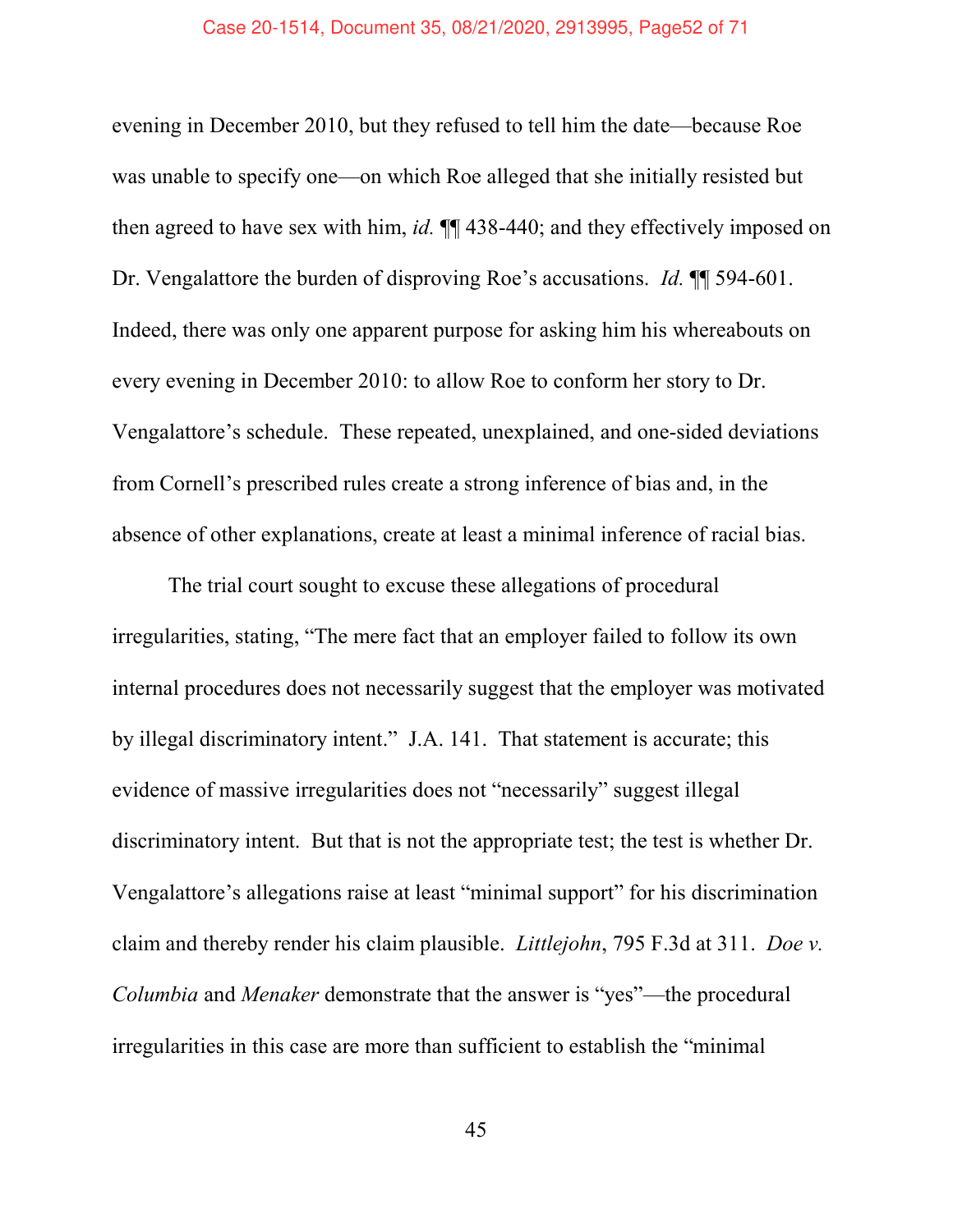evening in December 2010, but they refused to tell him the date—because Roe was unable to specify one—on which Roe alleged that she initially resisted but then agreed to have sex with him, *id.* ¶¶ 438-440; and they effectively imposed on Dr. Vengalattore the burden of disproving Roe's accusations. *Id.* ¶¶ 594-601. Indeed, there was only one apparent purpose for asking him his whereabouts on every evening in December 2010: to allow Roe to conform her story to Dr. Vengalattore's schedule. These repeated, unexplained, and one-sided deviations from Cornell's prescribed rules create a strong inference of bias and, in the absence of other explanations, create at least a minimal inference of racial bias.

The trial court sought to excuse these allegations of procedural irregularities, stating, "The mere fact that an employer failed to follow its own internal procedures does not necessarily suggest that the employer was motivated by illegal discriminatory intent." J.A. 141. That statement is accurate; this evidence of massive irregularities does not "necessarily" suggest illegal discriminatory intent. But that is not the appropriate test; the test is whether Dr. Vengalattore's allegations raise at least "minimal support" for his discrimination claim and thereby render his claim plausible. *Littlejohn*, 795 F.3d at 311. *Doe v. Columbia* and *Menaker* demonstrate that the answer is "yes"—the procedural irregularities in this case are more than sufficient to establish the "minimal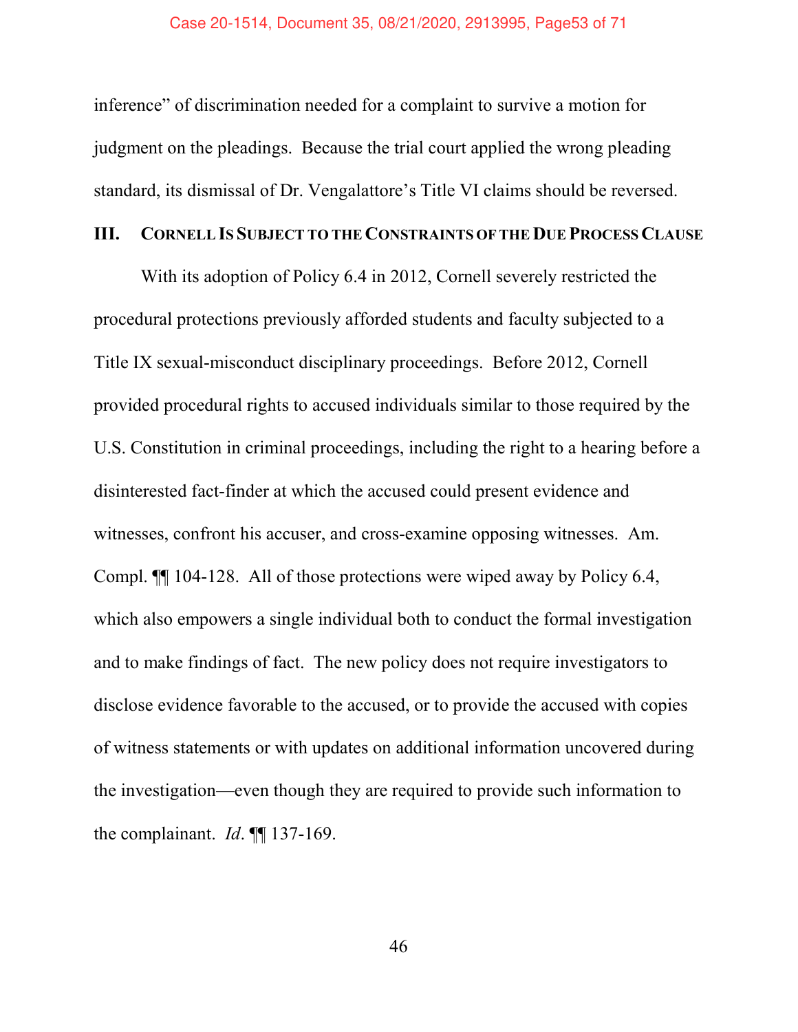inference" of discrimination needed for a complaint to survive a motion for judgment on the pleadings. Because the trial court applied the wrong pleading standard, its dismissal of Dr. Vengalattore's Title VI claims should be reversed.

## III. Cornell Is Subject to the Constraints of the Due Process Clause

With its adoption of Policy 6.4 in 2012, Cornell severely restricted the procedural protections previously afforded students and faculty subjected to a Title IX sexual-misconduct disciplinary proceedings. Before 2012, Cornell provided procedural rights to accused individuals similar to those required by the U.S. Constitution in criminal proceedings, including the right to a hearing before a disinterested fact-finder at which the accused could present evidence and witnesses, confront his accuser, and cross-examine opposing witnesses. Am. Compl. ¶¶ 104-128. All of those protections were wiped away by Policy 6.4, which also empowers a single individual both to conduct the formal investigation and to make findings of fact. The new policy does not require investigators to disclose evidence favorable to the accused, or to provide the accused with copies of witness statements or with updates on additional information uncovered during the investigation—even though they are required to provide such information to the complainant. *Id*. ¶¶ 137-169.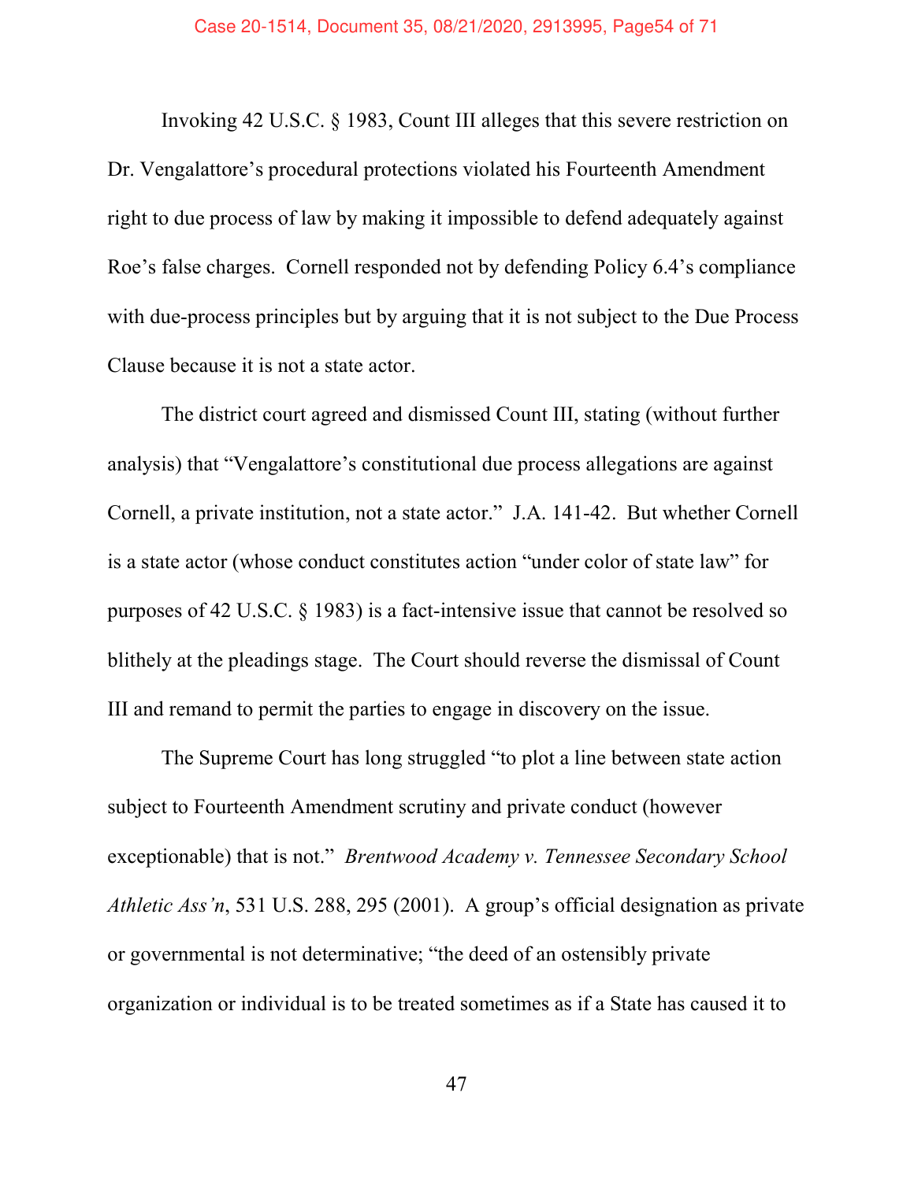Invoking 42 U.S.C. § 1983, Count III alleges that this severe restriction on Dr. Vengalattore's procedural protections violated his Fourteenth Amendment right to due process of law by making it impossible to defend adequately against Roe's false charges. Cornell responded not by defending Policy 6.4's compliance with due-process principles but by arguing that it is not subject to the Due Process Clause because it is not a state actor.

The district court agreed and dismissed Count III, stating (without further analysis) that "Vengalattore's constitutional due process allegations are against Cornell, a private institution, not a state actor." J.A. 141-42. But whether Cornell is a state actor (whose conduct constitutes action "under color of state law" for purposes of 42 U.S.C. § 1983) is a fact-intensive issue that cannot be resolved so blithely at the pleadings stage. The Court should reverse the dismissal of Count III and remand to permit the parties to engage in discovery on the issue.

The Supreme Court has long struggled "to plot a line between state action subject to Fourteenth Amendment scrutiny and private conduct (however exceptionable) that is not." *Brentwood Academy v. Tennessee Secondary School Athletic Ass'n*, 531 U.S. 288, 295 (2001). A group's official designation as private or governmental is not determinative; "the deed of an ostensibly private organization or individual is to be treated sometimes as if a State has caused it to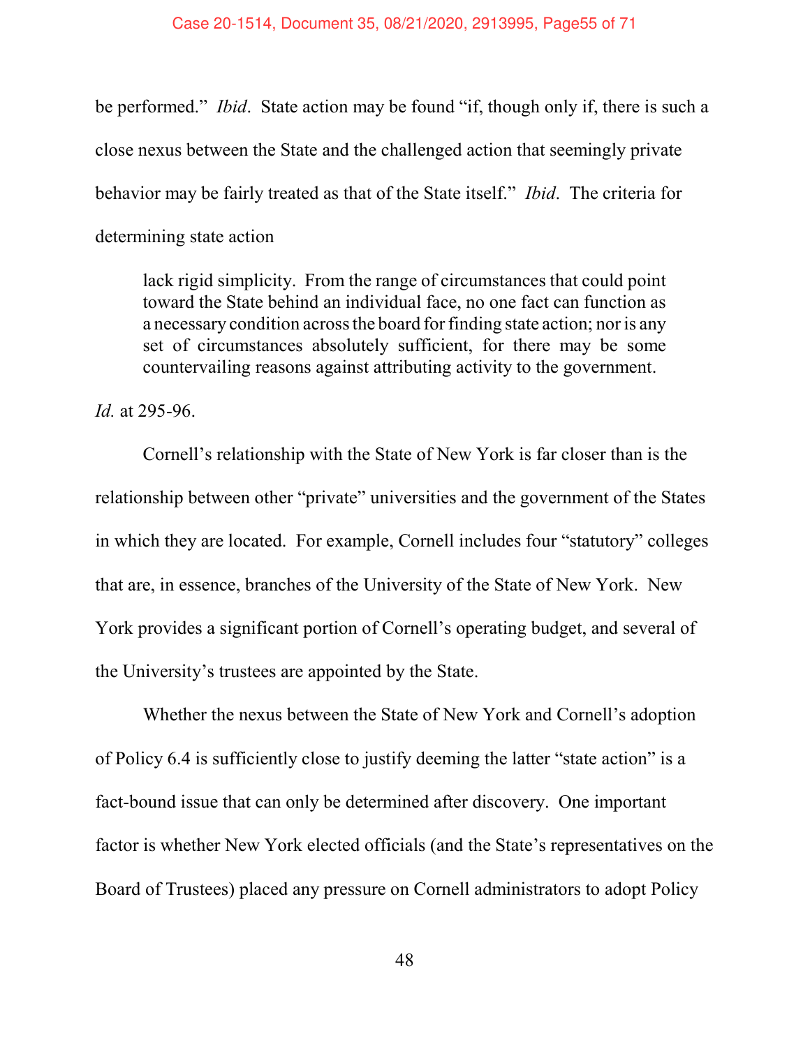be performed." *Ibid*. State action may be found "if, though only if, there is such a close nexus between the State and the challenged action that seemingly private behavior may be fairly treated as that of the State itself." *Ibid*. The criteria for determining state action

> lack rigid simplicity. From the range of circumstances that could point toward the State behind an individual face, no one fact can function as a necessary condition across the board for finding state action; nor is any set of circumstances absolutely sufficient, for there may be some countervailing reasons against attributing activity to the government.

*Id.* at 295-96.

Cornell's relationship with the State of New York is far closer than is the relationship between other "private" universities and the government of the States in which they are located. For example, Cornell includes four "statutory" colleges that are, in essence, branches of the University of the State of New York. New York provides a significant portion of Cornell's operating budget, and several of the University's trustees are appointed by the State.

Whether the nexus between the State of New York and Cornell's adoption of Policy 6.4 is sufficiently close to justify deeming the latter "state action" is a fact-bound issue that can only be determined after discovery. One important factor is whether New York elected officials (and the State's representatives on the Board of Trustees) placed any pressure on Cornell administrators to adopt Policy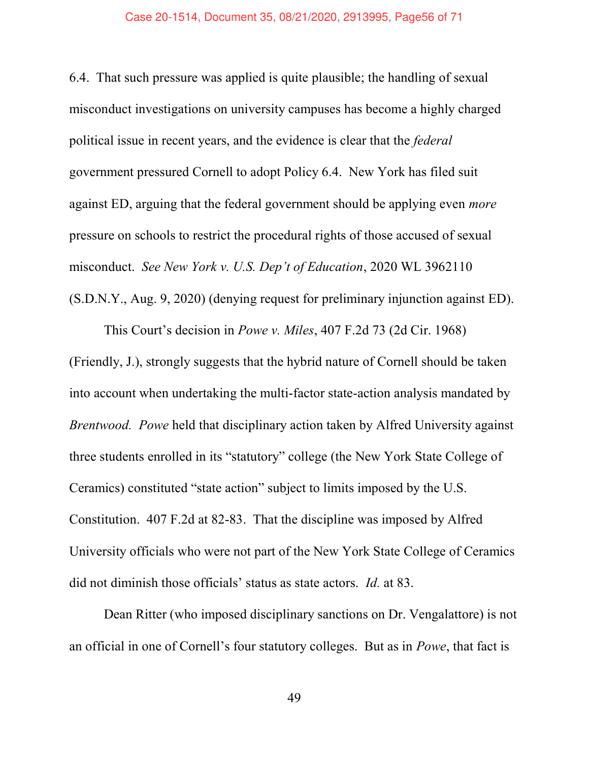6.4. That such pressure was applied is quite plausible; the handling of sexual misconduct investigations on university campuses has become a highly charged political issue in recent years, and the evidence is clear that the *federal* government pressured Cornell to adopt Policy 6.4. New York has filed suit against ED, arguing that the federal government should be applying even *more* pressure on schools to restrict the procedural rights of those accused of sexual misconduct. *See New York v. U.S. Dep't of Education*, 2020 WL 3962110 (S.D.N.Y., Aug. 9, 2020) (denying request for preliminary injunction against ED).

This Court's decision in *Powe v. Miles*, 407 F.2d 73 (2d Cir. 1968) (Friendly, J.), strongly suggests that the hybrid nature of Cornell should be taken into account when undertaking the multi-factor state-action analysis mandated by *Brentwood*. *Powe* held that disciplinary action taken by Alfred University against three students enrolled in its "statutory" college (the New York State College of Ceramics) constituted "state action" subject to limits imposed by the U.S. Constitution. 407 F.2d at 82-83. That the discipline was imposed by Alfred University officials who were not part of the New York State College of Ceramics did not diminish those officials' status as state actors. *Id.* at 83.

Dean Ritter (who imposed disciplinary sanctions on Dr. Vengalattore) is not an official in one of Cornell's four statutory colleges. But as in *Powe*, that fact is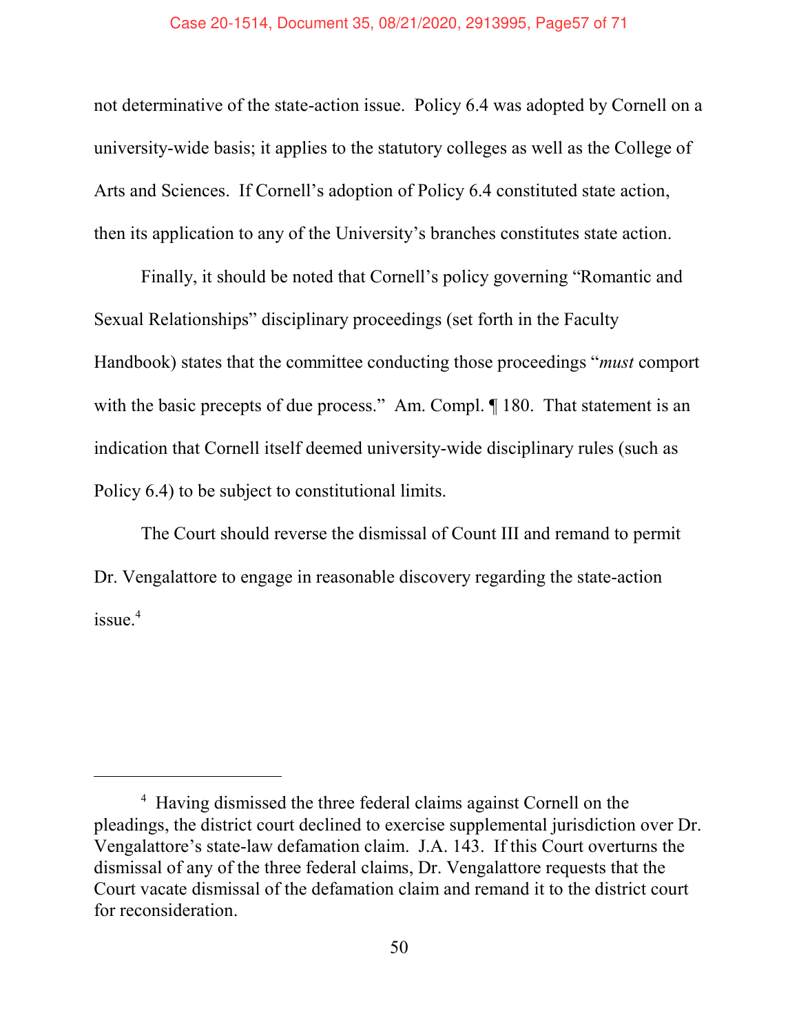not determinative of the state-action issue. Policy 6.4 was adopted by Cornell on a university-wide basis; it applies to the statutory colleges as well as the College of Arts and Sciences. If Cornell's adoption of Policy 6.4 constituted state action, then its application to any of the University's branches constitutes state action.

Finally, it should be noted that Cornell's policy governing "Romantic and Sexual Relationships" disciplinary proceedings (set forth in the Faculty Handbook) states that the committee conducting those proceedings "*must* comport with the basic precepts of due process." Am. Compl. ¶ 180. That statement is an indication that Cornell itself deemed university-wide disciplinary rules (such as Policy 6.4) to be subject to constitutional limits.

The Court should reverse the dismissal of Count III and remand to permit Dr. Vengalattore to engage in reasonable discovery regarding the state-action issue.[4]

---

[4] Having dismissed the three federal claims against Cornell on the pleadings, the district court declined to exercise supplemental jurisdiction over Dr. Vengalattore's state-law defamation claim. J.A. 143. If this Court overturns the dismissal of any of the three federal claims, Dr. Vengalattore requests that the Court vacate dismissal of the defamation claim and remand it to the district court for reconsideration.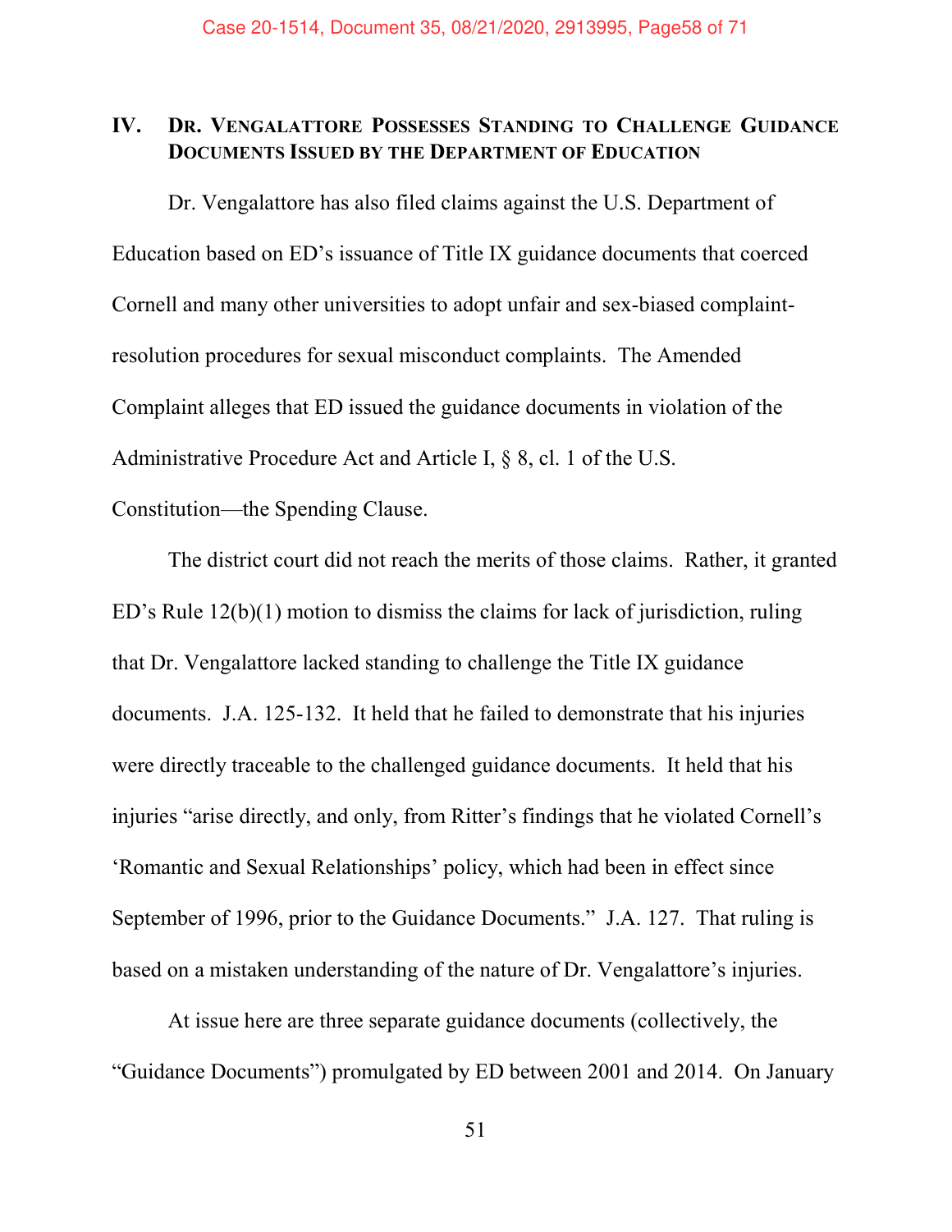## IV. Dr. Vengalattore Possesses Standing to Challenge Guidance Documents Issued by the Department of Education

Dr. Vengalattore has also filed claims against the U.S. Department of Education based on ED's issuance of Title IX guidance documents that coerced Cornell and many other universities to adopt unfair and sex-biased complaint-resolution procedures for sexual misconduct complaints. The Amended Complaint alleges that ED issued the guidance documents in violation of the Administrative Procedure Act and Article I, § 8, cl. 1 of the U.S. Constitution—the Spending Clause.

The district court did not reach the merits of those claims. Rather, it granted ED's Rule 12(b)(1) motion to dismiss the claims for lack of jurisdiction, ruling that Dr. Vengalattore lacked standing to challenge the Title IX guidance documents. J.A. 125-132. It held that he failed to demonstrate that his injuries were directly traceable to the challenged guidance documents. It held that his injuries "arise directly, and only, from Ritter's findings that he violated Cornell's 'Romantic and Sexual Relationships' policy, which had been in effect since September of 1996, prior to the Guidance Documents." J.A. 127. That ruling is based on a mistaken understanding of the nature of Dr. Vengalattore's injuries.

At issue here are three separate guidance documents (collectively, the "Guidance Documents") promulgated by ED between 2001 and 2014. On January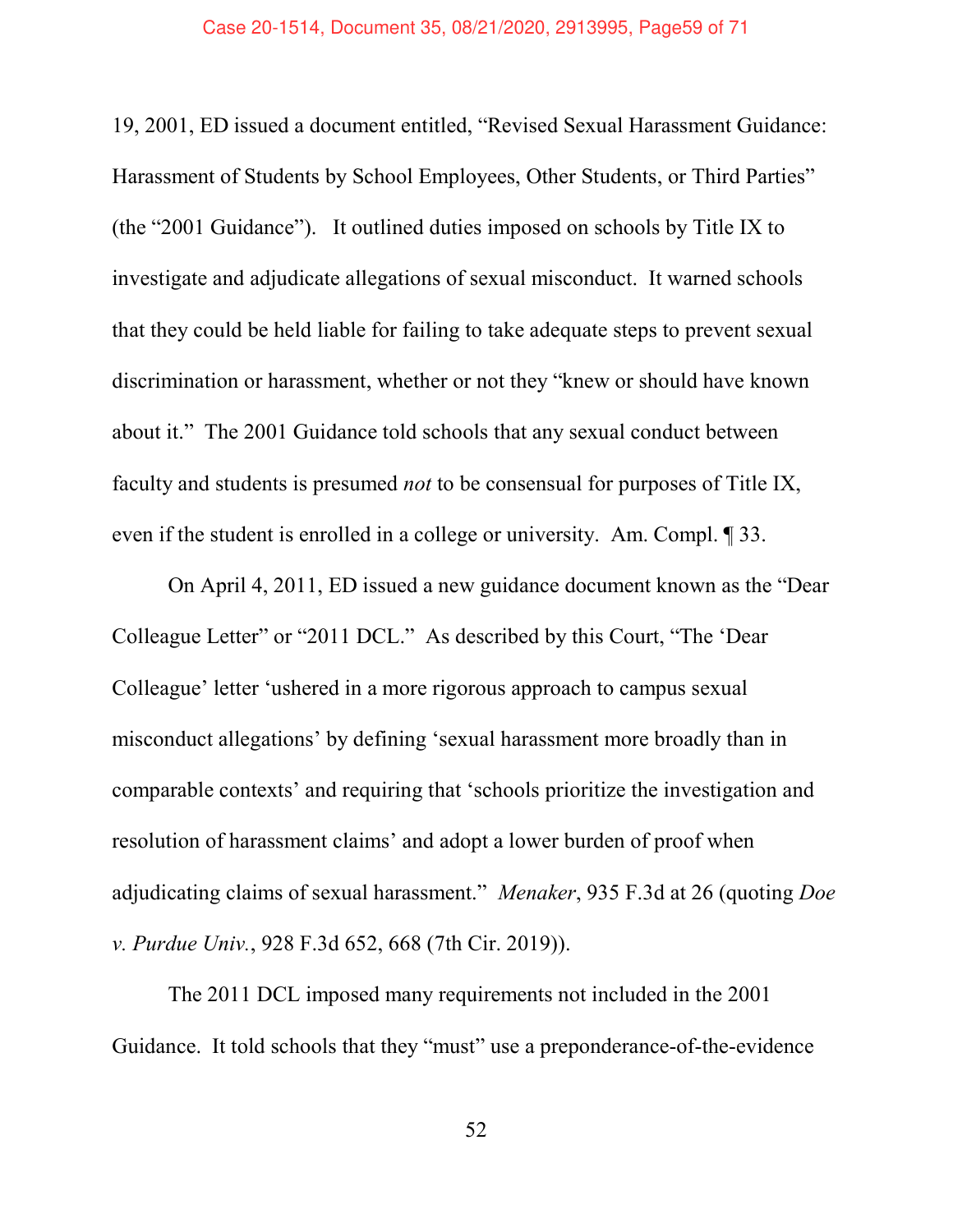19, 2001, ED issued a document entitled, "Revised Sexual Harassment Guidance: Harassment of Students by School Employees, Other Students, or Third Parties" (the "2001 Guidance"). It outlined duties imposed on schools by Title IX to investigate and adjudicate allegations of sexual misconduct. It warned schools that they could be held liable for failing to take adequate steps to prevent sexual discrimination or harassment, whether or not they "knew or should have known about it." The 2001 Guidance told schools that any sexual conduct between faculty and students is presumed *not* to be consensual for purposes of Title IX, even if the student is enrolled in a college or university. Am. Compl. ¶ 33.

On April 4, 2011, ED issued a new guidance document known as the "Dear Colleague Letter" or "2011 DCL." As described by this Court, "The 'Dear Colleague' letter 'ushered in a more rigorous approach to campus sexual misconduct allegations' by defining 'sexual harassment more broadly than in comparable contexts' and requiring that 'schools prioritize the investigation and resolution of harassment claims' and adopt a lower burden of proof when adjudicating claims of sexual harassment." *Menaker*, 935 F.3d at 26 (quoting *Doe v. Purdue Univ.*, 928 F.3d 652, 668 (7th Cir. 2019)).

The 2011 DCL imposed many requirements not included in the 2001 Guidance. It told schools that they "must" use a preponderance-of-the-evidence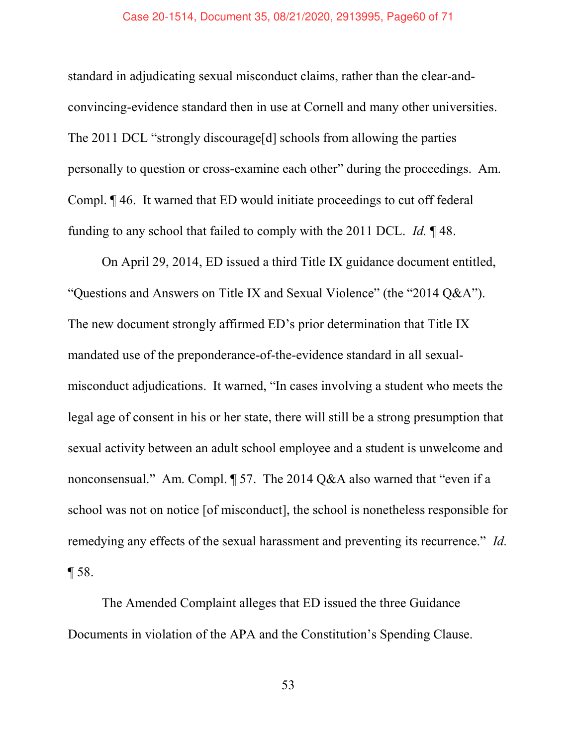standard in adjudicating sexual misconduct claims, rather than the clear-and-convincing-evidence standard then in use at Cornell and many other universities. The 2011 DCL "strongly discourage[d] schools from allowing the parties personally to question or cross-examine each other" during the proceedings. Am. Compl. ¶ 46. It warned that ED would initiate proceedings to cut off federal funding to any school that failed to comply with the 2011 DCL. *Id.* ¶ 48.

On April 29, 2014, ED issued a third Title IX guidance document entitled, "Questions and Answers on Title IX and Sexual Violence" (the "2014 Q&A"). The new document strongly affirmed ED's prior determination that Title IX mandated use of the preponderance-of-the-evidence standard in all sexual-misconduct adjudications. It warned, "In cases involving a student who meets the legal age of consent in his or her state, there will still be a strong presumption that sexual activity between an adult school employee and a student is unwelcome and nonconsensual." Am. Compl. ¶ 57. The 2014 Q&A also warned that "even if a school was not on notice [of misconduct], the school is nonetheless responsible for remedying any effects of the sexual harassment and preventing its recurrence." *Id.* ¶ 58.

The Amended Complaint alleges that ED issued the three Guidance Documents in violation of the APA and the Constitution's Spending Clause.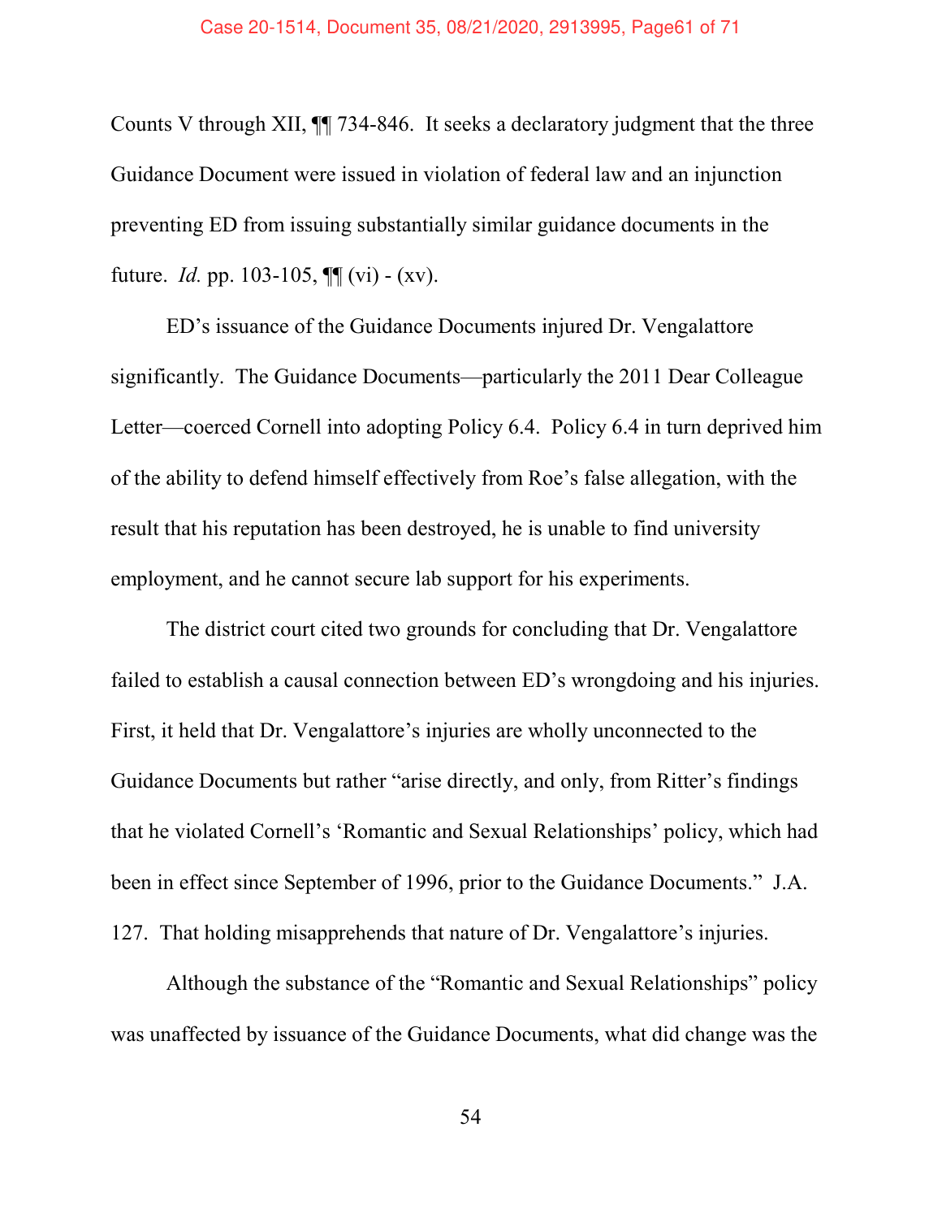Counts V through XII, ¶¶ 734-846. It seeks a declaratory judgment that the three Guidance Document were issued in violation of federal law and an injunction preventing ED from issuing substantially similar guidance documents in the future. *Id.* pp. 103-105, ¶¶ (vi) - (xv).

ED's issuance of the Guidance Documents injured Dr. Vengalattore significantly. The Guidance Documents—particularly the 2011 Dear Colleague Letter—coerced Cornell into adopting Policy 6.4. Policy 6.4 in turn deprived him of the ability to defend himself effectively from Roe's false allegation, with the result that his reputation has been destroyed, he is unable to find university employment, and he cannot secure lab support for his experiments.

The district court cited two grounds for concluding that Dr. Vengalattore failed to establish a causal connection between ED's wrongdoing and his injuries. First, it held that Dr. Vengalattore's injuries are wholly unconnected to the Guidance Documents but rather "arise directly, and only, from Ritter's findings that he violated Cornell's 'Romantic and Sexual Relationships' policy, which had been in effect since September of 1996, prior to the Guidance Documents." J.A. 127. That holding misapprehends that nature of Dr. Vengalattore's injuries.

Although the substance of the "Romantic and Sexual Relationships" policy was unaffected by issuance of the Guidance Documents, what did change was the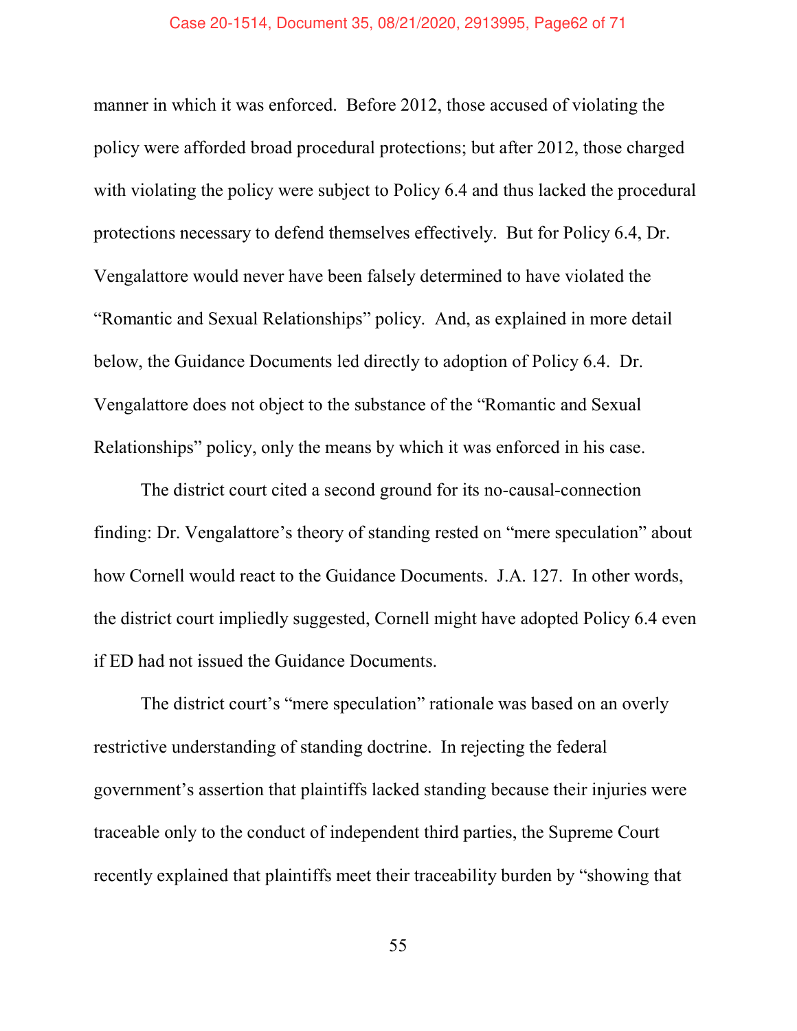manner in which it was enforced. Before 2012, those accused of violating the policy were afforded broad procedural protections; but after 2012, those charged with violating the policy were subject to Policy 6.4 and thus lacked the procedural protections necessary to defend themselves effectively. But for Policy 6.4, Dr. Vengalattore would never have been falsely determined to have violated the "Romantic and Sexual Relationships" policy. And, as explained in more detail below, the Guidance Documents led directly to adoption of Policy 6.4. Dr. Vengalattore does not object to the substance of the "Romantic and Sexual Relationships" policy, only the means by which it was enforced in his case.

The district court cited a second ground for its no-causal-connection finding: Dr. Vengalattore's theory of standing rested on "mere speculation" about how Cornell would react to the Guidance Documents. J.A. 127. In other words, the district court impliedly suggested, Cornell might have adopted Policy 6.4 even if ED had not issued the Guidance Documents.

The district court's "mere speculation" rationale was based on an overly restrictive understanding of standing doctrine. In rejecting the federal government's assertion that plaintiffs lacked standing because their injuries were traceable only to the conduct of independent third parties, the Supreme Court recently explained that plaintiffs meet their traceability burden by "showing that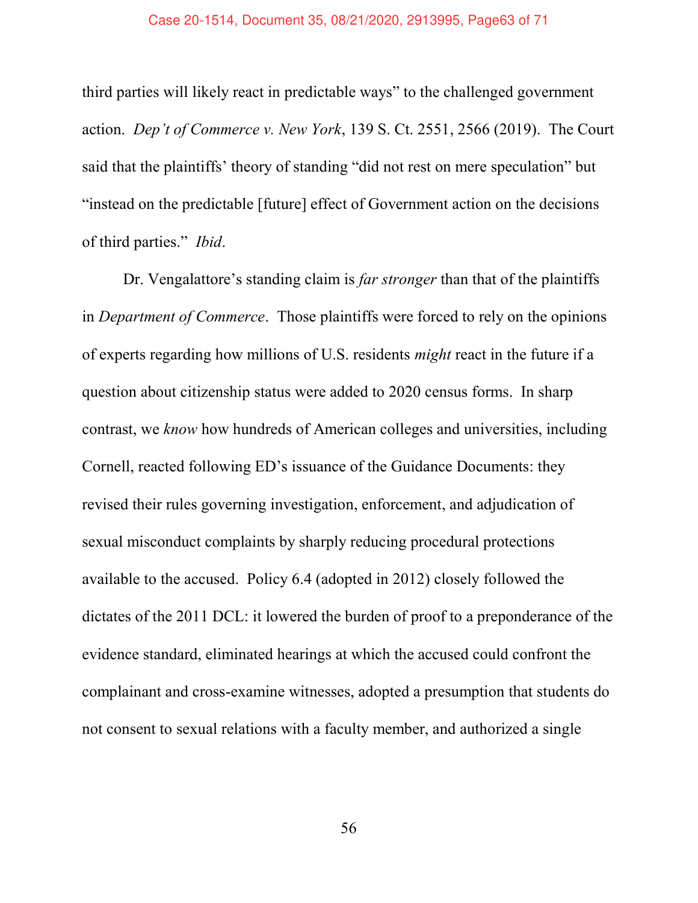third parties will likely react in predictable ways" to the challenged government action. *Dep't of Commerce v. New York*, 139 S. Ct. 2551, 2566 (2019). The Court said that the plaintiffs' theory of standing "did not rest on mere speculation" but "instead on the predictable [future] effect of Government action on the decisions of third parties." *Ibid*.

Dr. Vengalattore's standing claim is *far stronger* than that of the plaintiffs in *Department of Commerce*. Those plaintiffs were forced to rely on the opinions of experts regarding how millions of U.S. residents *might* react in the future if a question about citizenship status were added to 2020 census forms. In sharp contrast, we *know* how hundreds of American colleges and universities, including Cornell, reacted following ED's issuance of the Guidance Documents: they revised their rules governing investigation, enforcement, and adjudication of sexual misconduct complaints by sharply reducing procedural protections available to the accused. Policy 6.4 (adopted in 2012) closely followed the dictates of the 2011 DCL: it lowered the burden of proof to a preponderance of the evidence standard, eliminated hearings at which the accused could confront the complainant and cross-examine witnesses, adopted a presumption that students do not consent to sexual relations with a faculty member, and authorized a single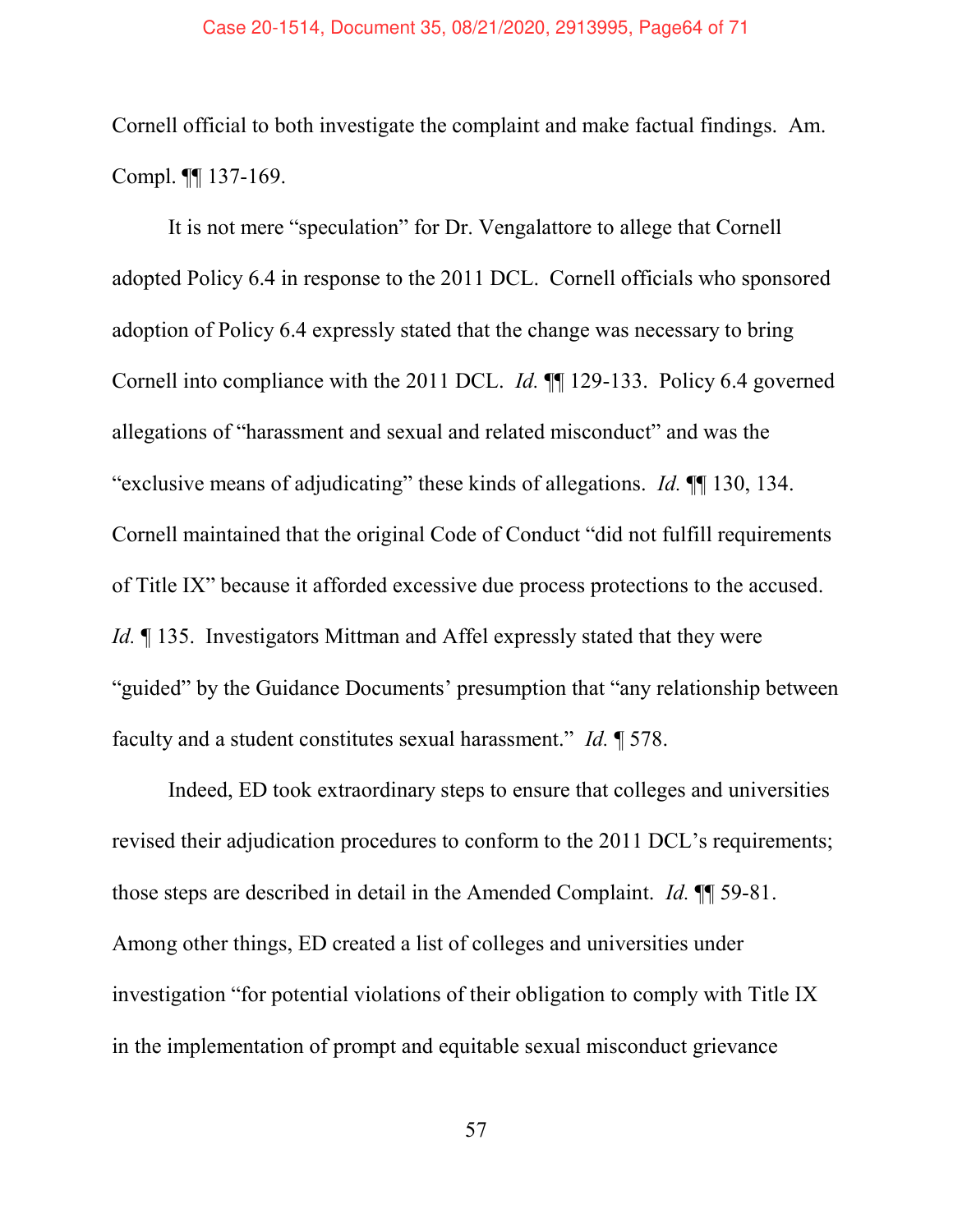Cornell official to both investigate the complaint and make factual findings. Am. Compl. ¶¶ 137-169.

It is not mere "speculation" for Dr. Vengalattore to allege that Cornell adopted Policy 6.4 in response to the 2011 DCL. Cornell officials who sponsored adoption of Policy 6.4 expressly stated that the change was necessary to bring Cornell into compliance with the 2011 DCL. *Id.* ¶¶ 129-133. Policy 6.4 governed allegations of "harassment and sexual and related misconduct" and was the "exclusive means of adjudicating" these kinds of allegations. *Id.* ¶¶ 130, 134. Cornell maintained that the original Code of Conduct "did not fulfill requirements of Title IX" because it afforded excessive due process protections to the accused. *Id.* ¶ 135. Investigators Mittman and Affel expressly stated that they were "guided" by the Guidance Documents' presumption that "any relationship between faculty and a student constitutes sexual harassment." *Id.* ¶ 578.

Indeed, ED took extraordinary steps to ensure that colleges and universities revised their adjudication procedures to conform to the 2011 DCL's requirements; those steps are described in detail in the Amended Complaint. *Id.* ¶¶ 59-81. Among other things, ED created a list of colleges and universities under investigation "for potential violations of their obligation to comply with Title IX in the implementation of prompt and equitable sexual misconduct grievance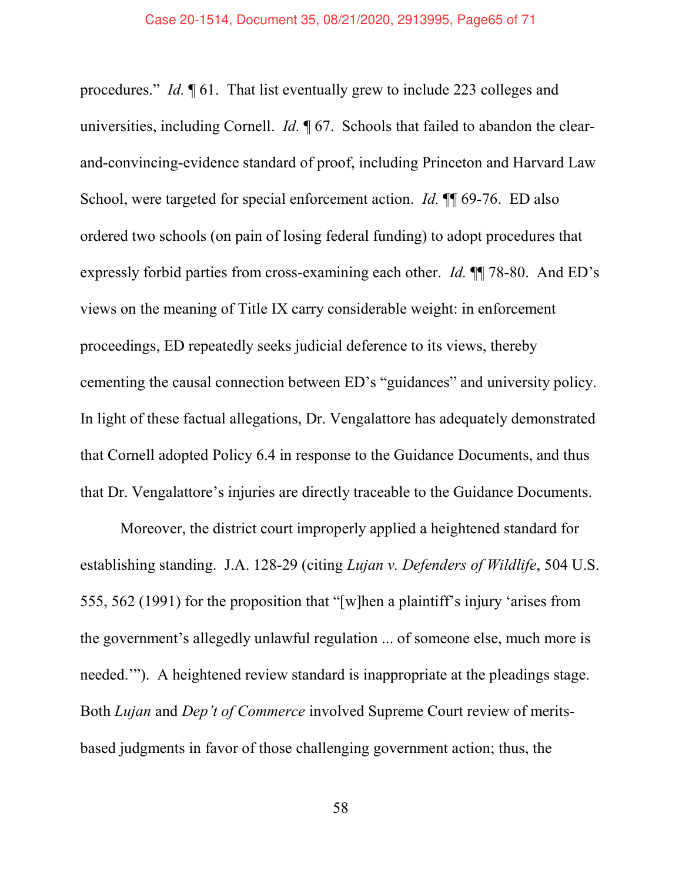procedures." *Id.* ¶ 61. That list eventually grew to include 223 colleges and universities, including Cornell. *Id.* ¶ 67. Schools that failed to abandon the clear-and-convincing-evidence standard of proof, including Princeton and Harvard Law School, were targeted for special enforcement action. *Id.* ¶¶ 69-76. ED also ordered two schools (on pain of losing federal funding) to adopt procedures that expressly forbid parties from cross-examining each other. *Id.* ¶¶ 78-80. And ED's views on the meaning of Title IX carry considerable weight: in enforcement proceedings, ED repeatedly seeks judicial deference to its views, thereby cementing the causal connection between ED's "guidances" and university policy. In light of these factual allegations, Dr. Vengalattore has adequately demonstrated that Cornell adopted Policy 6.4 in response to the Guidance Documents, and thus that Dr. Vengalattore's injuries are directly traceable to the Guidance Documents.

Moreover, the district court improperly applied a heightened standard for establishing standing. J.A. 128-29 (citing *Lujan v. Defenders of Wildlife*, 504 U.S. 555, 562 (1991) for the proposition that "[w]hen a plaintiff's injury 'arises from the government's allegedly unlawful regulation ... of someone else, much more is needed.'"). A heightened review standard is inappropriate at the pleadings stage. Both *Lujan* and *Dep't of Commerce* involved Supreme Court review of merits-based judgments in favor of those challenging government action; thus, the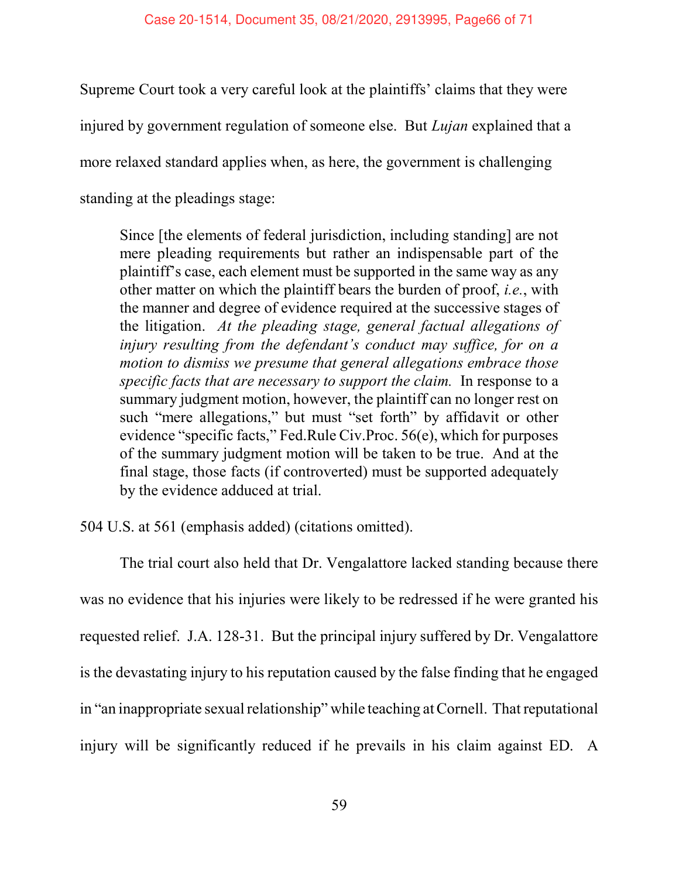Supreme Court took a very careful look at the plaintiffs' claims that they were injured by government regulation of someone else. But *Lujan* explained that a more relaxed standard applies when, as here, the government is challenging standing at the pleadings stage:

> Since [the elements of federal jurisdiction, including standing] are not mere pleading requirements but rather an indispensable part of the plaintiff's case, each element must be supported in the same way as any other matter on which the plaintiff bears the burden of proof, *i.e.*, with the manner and degree of evidence required at the successive stages of the litigation. *At the pleading stage, general factual allegations of injury resulting from the defendant's conduct may suffice, for on a motion to dismiss we presume that general allegations embrace those specific facts that are necessary to support the claim.* In response to a summary judgment motion, however, the plaintiff can no longer rest on such "mere allegations," but must "set forth" by affidavit or other evidence "specific facts," Fed.Rule Civ.Proc. 56(e), which for purposes of the summary judgment motion will be taken to be true. And at the final stage, those facts (if controverted) must be supported adequately by the evidence adduced at trial.

504 U.S. at 561 (emphasis added) (citations omitted).

The trial court also held that Dr. Vengalattore lacked standing because there was no evidence that his injuries were likely to be redressed if he were granted his requested relief. J.A. 128-31. But the principal injury suffered by Dr. Vengalattore is the devastating injury to his reputation caused by the false finding that he engaged in "an inappropriate sexual relationship" while teaching at Cornell. That reputational injury will be significantly reduced if he prevails in his claim against ED. A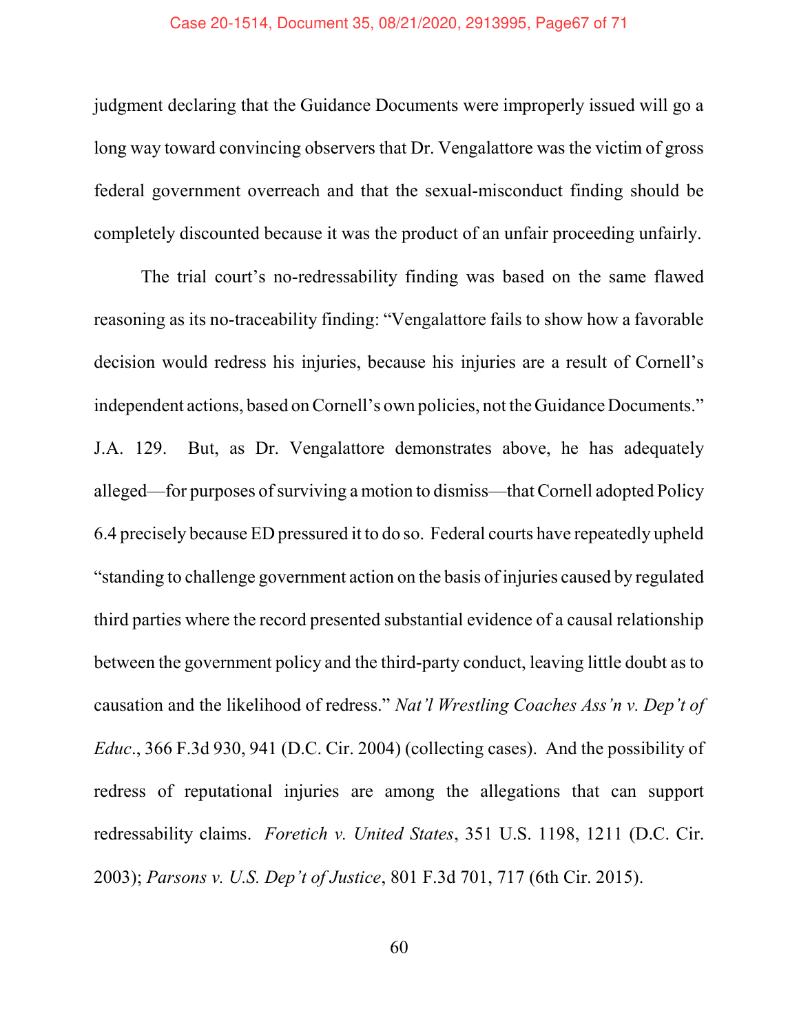judgment declaring that the Guidance Documents were improperly issued will go a long way toward convincing observers that Dr. Vengalattore was the victim of gross federal government overreach and that the sexual-misconduct finding should be completely discounted because it was the product of an unfair proceeding unfairly.

The trial court's no-redressability finding was based on the same flawed reasoning as its no-traceability finding: "Vengalattore fails to show how a favorable decision would redress his injuries, because his injuries are a result of Cornell's independent actions, based on Cornell's own policies, not the Guidance Documents." J.A. 129. But, as Dr. Vengalattore demonstrates above, he has adequately alleged—for purposes of surviving a motion to dismiss—that Cornell adopted Policy 6.4 precisely because ED pressured it to do so. Federal courts have repeatedly upheld "standing to challenge government action on the basis of injuries caused by regulated third parties where the record presented substantial evidence of a causal relationship between the government policy and the third-party conduct, leaving little doubt as to causation and the likelihood of redress." *Nat'l Wrestling Coaches Ass'n v. Dep't of Educ.*, 366 F.3d 930, 941 (D.C. Cir. 2004) (collecting cases). And the possibility of redress of reputational injuries are among the allegations that can support redressability claims. *Foretich v. United States*, 351 U.S. 1198, 1211 (D.C. Cir. 2003); *Parsons v. U.S. Dep't of Justice*, 801 F.3d 701, 717 (6th Cir. 2015).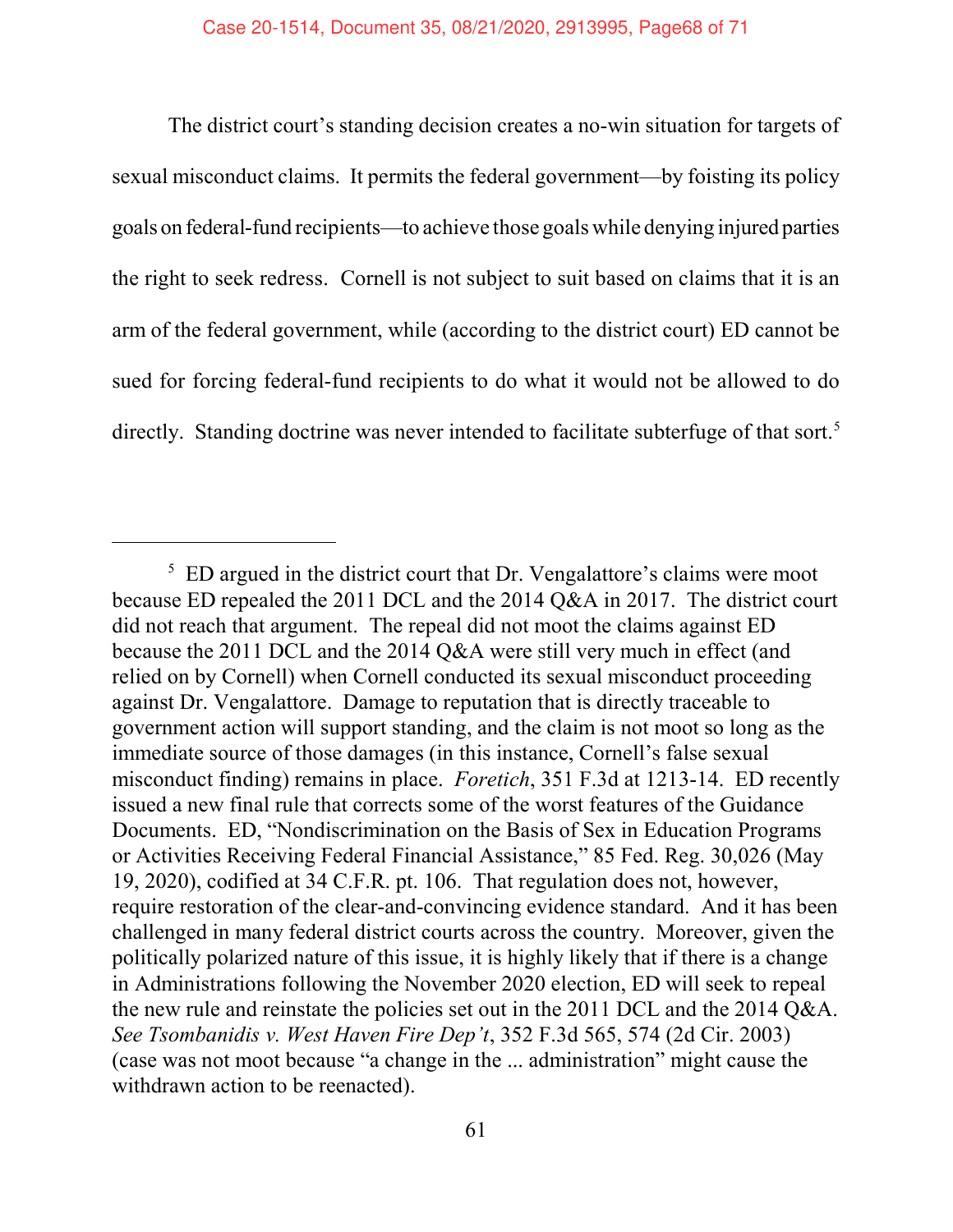The district court's standing decision creates a no-win situation for targets of sexual misconduct claims. It permits the federal government—by foisting its policy goals on federal-fund recipients—to achieve those goals while denying injured parties the right to seek redress. Cornell is not subject to suit based on claims that it is an arm of the federal government, while (according to the district court) ED cannot be sued for forcing federal-fund recipients to do what it would not be allowed to do directly. Standing doctrine was never intended to facilitate subterfuge of that sort.[5]

---

[5] ED argued in the district court that Dr. Vengalattore's claims were moot because ED repealed the 2011 DCL and the 2014 Q&A in 2017. The district court did not reach that argument. The repeal did not moot the claims against ED because the 2011 DCL and the 2014 Q&A were still very much in effect (and relied on by Cornell) when Cornell conducted its sexual misconduct proceeding against Dr. Vengalattore. Damage to reputation that is directly traceable to government action will support standing, and the claim is not moot so long as the immediate source of those damages (in this instance, Cornell's false sexual misconduct finding) remains in place. *Foretich*, 351 F.3d at 1213-14. ED recently issued a new final rule that corrects some of the worst features of the Guidance Documents. ED, "Nondiscrimination on the Basis of Sex in Education Programs or Activities Receiving Federal Financial Assistance," 85 Fed. Reg. 30,026 (May 19, 2020), codified at 34 C.F.R. pt. 106. That regulation does not, however, require restoration of the clear-and-convincing evidence standard. And it has been challenged in many federal district courts across the country. Moreover, given the politically polarized nature of this issue, it is highly likely that if there is a change in Administrations following the November 2020 election, ED will seek to repeal the new rule and reinstate the policies set out in the 2011 DCL and the 2014 Q&A. *See Tsombanidis v. West Haven Fire Dep't*, 352 F.3d 565, 574 (2d Cir. 2003) (case was not moot because "a change in the ... administration" might cause the withdrawn action to be reenacted).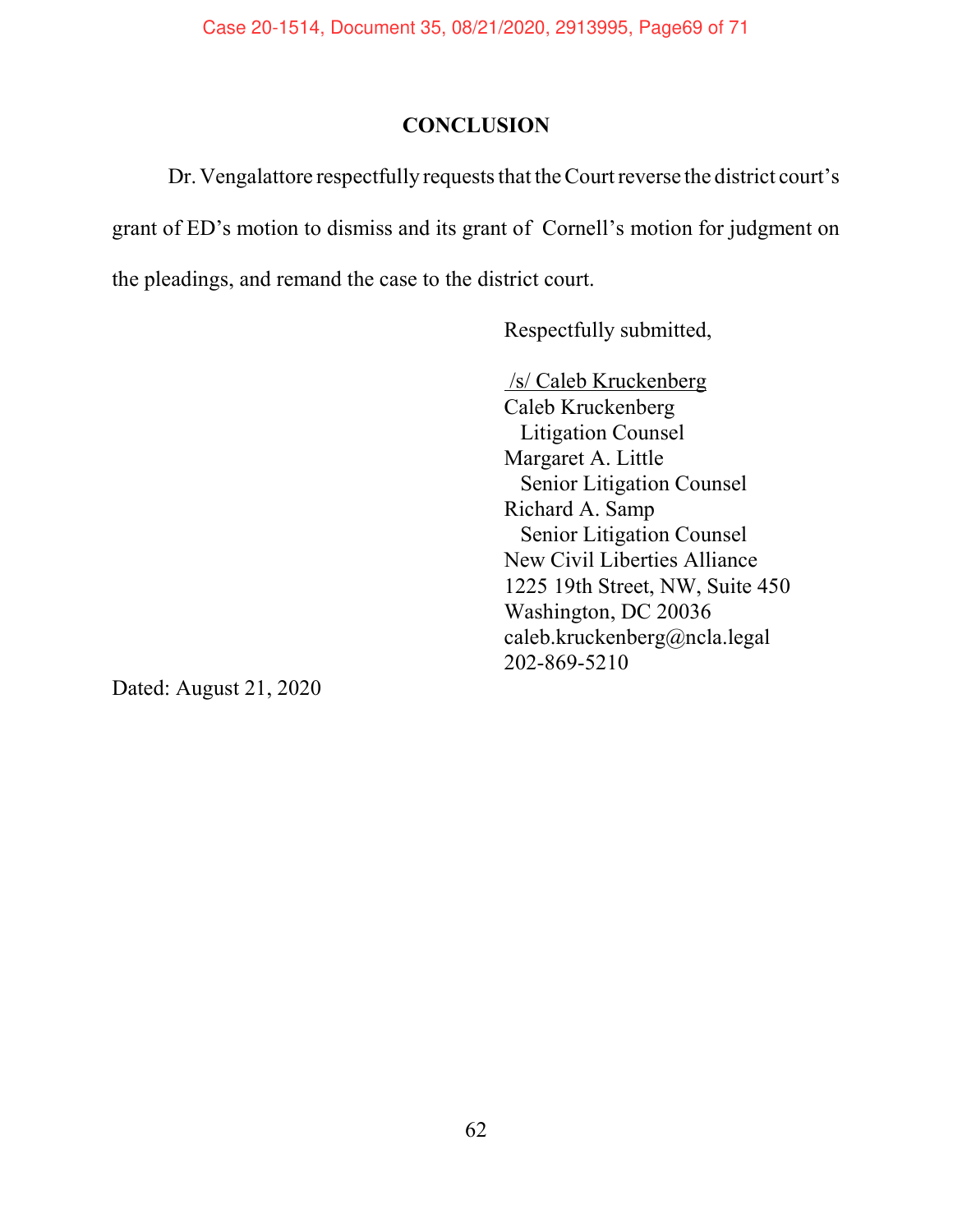## CONCLUSION

Dr. Vengalattore respectfully requests that the Court reverse the district court's grant of ED's motion to dismiss and its grant of Cornell's motion for judgment on the pleadings, and remand the case to the district court.

Respectfully submitted,

/s/ Caleb Kruckenberg
Caleb Kruckenberg
  Litigation Counsel
Margaret A. Little
  Senior Litigation Counsel
Richard A. Samp
  Senior Litigation Counsel
New Civil Liberties Alliance
1225 19th Street, NW, Suite 450
Washington, DC 20036
caleb.kruckenberg@ncla.legal
202-869-5210

Dated: August 21, 2020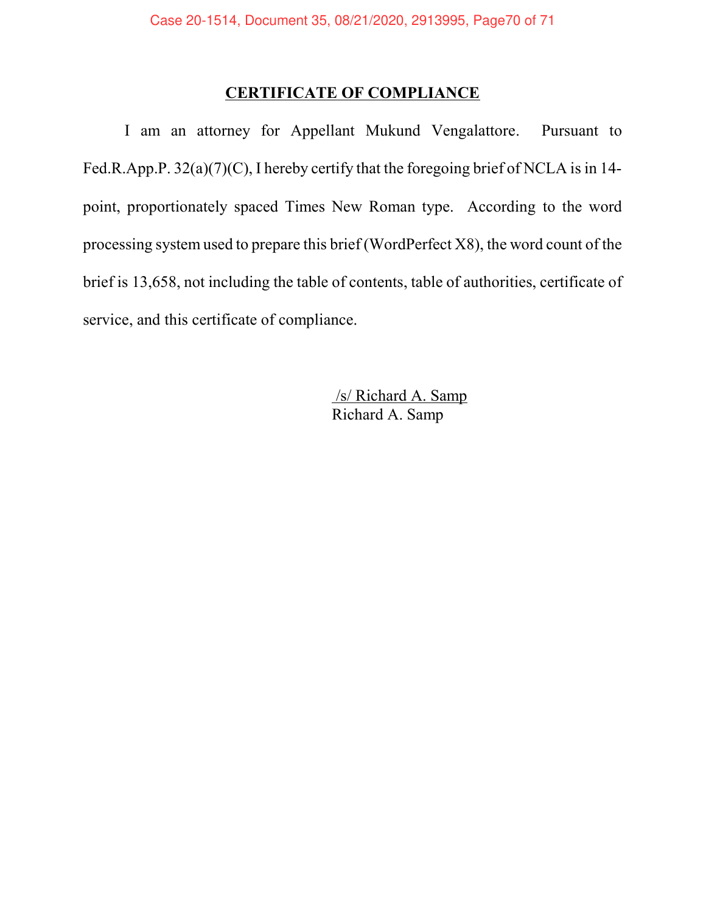## CERTIFICATE OF COMPLIANCE

I am an attorney for Appellant Mukund Vengalattore. Pursuant to Fed.R.App.P. 32(a)(7)(C), I hereby certify that the foregoing brief of NCLA is in 14-point, proportionately spaced Times New Roman type. According to the word processing system used to prepare this brief (WordPerfect X8), the word count of the brief is 13,658, not including the table of contents, table of authorities, certificate of service, and this certificate of compliance.

/s/ Richard A. Samp
Richard A. Samp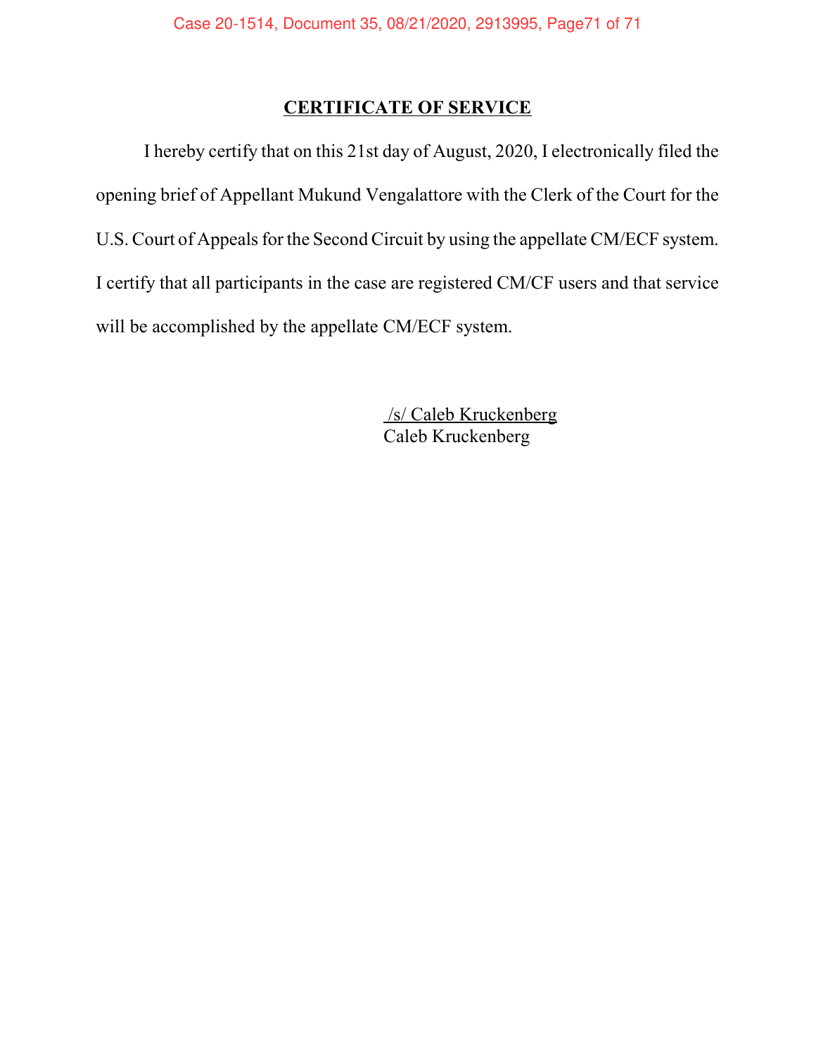## CERTIFICATE OF SERVICE

I hereby certify that on this 21st day of August, 2020, I electronically filed the opening brief of Appellant Mukund Vengalattore with the Clerk of the Court for the U.S. Court of Appeals for the Second Circuit by using the appellate CM/ECF system. I certify that all participants in the case are registered CM/CF users and that service will be accomplished by the appellate CM/ECF system.

/s/ Caleb Kruckenberg
Caleb Kruckenberg